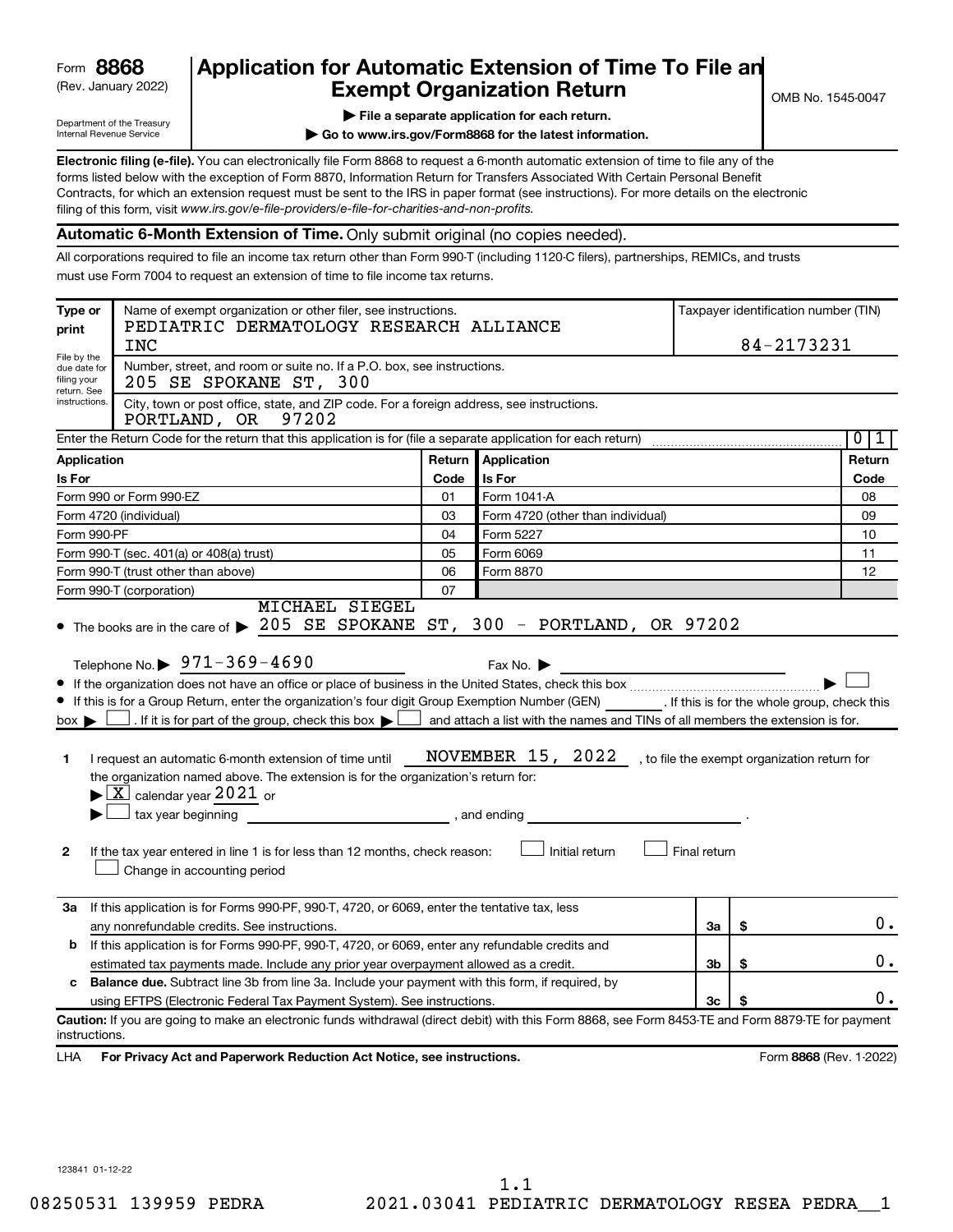Form **8868**
(Rev. January 2022)

Department of the Treasury
Internal Revenue Service

# Application for Automatic Extension of Time To File an Exempt Organization Return

▶ **File a separate application for each return.**

▶ **Go to www.irs.gov/Form8868 for the latest information.**

OMB No. 1545-0047

**Electronic filing (e-file).** You can electronically file Form 8868 to request a 6-month automatic extension of time to file any of the forms listed below with the exception of Form 8870, Information Return for Transfers Associated With Certain Personal Benefit Contracts, for which an extension request must be sent to the IRS in paper format (see instructions). For more details on the electronic filing of this form, visit *www.irs.gov/e-file-providers/e-file-for-charities-and-non-profits.*

## Automatic 6-Month Extension of Time. Only submit original (no copies needed).

All corporations required to file an income tax return other than Form 990-T (including 1120-C filers), partnerships, REMICs, and trusts must use Form 7004 to request an extension of time to file income tax returns.

**Type or print**

File by the due date for filing your return. See instructions.

Name of exempt organization or other filer, see instructions.
PEDIATRIC DERMATOLOGY RESEARCH ALLIANCE INC

Taxpayer identification number (TIN)
84-2173231

Number, street, and room or suite no. If a P.O. box, see instructions.
205 SE SPOKANE ST, 300

City, town or post office, state, and ZIP code. For a foreign address, see instructions.
PORTLAND, OR 97202

Enter the Return Code for the return that this application is for (file a separate application for each return) ..... 0 1

| Application Is For | Return Code | Application Is For | Return Code |
|---|---|---|---|
| Form 990 or Form 990-EZ | 01 | Form 1041-A | 08 |
| Form 4720 (individual) | 03 | Form 4720 (other than individual) | 09 |
| Form 990-PF | 04 | Form 5227 | 10 |
| Form 990-T (sec. 401(a) or 408(a) trust) | 05 | Form 6069 | 11 |
| Form 990-T (trust other than above) | 06 | Form 8870 | 12 |
| Form 990-T (corporation) | 07 | | |

- The books are in the care of ▶ MICHAEL SIEGEL
  205 SE SPOKANE ST, 300 - PORTLAND, OR 97202

  Telephone No. ▶ 971-369-4690    Fax No. ▶

- If the organization does not have an office or place of business in the United States, check this box ..... ▶ ☐
- If this is for a Group Return, enter the organization's four digit Group Exemption Number (GEN) ______ . If this is for the whole group, check this box ▶ ☐ . If it is for part of the group, check this box ▶ ☐ and attach a list with the names and TINs of all members the extension is for.

**1** I request an automatic 6-month extension of time until NOVEMBER 15, 2022 , to file the exempt organization return for the organization named above. The extension is for the organization's return for:

▶ ☒ calendar year 2021 or

▶ ☐ tax year beginning ______________ , and ending ______________ .

**2** If the tax year entered in line 1 is for less than 12 months, check reason: ☐ Initial return ☐ Final return
☐ Change in accounting period

| | | | |
|---|---|---|---|
| **3a** | If this application is for Forms 990-PF, 990-T, 4720, or 6069, enter the tentative tax, less any nonrefundable credits. See instructions. | **3a** | $ 0. |
| **b** | If this application is for Forms 990-PF, 990-T, 4720, or 6069, enter any refundable credits and estimated tax payments made. Include any prior year overpayment allowed as a credit. | **3b** | $ 0. |
| **c** | **Balance due.** Subtract line 3b from line 3a. Include your payment with this form, if required, by using EFTPS (Electronic Federal Tax Payment System). See instructions. | **3c** | $ 0. |

**Caution:** If you are going to make an electronic funds withdrawal (direct debit) with this Form 8868, see Form 8453-TE and Form 8879-TE for payment instructions.

LHA **For Privacy Act and Paperwork Reduction Act Notice, see instructions.** Form **8868** (Rev. 1-2022)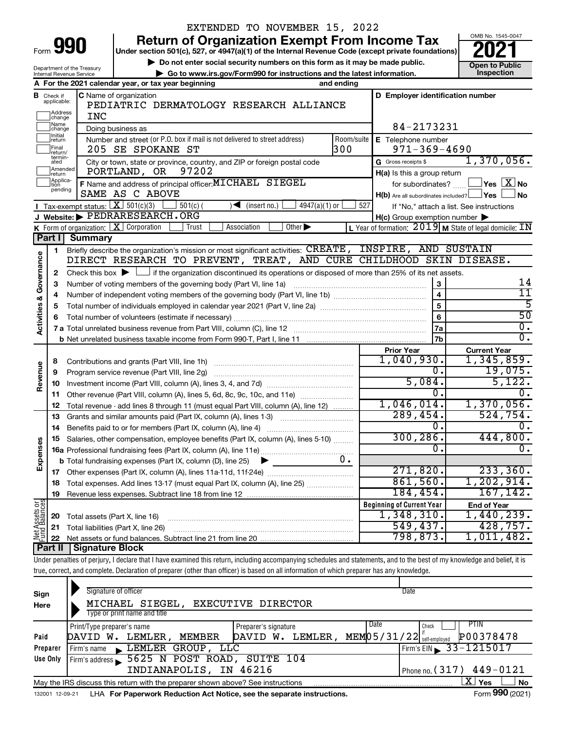EXTENDED TO NOVEMBER 15, 2022

# Form 990 — Return of Organization Exempt From Income Tax — 2021

Under section 501(c), 527, or 4947(a)(1) of the Internal Revenue Code (except private foundations)

▶ Do not enter social security numbers on this form as it may be made public.

▶ Go to www.irs.gov/Form990 for instructions and the latest information.

Department of the Treasury, Internal Revenue Service

OMB No. 1545-0047 — Open to Public Inspection

**A** For the 2021 calendar year, or tax year beginning ____ and ending ____

**B** Check if applicable: Address change, Name change, Initial return, Final return/terminated, Amended return, Application pending

**C** Name of organization: PEDIATRIC DERMATOLOGY RESEARCH ALLIANCE INC

Doing business as

Number and street (or P.O. box if mail is not delivered to street address): 205 SE SPOKANE ST — Room/suite: 300

City or town, state or province, country, and ZIP or foreign postal code: PORTLAND, OR 97202

**D** Employer identification number: 84-2173231

**E** Telephone number: 971-369-4690

**G** Gross receipts $ 1,370,056.

**F** Name and address of principal officer: MICHAEL SIEGEL, SAME AS C ABOVE

**H(a)** Is this a group return for subordinates? ☐ Yes ☒ No

**H(b)** Are all subordinates included? ☐ Yes ☐ No — If "No," attach a list. See instructions

**H(c)** Group exemption number ▶

**I** Tax-exempt status: ☒ 501(c)(3) ☐ 501(c) ( ) ◀ (insert no.) ☐ 4947(a)(1) or ☐ 527

**J** Website: ▶ PEDRARESEARCH.ORG

**K** Form of organization: ☒ Corporation ☐ Trust ☐ Association ☐ Other ▶

**L** Year of formation: 2019 **M** State of legal domicile: IN

## Part I Summary

**Activities & Governance**

1. Briefly describe the organization's mission or most significant activities: CREATE, INSPIRE, AND SUSTAIN DIRECT RESEARCH TO PREVENT, TREAT, AND CURE CHILDHOOD SKIN DISEASE.
2. Check this box ▶ ☐ if the organization discontinued its operations or disposed of more than 25% of its net assets.

| Line | Description | | Value |
|---|---|---|---|
| 3 | Number of voting members of the governing body (Part VI, line 1a) | 3 | 14 |
| 4 | Number of independent voting members of the governing body (Part VI, line 1b) | 4 | 11 |
| 5 | Total number of individuals employed in calendar year 2021 (Part V, line 2a) | 5 | 5 |
| 6 | Total number of volunteers (estimate if necessary) | 6 | 50 |
| 7a | Total unrelated business revenue from Part VIII, column (C), line 12 | 7a | 0. |
| 7b | Net unrelated business taxable income from Form 990-T, Part I, line 11 | 7b | 0. |

| Line | Description | Prior Year | Current Year |
|---|---|---|---|
| **Revenue** | | | |
| 8 | Contributions and grants (Part VIII, line 1h) | 1,040,930. | 1,345,859. |
| 9 | Program service revenue (Part VIII, line 2g) | 0. | 19,075. |
| 10 | Investment income (Part VIII, column (A), lines 3, 4, and 7d) | 5,084. | 5,122. |
| 11 | Other revenue (Part VIII, column (A), lines 5, 6d, 8c, 9c, 10c, and 11e) | 0. | 0. |
| 12 | Total revenue - add lines 8 through 11 (must equal Part VIII, column (A), line 12) | 1,046,014. | 1,370,056. |
| **Expenses** | | | |
| 13 | Grants and similar amounts paid (Part IX, column (A), lines 1-3) | 289,454. | 524,754. |
| 14 | Benefits paid to or for members (Part IX, column (A), line 4) | 0. | 0. |
| 15 | Salaries, other compensation, employee benefits (Part IX, column (A), lines 5-10) | 300,286. | 444,800. |
| 16a | Professional fundraising fees (Part IX, column (A), line 11e) | 0. | 0. |
| b | Total fundraising expenses (Part IX, column (D), line 25) ▶ 0. | | |
| 17 | Other expenses (Part IX, column (A), lines 11a-11d, 11f-24e) | 271,820. | 233,360. |
| 18 | Total expenses. Add lines 13-17 (must equal Part IX, column (A), line 25) | 861,560. | 1,202,914. |
| 19 | Revenue less expenses. Subtract line 18 from line 12 | 184,454. | 167,142. |

| Line | Net Assets or Fund Balances | Beginning of Current Year | End of Year |
|---|---|---|---|
| 20 | Total assets (Part X, line 16) | 1,348,310. | 1,440,239. |
| 21 | Total liabilities (Part X, line 26) | 549,437. | 428,757. |
| 22 | Net assets or fund balances. Subtract line 21 from line 20 | 798,873. | 1,011,482. |

## Part II Signature Block

Under penalties of perjury, I declare that I have examined this return, including accompanying schedules and statements, and to the best of my knowledge and belief, it is true, correct, and complete. Declaration of preparer (other than officer) is based on all information of which preparer has any knowledge.

**Sign Here**

Signature of officer — Date

MICHAEL SIEGEL, EXECUTIVE DIRECTOR
Type or print name and title

**Paid Preparer Use Only**

| Print/Type preparer's name | Preparer's signature | Date | Check if self-employed | PTIN |
|---|---|---|---|---|
| DAVID W. LEMLER, MEMBER | DAVID W. LEMLER, MEM | 05/31/22 | ☐ | P00378478 |

Firm's name ▶ LEMLER GROUP, LLC — Firm's EIN ▶ 33-1215017

Firm's address ▶ 5625 N POST ROAD, SUITE 104, INDIANAPOLIS, IN 46216 — Phone no. (317) 449-0121

May the IRS discuss this return with the preparer shown above? See instructions ☒ Yes ☐ No

132001 12-09-21 LHA For Paperwork Reduction Act Notice, see the separate instructions. Form 990 (2021)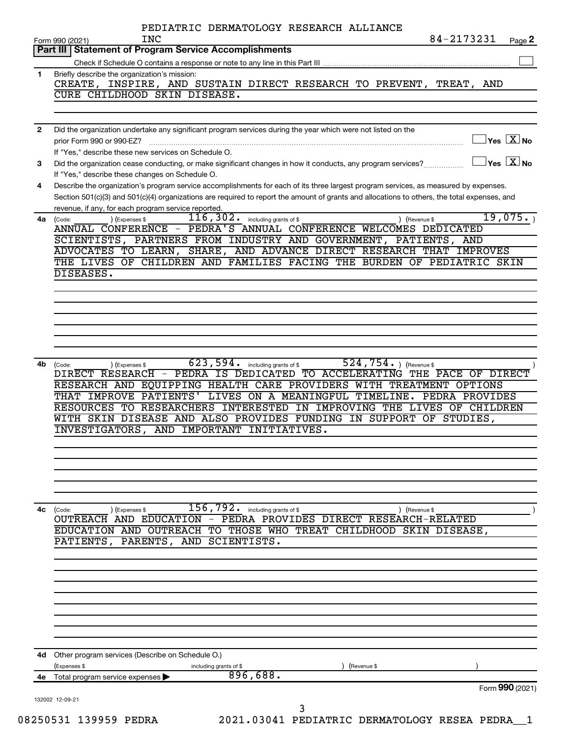PEDIATRIC DERMATOLOGY RESEARCH ALLIANCE INC

Form 990 (2021) 84-2173231 Page 2

## Part III Statement of Program Service Accomplishments

Check if Schedule O contains a response or note to any line in this Part III ☐

**1** Briefly describe the organization's mission:

CREATE, INSPIRE, AND SUSTAIN DIRECT RESEARCH TO PREVENT, TREAT, AND CURE CHILDHOOD SKIN DISEASE.

**2** Did the organization undertake any significant program services during the year which were not listed on the prior Form 990 or 990-EZ? ☐ Yes ☒ No

If "Yes," describe these new services on Schedule O.

**3** Did the organization cease conducting, or make significant changes in how it conducts, any program services? ☐ Yes ☒ No

If "Yes," describe these changes on Schedule O.

**4** Describe the organization's program service accomplishments for each of its three largest program services, as measured by expenses. Section 501(c)(3) and 501(c)(4) organizations are required to report the amount of grants and allocations to others, the total expenses, and revenue, if any, for each program service reported.

**4a** (Code: ) (Expenses $ 116,302. including grants of $ ) (Revenue $ 19,075. )

ANNUAL CONFERENCE - PEDRA'S ANNUAL CONFERENCE WELCOMES DEDICATED SCIENTISTS, PARTNERS FROM INDUSTRY AND GOVERNMENT, PATIENTS, AND ADVOCATES TO LEARN, SHARE, AND ADVANCE DIRECT RESEARCH THAT IMPROVES THE LIVES OF CHILDREN AND FAMILIES FACING THE BURDEN OF PEDIATRIC SKIN DISEASES.

**4b** (Code: ) (Expenses $ 623,594. including grants of $ 524,754. ) (Revenue $ )

DIRECT RESEARCH - PEDRA IS DEDICATED TO ACCELERATING THE PACE OF DIRECT RESEARCH AND EQUIPPING HEALTH CARE PROVIDERS WITH TREATMENT OPTIONS THAT IMPROVE PATIENTS' LIVES ON A MEANINGFUL TIMELINE. PEDRA PROVIDES RESOURCES TO RESEARCHERS INTERESTED IN IMPROVING THE LIVES OF CHILDREN WITH SKIN DISEASE AND ALSO PROVIDES FUNDING IN SUPPORT OF STUDIES, INVESTIGATORS, AND IMPORTANT INITIATIVES.

**4c** (Code: ) (Expenses $ 156,792. including grants of $ ) (Revenue $ )

OUTREACH AND EDUCATION - PEDRA PROVIDES DIRECT RESEARCH-RELATED EDUCATION AND OUTREACH TO THOSE WHO TREAT CHILDHOOD SKIN DISEASE, PATIENTS, PARENTS, AND SCIENTISTS.

**4d** Other program services (Describe on Schedule O.)

(Expenses $ including grants of $ ) (Revenue $ )

**4e** Total program service expenses ▶ 896,688.

Form **990** (2021)

132002 12-09-21

08250531 139959 PEDRA 2021.03041 PEDIATRIC DERMATOLOGY RESEA PEDRA__1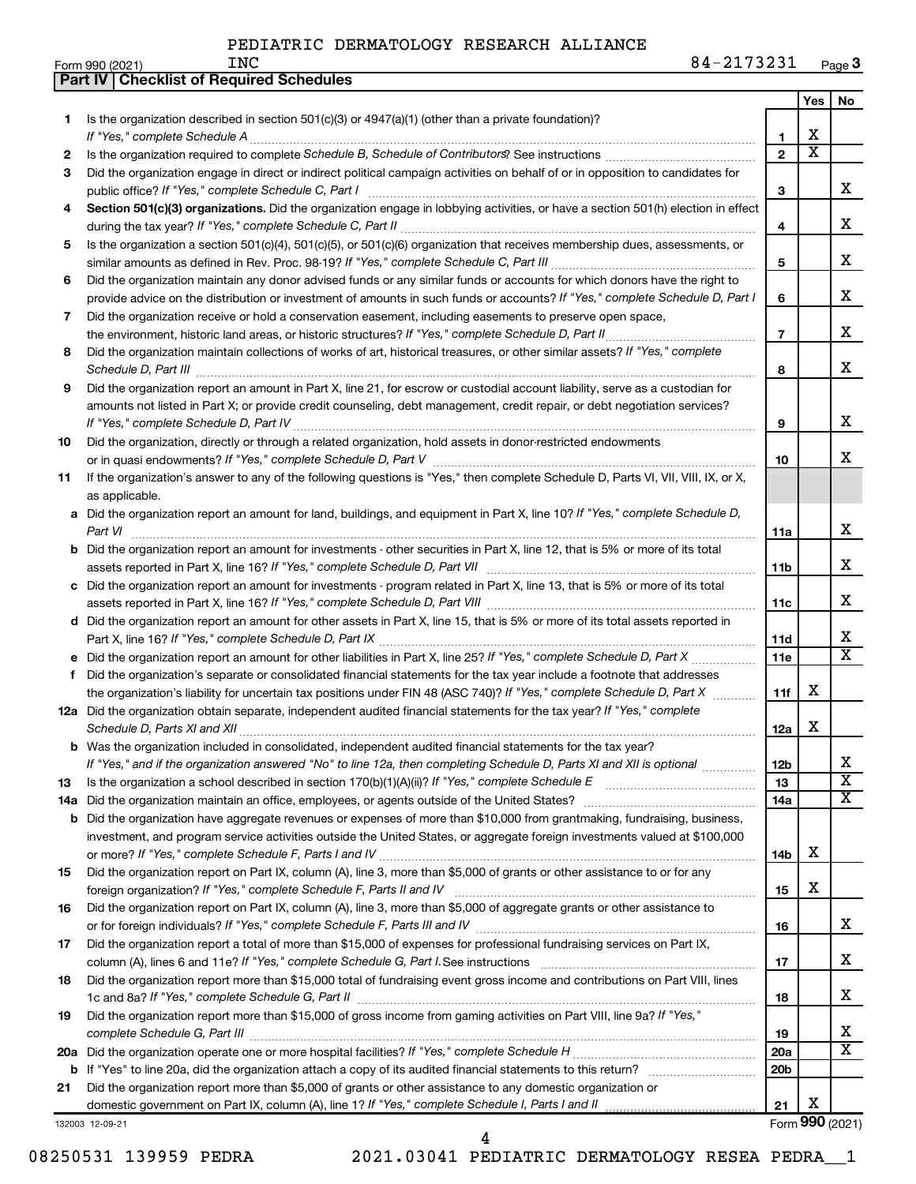PEDIATRIC DERMATOLOGY RESEARCH ALLIANCE INC

Form 990 (2021) 84-2173231 Page **3**

**Part IV | Checklist of Required Schedules**

| | | | Yes | No |
|---|---|---|---|---|
| 1 | Is the organization described in section 501(c)(3) or 4947(a)(1) (other than a private foundation)? *If "Yes," complete Schedule A* | 1 | X | |
| 2 | Is the organization required to complete *Schedule B, Schedule of Contributors*? See instructions | 2 | X | |
| 3 | Did the organization engage in direct or indirect political campaign activities on behalf of or in opposition to candidates for public office? *If "Yes," complete Schedule C, Part I* | 3 | | X |
| 4 | **Section 501(c)(3) organizations.** Did the organization engage in lobbying activities, or have a section 501(h) election in effect during the tax year? *If "Yes," complete Schedule C, Part II* | 4 | | X |
| 5 | Is the organization a section 501(c)(4), 501(c)(5), or 501(c)(6) organization that receives membership dues, assessments, or similar amounts as defined in Rev. Proc. 98-19? *If "Yes," complete Schedule C, Part III* | 5 | | X |
| 6 | Did the organization maintain any donor advised funds or any similar funds or accounts for which donors have the right to provide advice on the distribution or investment of amounts in such funds or accounts? *If "Yes," complete Schedule D, Part I* | 6 | | X |
| 7 | Did the organization receive or hold a conservation easement, including easements to preserve open space, the environment, historic land areas, or historic structures? *If "Yes," complete Schedule D, Part II* | 7 | | X |
| 8 | Did the organization maintain collections of works of art, historical treasures, or other similar assets? *If "Yes," complete Schedule D, Part III* | 8 | | X |
| 9 | Did the organization report an amount in Part X, line 21, for escrow or custodial account liability, serve as a custodian for amounts not listed in Part X; or provide credit counseling, debt management, credit repair, or debt negotiation services? *If "Yes," complete Schedule D, Part IV* | 9 | | X |
| 10 | Did the organization, directly or through a related organization, hold assets in donor-restricted endowments or in quasi endowments? *If "Yes," complete Schedule D, Part V* | 10 | | X |
| 11 | If the organization's answer to any of the following questions is "Yes," then complete Schedule D, Parts VI, VII, VIII, IX, or X, as applicable. | | | |
| a | Did the organization report an amount for land, buildings, and equipment in Part X, line 10? *If "Yes," complete Schedule D, Part VI* | 11a | | X |
| b | Did the organization report an amount for investments - other securities in Part X, line 12, that is 5% or more of its total assets reported in Part X, line 16? *If "Yes," complete Schedule D, Part VII* | 11b | | X |
| c | Did the organization report an amount for investments - program related in Part X, line 13, that is 5% or more of its total assets reported in Part X, line 16? *If "Yes," complete Schedule D, Part VIII* | 11c | | X |
| d | Did the organization report an amount for other assets in Part X, line 15, that is 5% or more of its total assets reported in Part X, line 16? *If "Yes," complete Schedule D, Part IX* | 11d | | X |
| e | Did the organization report an amount for other liabilities in Part X, line 25? *If "Yes," complete Schedule D, Part X* | 11e | | X |
| f | Did the organization's separate or consolidated financial statements for the tax year include a footnote that addresses the organization's liability for uncertain tax positions under FIN 48 (ASC 740)? *If "Yes," complete Schedule D, Part X* | 11f | X | |
| 12a | Did the organization obtain separate, independent audited financial statements for the tax year? *If "Yes," complete Schedule D, Parts XI and XII* | 12a | X | |
| b | Was the organization included in consolidated, independent audited financial statements for the tax year? *If "Yes," and if the organization answered "No" to line 12a, then completing Schedule D, Parts XI and XII is optional* | 12b | | X |
| 13 | Is the organization a school described in section 170(b)(1)(A)(ii)? *If "Yes," complete Schedule E* | 13 | | X |
| 14a | Did the organization maintain an office, employees, or agents outside of the United States? | 14a | | X |
| b | Did the organization have aggregate revenues or expenses of more than $10,000 from grantmaking, fundraising, business, investment, and program service activities outside the United States, or aggregate foreign investments valued at $100,000 or more? *If "Yes," complete Schedule F, Parts I and IV* | 14b | X | |
| 15 | Did the organization report on Part IX, column (A), line 3, more than $5,000 of grants or other assistance to or for any foreign organization? *If "Yes," complete Schedule F, Parts II and IV* | 15 | X | |
| 16 | Did the organization report on Part IX, column (A), line 3, more than $5,000 of aggregate grants or other assistance to or for foreign individuals? *If "Yes," complete Schedule F, Parts III and IV* | 16 | | X |
| 17 | Did the organization report a total of more than $15,000 of expenses for professional fundraising services on Part IX, column (A), lines 6 and 11e? *If "Yes," complete Schedule G, Part I.* See instructions | 17 | | X |
| 18 | Did the organization report more than $15,000 total of fundraising event gross income and contributions on Part VIII, lines 1c and 8a? *If "Yes," complete Schedule G, Part II* | 18 | | X |
| 19 | Did the organization report more than $15,000 of gross income from gaming activities on Part VIII, line 9a? *If "Yes," complete Schedule G, Part III* | 19 | | X |
| 20a | Did the organization operate one or more hospital facilities? *If "Yes," complete Schedule H* | 20a | | X |
| b | If "Yes" to line 20a, did the organization attach a copy of its audited financial statements to this return? | 20b | | |
| 21 | Did the organization report more than $5,000 of grants or other assistance to any domestic organization or domestic government on Part IX, column (A), line 1? *If "Yes," complete Schedule I, Parts I and II* | 21 | X | |

132003 12-09-21

Form **990** (2021)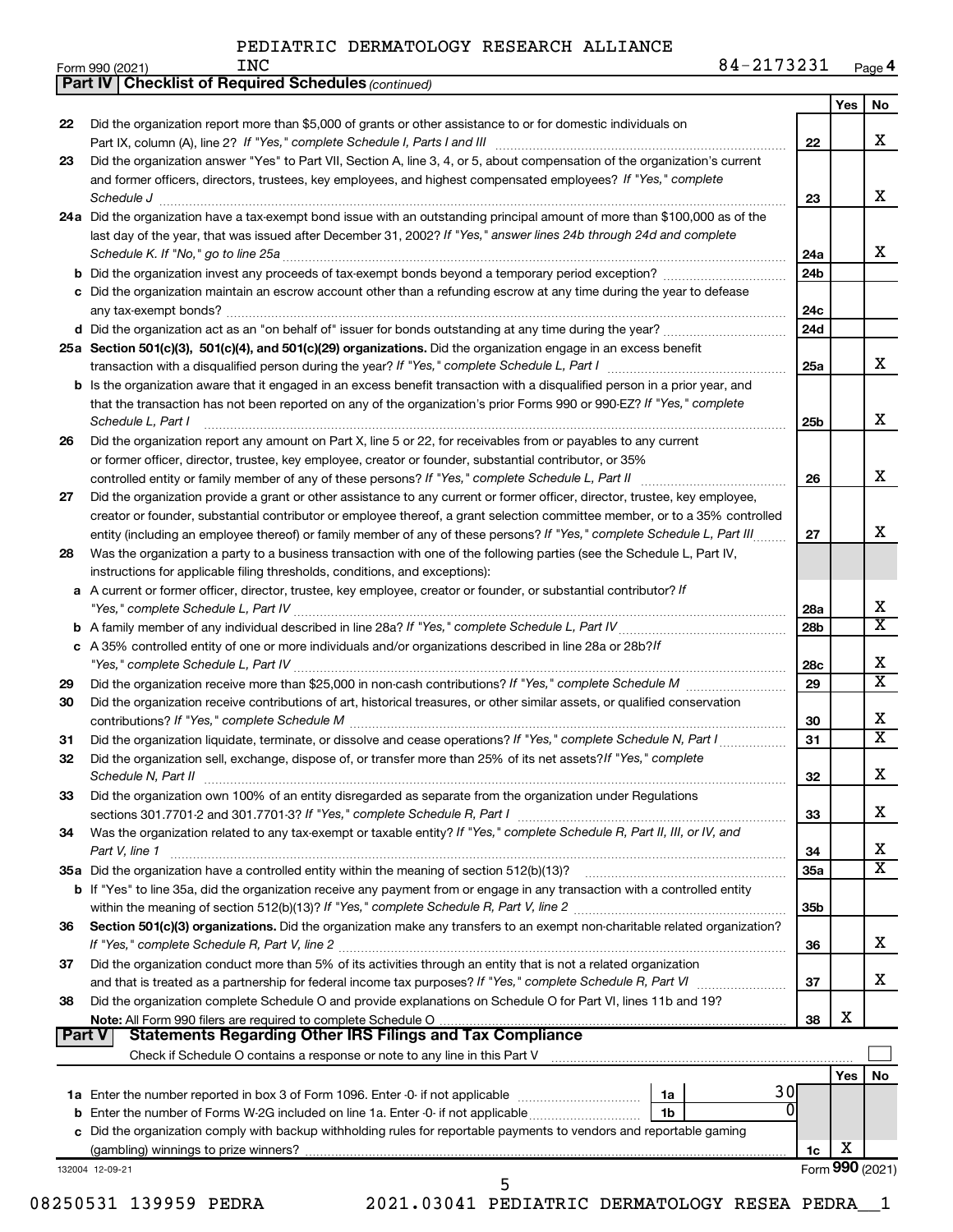PEDIATRIC DERMATOLOGY RESEARCH ALLIANCE INC

Form 990 (2021) 84-2173231 Page **4**

## Part IV | Checklist of Required Schedules *(continued)*

| | | | Yes | No |
|---|---|---|---|---|
| **22** | Did the organization report more than $5,000 of grants or other assistance to or for domestic individuals on Part IX, column (A), line 2? *If "Yes," complete Schedule I, Parts I and III* | 22 | | X |
| **23** | Did the organization answer "Yes" to Part VII, Section A, line 3, 4, or 5, about compensation of the organization's current and former officers, directors, trustees, key employees, and highest compensated employees? *If "Yes," complete Schedule J* | 23 | | X |
| **24a** | Did the organization have a tax-exempt bond issue with an outstanding principal amount of more than $100,000 as of the last day of the year, that was issued after December 31, 2002? *If "Yes," answer lines 24b through 24d and complete Schedule K. If "No," go to line 25a* | 24a | | X |
| **b** | Did the organization invest any proceeds of tax-exempt bonds beyond a temporary period exception? | 24b | | |
| **c** | Did the organization maintain an escrow account other than a refunding escrow at any time during the year to defease any tax-exempt bonds? | 24c | | |
| **d** | Did the organization act as an "on behalf of" issuer for bonds outstanding at any time during the year? | 24d | | |
| **25a** | **Section 501(c)(3), 501(c)(4), and 501(c)(29) organizations.** Did the organization engage in an excess benefit transaction with a disqualified person during the year? *If "Yes," complete Schedule L, Part I* | 25a | | X |
| **b** | Is the organization aware that it engaged in an excess benefit transaction with a disqualified person in a prior year, and that the transaction has not been reported on any of the organization's prior Forms 990 or 990-EZ? *If "Yes," complete Schedule L, Part I* | 25b | | X |
| **26** | Did the organization report any amount on Part X, line 5 or 22, for receivables from or payables to any current or former officer, director, trustee, key employee, creator or founder, substantial contributor, or 35% controlled entity or family member of any of these persons? *If "Yes," complete Schedule L, Part II* | 26 | | X |
| **27** | Did the organization provide a grant or other assistance to any current or former officer, director, trustee, key employee, creator or founder, substantial contributor or employee thereof, a grant selection committee member, or to a 35% controlled entity (including an employee thereof) or family member of any of these persons? *If "Yes," complete Schedule L, Part III* | 27 | | X |
| **28** | Was the organization a party to a business transaction with one of the following parties (see the Schedule L, Part IV, instructions for applicable filing thresholds, conditions, and exceptions): | | | |
| **a** | A current or former officer, director, trustee, key employee, creator or founder, or substantial contributor? *If "Yes," complete Schedule L, Part IV* | 28a | | X |
| **b** | A family member of any individual described in line 28a? *If "Yes," complete Schedule L, Part IV* | 28b | | X |
| **c** | A 35% controlled entity of one or more individuals and/or organizations described in line 28a or 28b? *If "Yes," complete Schedule L, Part IV* | 28c | | X |
| **29** | Did the organization receive more than $25,000 in non-cash contributions? *If "Yes," complete Schedule M* | 29 | | X |
| **30** | Did the organization receive contributions of art, historical treasures, or other similar assets, or qualified conservation contributions? *If "Yes," complete Schedule M* | 30 | | X |
| **31** | Did the organization liquidate, terminate, or dissolve and cease operations? *If "Yes," complete Schedule N, Part I* | 31 | | X |
| **32** | Did the organization sell, exchange, dispose of, or transfer more than 25% of its net assets? *If "Yes," complete Schedule N, Part II* | 32 | | X |
| **33** | Did the organization own 100% of an entity disregarded as separate from the organization under Regulations sections 301.7701-2 and 301.7701-3? *If "Yes," complete Schedule R, Part I* | 33 | | X |
| **34** | Was the organization related to any tax-exempt or taxable entity? *If "Yes," complete Schedule R, Part II, III, or IV, and Part V, line 1* | 34 | | X |
| **35a** | Did the organization have a controlled entity within the meaning of section 512(b)(13)? | 35a | | X |
| **b** | If "Yes" to line 35a, did the organization receive any payment from or engage in any transaction with a controlled entity within the meaning of section 512(b)(13)? *If "Yes," complete Schedule R, Part V, line 2* | 35b | | |
| **36** | **Section 501(c)(3) organizations.** Did the organization make any transfers to an exempt non-charitable related organization? *If "Yes," complete Schedule R, Part V, line 2* | 36 | | X |
| **37** | Did the organization conduct more than 5% of its activities through an entity that is not a related organization and that is treated as a partnership for federal income tax purposes? *If "Yes," complete Schedule R, Part VI* | 37 | | X |
| **38** | Did the organization complete Schedule O and provide explanations on Schedule O for Part VI, lines 11b and 19? **Note:** All Form 990 filers are required to complete Schedule O | 38 | X | |

## Part V | Statements Regarding Other IRS Filings and Tax Compliance

Check if Schedule O contains a response or note to any line in this Part V ☐

| | | | | | Yes | No |
|---|---|---|---|---|---|---|
| **1a** | Enter the number reported in box 3 of Form 1096. Enter -0- if not applicable | 1a | 30 | | | |
| **b** | Enter the number of Forms W-2G included on line 1a. Enter -0- if not applicable | 1b | 0 | | | |
| **c** | Did the organization comply with backup withholding rules for reportable payments to vendors and reportable gaming (gambling) winnings to prize winners? | | | 1c | X | |

132004 12-09-21 Form **990** (2021)

08250531 139959 PEDRA 2021.03041 PEDIATRIC DERMATOLOGY RESEA PEDRA__1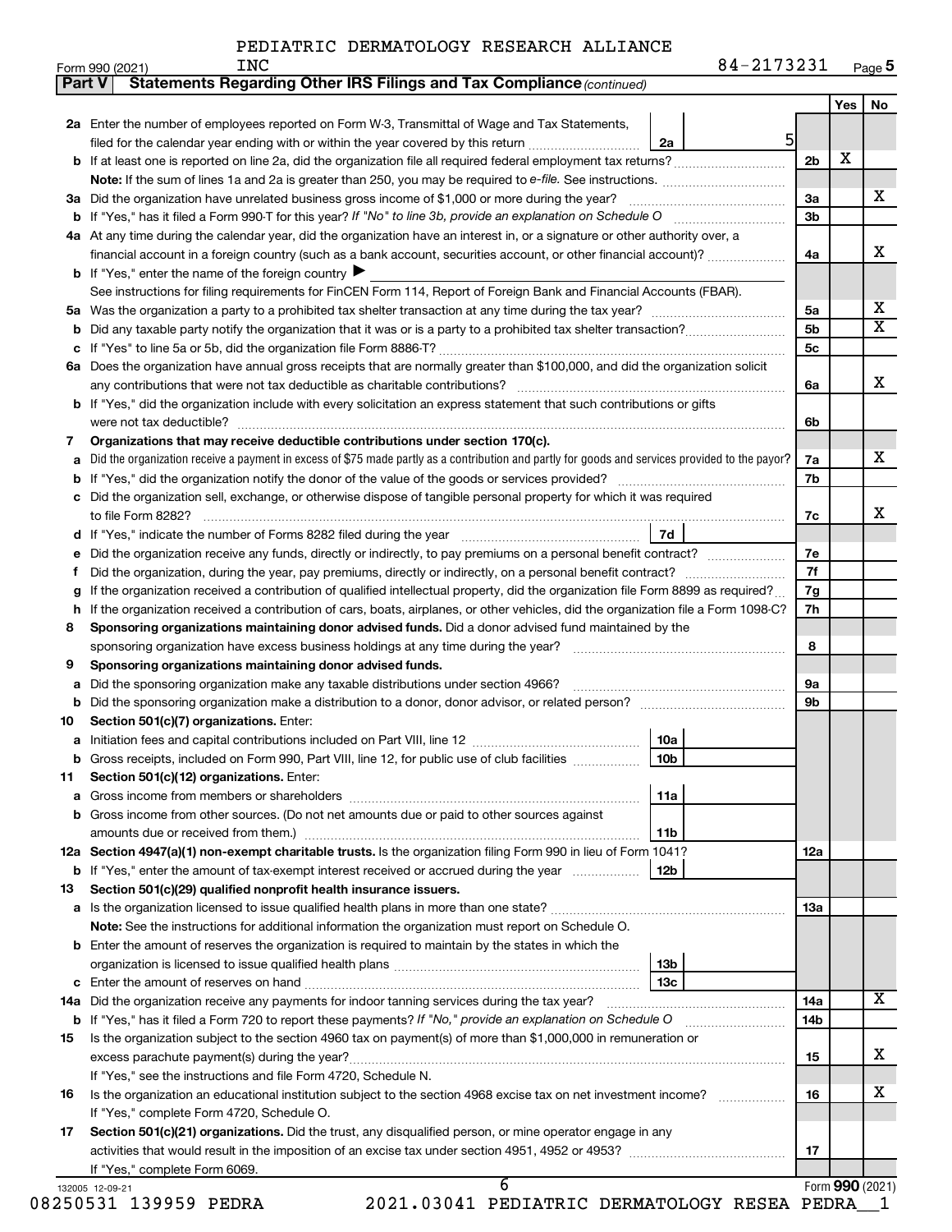PEDIATRIC DERMATOLOGY RESEARCH ALLIANCE INC 84-2173231

## Part V Statements Regarding Other IRS Filings and Tax Compliance *(continued)*

| Line | Description | Ref | Amount | Line | Yes | No |
|---|---|---|---|---|---|---|
| 2a | Enter the number of employees reported on Form W-3, Transmittal of Wage and Tax Statements, filed for the calendar year ending with or within the year covered by this return | 2a | 5 | | | |
| b | If at least one is reported on line 2a, did the organization file all required federal employment tax returns? | | | 2b | X | |
| | **Note:** If the sum of lines 1a and 2a is greater than 250, you may be required to *e-file*. See instructions. | | | | | |
| 3a | Did the organization have unrelated business gross income of $1,000 or more during the year? | | | 3a | | X |
| b | If "Yes," has it filed a Form 990-T for this year? *If "No" to line 3b, provide an explanation on Schedule O* | | | 3b | | |
| 4a | At any time during the calendar year, did the organization have an interest in, or a signature or other authority over, a financial account in a foreign country (such as a bank account, securities account, or other financial account)? | | | 4a | | X |
| b | If "Yes," enter the name of the foreign country ▶ | | | | | |
| | See instructions for filing requirements for FinCEN Form 114, Report of Foreign Bank and Financial Accounts (FBAR). | | | | | |
| 5a | Was the organization a party to a prohibited tax shelter transaction at any time during the tax year? | | | 5a | | X |
| b | Did any taxable party notify the organization that it was or is a party to a prohibited tax shelter transaction? | | | 5b | | X |
| c | If "Yes" to line 5a or 5b, did the organization file Form 8886-T? | | | 5c | | |
| 6a | Does the organization have annual gross receipts that are normally greater than $100,000, and did the organization solicit any contributions that were not tax deductible as charitable contributions? | | | 6a | | X |
| b | If "Yes," did the organization include with every solicitation an express statement that such contributions or gifts were not tax deductible? | | | 6b | | |
| 7 | **Organizations that may receive deductible contributions under section 170(c).** | | | | | |
| a | Did the organization receive a payment in excess of $75 made partly as a contribution and partly for goods and services provided to the payor? | | | 7a | | X |
| b | If "Yes," did the organization notify the donor of the value of the goods or services provided? | | | 7b | | |
| c | Did the organization sell, exchange, or otherwise dispose of tangible personal property for which it was required to file Form 8282? | | | 7c | | X |
| d | If "Yes," indicate the number of Forms 8282 filed during the year | 7d | | | | |
| e | Did the organization receive any funds, directly or indirectly, to pay premiums on a personal benefit contract? | | | 7e | | |
| f | Did the organization, during the year, pay premiums, directly or indirectly, on a personal benefit contract? | | | 7f | | |
| g | If the organization received a contribution of qualified intellectual property, did the organization file Form 8899 as required? | | | 7g | | |
| h | If the organization received a contribution of cars, boats, airplanes, or other vehicles, did the organization file a Form 1098-C? | | | 7h | | |
| 8 | **Sponsoring organizations maintaining donor advised funds.** Did a donor advised fund maintained by the sponsoring organization have excess business holdings at any time during the year? | | | 8 | | |
| 9 | **Sponsoring organizations maintaining donor advised funds.** | | | | | |
| a | Did the sponsoring organization make any taxable distributions under section 4966? | | | 9a | | |
| b | Did the sponsoring organization make a distribution to a donor, donor advisor, or related person? | | | 9b | | |
| 10 | **Section 501(c)(7) organizations.** Enter: | | | | | |
| a | Initiation fees and capital contributions included on Part VIII, line 12 | 10a | | | | |
| b | Gross receipts, included on Form 990, Part VIII, line 12, for public use of club facilities | 10b | | | | |
| 11 | **Section 501(c)(12) organizations.** Enter: | | | | | |
| a | Gross income from members or shareholders | 11a | | | | |
| b | Gross income from other sources. (Do not net amounts due or paid to other sources against amounts due or received from them.) | 11b | | | | |
| 12a | **Section 4947(a)(1) non-exempt charitable trusts.** Is the organization filing Form 990 in lieu of Form 1041? | | | 12a | | |
| b | If "Yes," enter the amount of tax-exempt interest received or accrued during the year | 12b | | | | |
| 13 | **Section 501(c)(29) qualified nonprofit health insurance issuers.** | | | | | |
| a | Is the organization licensed to issue qualified health plans in more than one state? | | | 13a | | |
| | **Note:** See the instructions for additional information the organization must report on Schedule O. | | | | | |
| b | Enter the amount of reserves the organization is required to maintain by the states in which the organization is licensed to issue qualified health plans | 13b | | | | |
| c | Enter the amount of reserves on hand | 13c | | | | |
| 14a | Did the organization receive any payments for indoor tanning services during the tax year? | | | 14a | | X |
| b | If "Yes," has it filed a Form 720 to report these payments? *If "No," provide an explanation on Schedule O* | | | 14b | | |
| 15 | Is the organization subject to the section 4960 tax on payment(s) of more than $1,000,000 in remuneration or excess parachute payment(s) during the year? | | | 15 | | X |
| | If "Yes," see the instructions and file Form 4720, Schedule N. | | | | | |
| 16 | Is the organization an educational institution subject to the section 4968 excise tax on net investment income? | | | 16 | | X |
| | If "Yes," complete Form 4720, Schedule O. | | | | | |
| 17 | **Section 501(c)(21) organizations.** Did the trust, any disqualified person, or mine operator engage in any activities that would result in the imposition of an excise tax under section 4951, 4952 or 4953? | | | 17 | | |
| | If "Yes," complete Form 6069. | | | | | |

Form **990** (2021)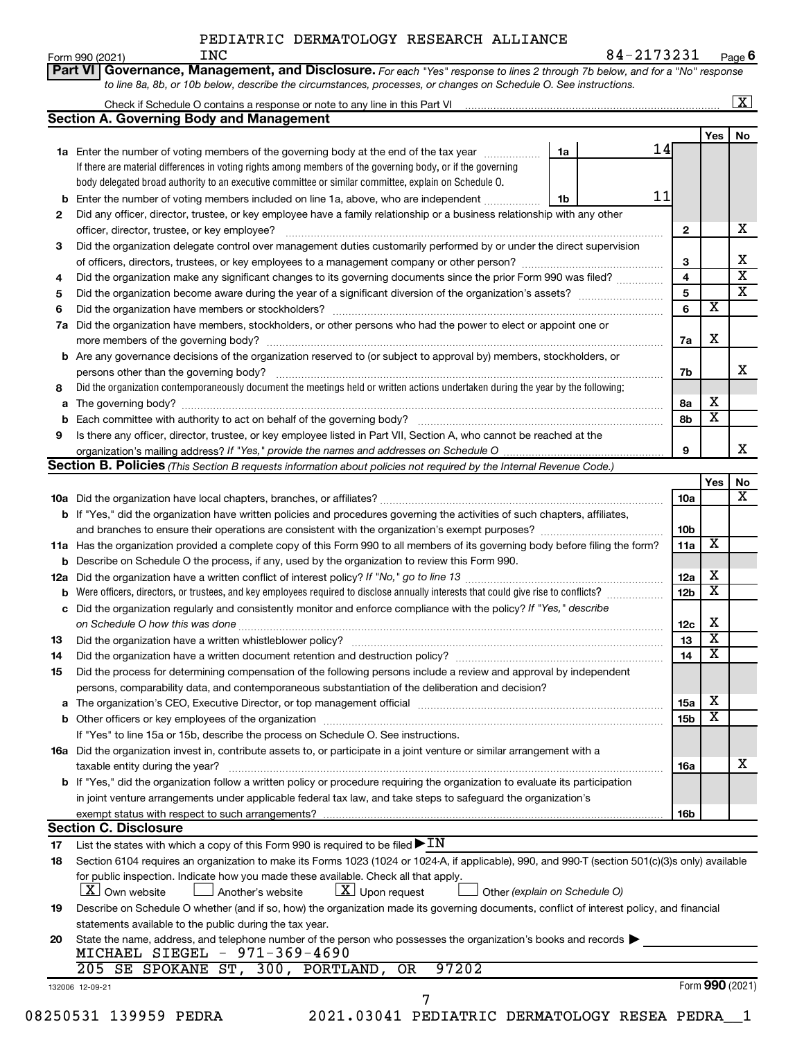PEDIATRIC DERMATOLOGY RESEARCH ALLIANCE INC — 84-2173231 — Form 990 (2021) Page 6

## Part VI Governance, Management, and Disclosure.

*For each "Yes" response to lines 2 through 7b below, and for a "No" response to line 8a, 8b, or 10b below, describe the circumstances, processes, or changes on Schedule O. See instructions.*

Check if Schedule O contains a response or note to any line in this Part VI ... [X]

### Section A. Governing Body and Management

| | | Line | Yes | No |
|---|---|---|---|---|
| 1a | Enter the number of voting members of the governing body at the end of the tax year ... 1a: 14. If there are material differences in voting rights among members of the governing body, or if the governing body delegated broad authority to an executive committee or similar committee, explain on Schedule O. | | | |
| b | Enter the number of voting members included on line 1a, above, who are independent ... 1b: 11 | | | |
| 2 | Did any officer, director, trustee, or key employee have a family relationship or a business relationship with any other officer, director, trustee, or key employee? | 2 | | X |
| 3 | Did the organization delegate control over management duties customarily performed by or under the direct supervision of officers, directors, trustees, or key employees to a management company or other person? | 3 | | X |
| 4 | Did the organization make any significant changes to its governing documents since the prior Form 990 was filed? | 4 | | X |
| 5 | Did the organization become aware during the year of a significant diversion of the organization's assets? | 5 | | X |
| 6 | Did the organization have members or stockholders? | 6 | X | |
| 7a | Did the organization have members, stockholders, or other persons who had the power to elect or appoint one or more members of the governing body? | 7a | X | |
| b | Are any governance decisions of the organization reserved to (or subject to approval by) members, stockholders, or persons other than the governing body? | 7b | | X |
| 8 | Did the organization contemporaneously document the meetings held or written actions undertaken during the year by the following: | | | |
| a | The governing body? | 8a | X | |
| b | Each committee with authority to act on behalf of the governing body? | 8b | X | |
| 9 | Is there any officer, director, trustee, or key employee listed in Part VII, Section A, who cannot be reached at the organization's mailing address? *If "Yes," provide the names and addresses on Schedule O* | 9 | | X |

### Section B. Policies *(This Section B requests information about policies not required by the Internal Revenue Code.)*

| | | Line | Yes | No |
|---|---|---|---|---|
| 10a | Did the organization have local chapters, branches, or affiliates? | 10a | | X |
| b | If "Yes," did the organization have written policies and procedures governing the activities of such chapters, affiliates, and branches to ensure their operations are consistent with the organization's exempt purposes? | 10b | | |
| 11a | Has the organization provided a complete copy of this Form 990 to all members of its governing body before filing the form? | 11a | X | |
| b | Describe on Schedule O the process, if any, used by the organization to review this Form 990. | | | |
| 12a | Did the organization have a written conflict of interest policy? *If "No," go to line 13* | 12a | X | |
| b | Were officers, directors, or trustees, and key employees required to disclose annually interests that could give rise to conflicts? | 12b | X | |
| c | Did the organization regularly and consistently monitor and enforce compliance with the policy? *If "Yes," describe on Schedule O how this was done* | 12c | X | |
| 13 | Did the organization have a written whistleblower policy? | 13 | X | |
| 14 | Did the organization have a written document retention and destruction policy? | 14 | X | |
| 15 | Did the process for determining compensation of the following persons include a review and approval by independent persons, comparability data, and contemporaneous substantiation of the deliberation and decision? | | | |
| a | The organization's CEO, Executive Director, or top management official | 15a | X | |
| b | Other officers or key employees of the organization | 15b | X | |
| | If "Yes" to line 15a or 15b, describe the process on Schedule O. See instructions. | | | |
| 16a | Did the organization invest in, contribute assets to, or participate in a joint venture or similar arrangement with a taxable entity during the year? | 16a | | X |
| b | If "Yes," did the organization follow a written policy or procedure requiring the organization to evaluate its participation in joint venture arrangements under applicable federal tax law, and take steps to safeguard the organization's exempt status with respect to such arrangements? | 16b | | |

### Section C. Disclosure

17 List the states with which a copy of this Form 990 is required to be filed ▶ IN

18 Section 6104 requires an organization to make its Forms 1023 (1024 or 1024-A, if applicable), 990, and 990-T (section 501(c)(3)s only) available for public inspection. Indicate how you made these available. Check all that apply.

[X] Own website  [ ] Another's website  [X] Upon request  [ ] Other *(explain on Schedule O)*

19 Describe on Schedule O whether (and if so, how) the organization made its governing documents, conflict of interest policy, and financial statements available to the public during the tax year.

20 State the name, address, and telephone number of the person who possesses the organization's books and records ▶

MICHAEL SIEGEL - 971-369-4690
205 SE SPOKANE ST, 300, PORTLAND, OR 97202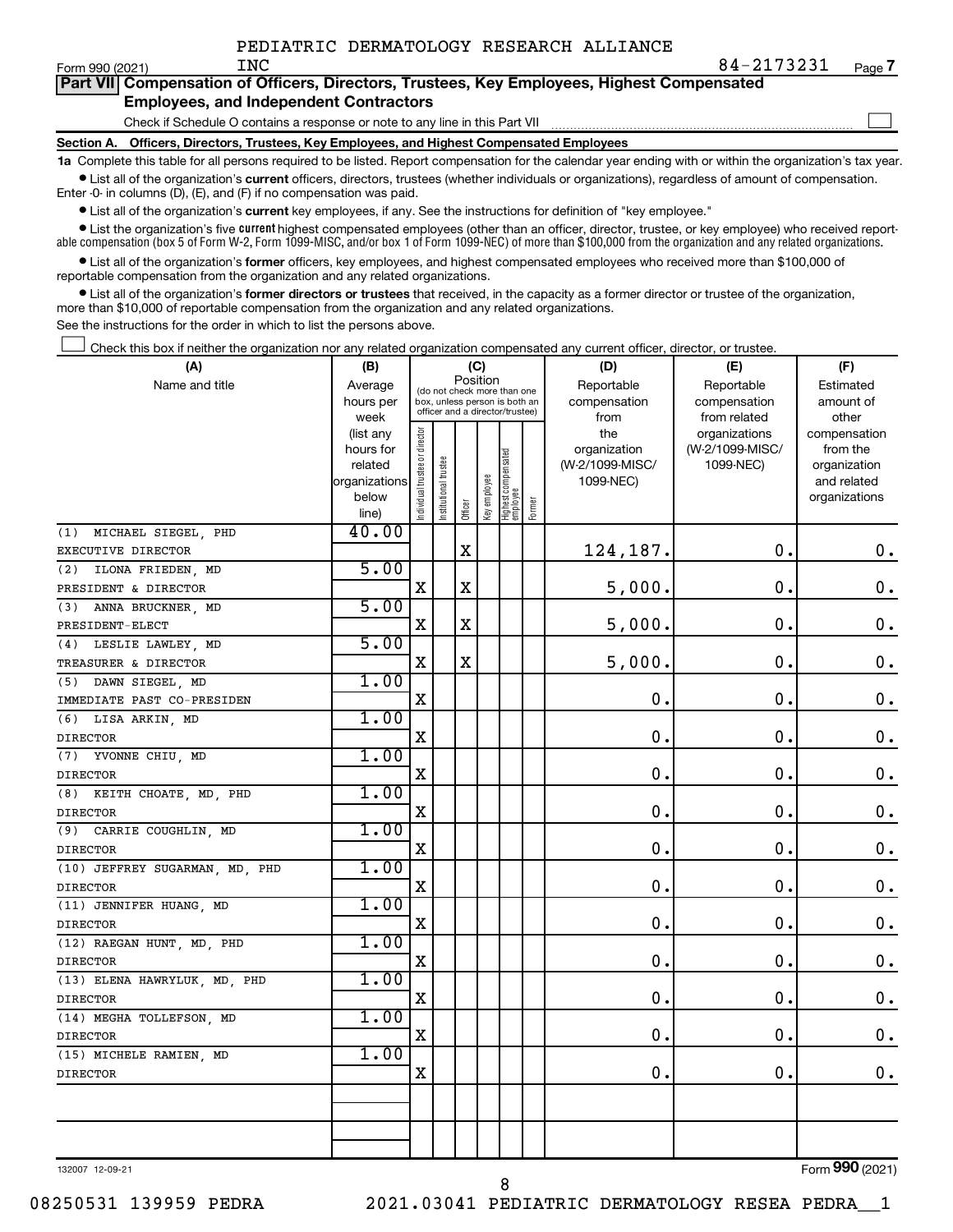PEDIATRIC DERMATOLOGY RESEARCH ALLIANCE INC 84-2173231

Form 990 (2021) Page 7

## Part VII Compensation of Officers, Directors, Trustees, Key Employees, Highest Compensated Employees, and Independent Contractors

Check if Schedule O contains a response or note to any line in this Part VII ☐

### Section A. Officers, Directors, Trustees, Key Employees, and Highest Compensated Employees

**1a** Complete this table for all persons required to be listed. Report compensation for the calendar year ending with or within the organization's tax year.

- List all of the organization's **current** officers, directors, trustees (whether individuals or organizations), regardless of amount of compensation. Enter -0- in columns (D), (E), and (F) if no compensation was paid.
- List all of the organization's **current** key employees, if any. See the instructions for definition of "key employee."
- List the organization's five **current** highest compensated employees (other than an officer, director, trustee, or key employee) who received reportable compensation (box 5 of Form W-2, Form 1099-MISC, and/or box 1 of Form 1099-NEC) of more than $100,000 from the organization and any related organizations.
- List all of the organization's **former** officers, key employees, and highest compensated employees who received more than $100,000 of reportable compensation from the organization and any related organizations.
- List all of the organization's **former directors or trustees** that received, in the capacity as a former director or trustee of the organization, more than $10,000 of reportable compensation from the organization and any related organizations.

See the instructions for the order in which to list the persons above.

☐ Check this box if neither the organization nor any related organization compensated any current officer, director, or trustee.

| (A) Name and title | (B) Average hours per week (list any hours for related organizations below line) | (C) Position: Individual trustee or director | Institutional trustee | Officer | Key employee | Highest compensated employee | Former | (D) Reportable compensation from the organization (W-2/1099-MISC/1099-NEC) | (E) Reportable compensation from related organizations (W-2/1099-MISC/1099-NEC) | (F) Estimated amount of other compensation from the organization and related organizations |
|---|---|---|---|---|---|---|---|---|---|---|
| (1) MICHAEL SIEGEL, PHD<br>EXECUTIVE DIRECTOR | 40.00 | | | X | | | | 124,187. | 0. | 0. |
| (2) ILONA FRIEDEN, MD<br>PRESIDENT & DIRECTOR | 5.00 | X | | X | | | | 5,000. | 0. | 0. |
| (3) ANNA BRUCKNER, MD<br>PRESIDENT-ELECT | 5.00 | X | | X | | | | 5,000. | 0. | 0. |
| (4) LESLIE LAWLEY, MD<br>TREASURER & DIRECTOR | 5.00 | X | | X | | | | 5,000. | 0. | 0. |
| (5) DAWN SIEGEL, MD<br>IMMEDIATE PAST CO-PRESIDEN | 1.00 | X | | | | | | 0. | 0. | 0. |
| (6) LISA ARKIN, MD<br>DIRECTOR | 1.00 | X | | | | | | 0. | 0. | 0. |
| (7) YVONNE CHIU, MD<br>DIRECTOR | 1.00 | X | | | | | | 0. | 0. | 0. |
| (8) KEITH CHOATE, MD, PHD<br>DIRECTOR | 1.00 | X | | | | | | 0. | 0. | 0. |
| (9) CARRIE COUGHLIN, MD<br>DIRECTOR | 1.00 | X | | | | | | 0. | 0. | 0. |
| (10) JEFFREY SUGARMAN, MD, PHD<br>DIRECTOR | 1.00 | X | | | | | | 0. | 0. | 0. |
| (11) JENNIFER HUANG, MD<br>DIRECTOR | 1.00 | X | | | | | | 0. | 0. | 0. |
| (12) RAEGAN HUNT, MD, PHD<br>DIRECTOR | 1.00 | X | | | | | | 0. | 0. | 0. |
| (13) ELENA HAWRYLUK, MD, PHD<br>DIRECTOR | 1.00 | X | | | | | | 0. | 0. | 0. |
| (14) MEGHA TOLLEFSON, MD<br>DIRECTOR | 1.00 | X | | | | | | 0. | 0. | 0. |
| (15) MICHELE RAMIEN, MD<br>DIRECTOR | 1.00 | X | | | | | | 0. | 0. | 0. |

132007 12-09-21 Form 990 (2021)

08250531 139959 PEDRA 2021.03041 PEDIATRIC DERMATOLOGY RESEA PEDRA__1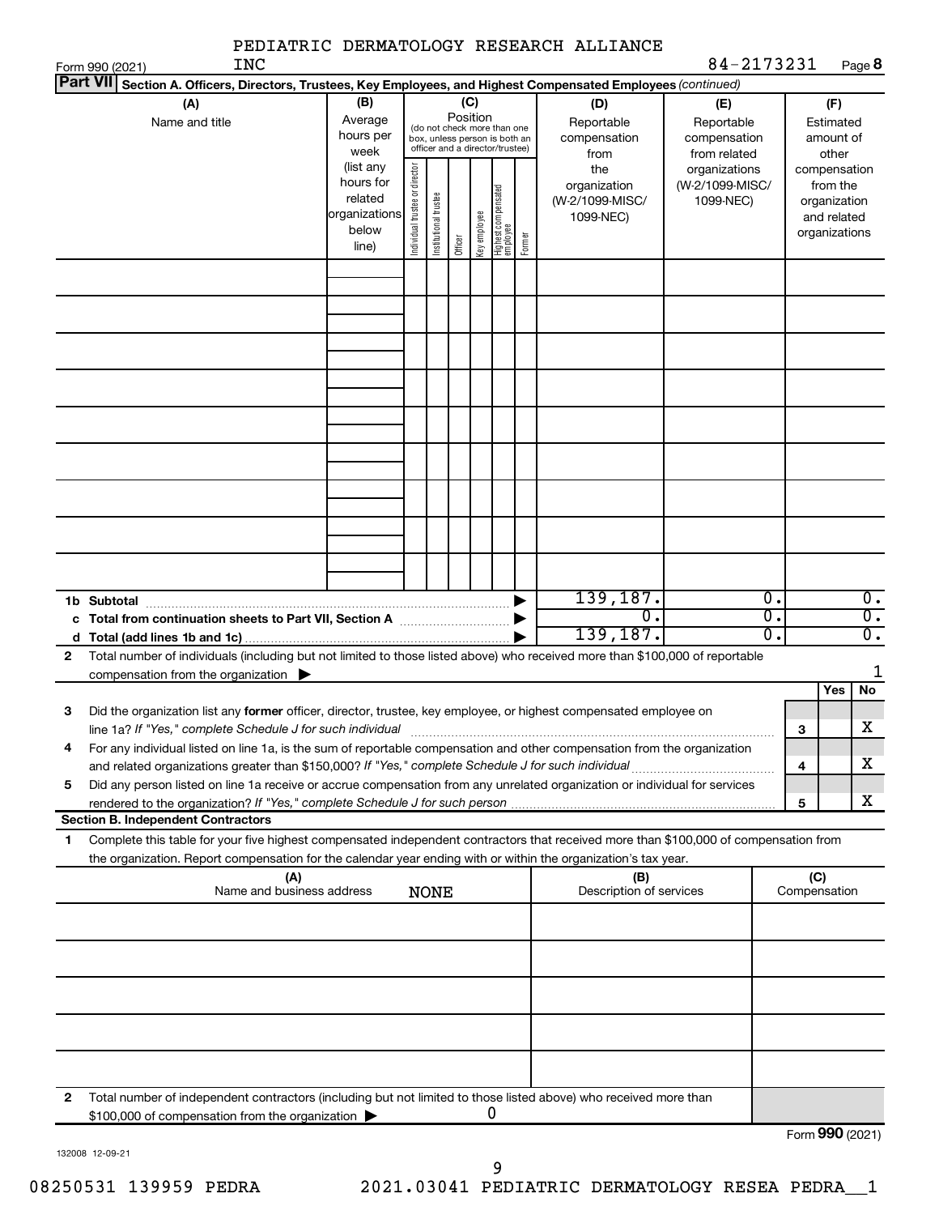PEDIATRIC DERMATOLOGY RESEARCH ALLIANCE INC

Form 990 (2021) 84-2173231 Page **8**

**Part VII** Section A. Officers, Directors, Trustees, Key Employees, and Highest Compensated Employees *(continued)*

| (A) Name and title | (B) Average hours per week (list any hours for related organizations below line) | (C) Position (do not check more than one box, unless person is both an officer and a director/trustee): Individual trustee or director | Institutional trustee | Officer | Key employee | Highest compensated employee | Former | (D) Reportable compensation from the organization (W-2/1099-MISC/1099-NEC) | (E) Reportable compensation from related organizations (W-2/1099-MISC/1099-NEC) | (F) Estimated amount of other compensation from the organization and related organizations |
|---|---|---|---|---|---|---|---|---|---|---|
| | | | | | | | | | | |
| | | | | | | | | | | |
| | | | | | | | | | | |
| | | | | | | | | | | |
| | | | | | | | | | | |
| | | | | | | | | | | |
| | | | | | | | | | | |
| | | | | | | | | | | |
| | | | | | | | | | | |
| **1b Subtotal** | | | | | | | | 139,187. | 0. | 0. |
| **c Total from continuation sheets to Part VII, Section A** | | | | | | | | 0. | 0. | 0. |
| **d Total (add lines 1b and 1c)** | | | | | | | | 139,187. | 0. | 0. |

**2** Total number of individuals (including but not limited to those listed above) who received more than $100,000 of reportable compensation from the organization ▶ 1

| | | Yes | No |
|---|---|---|---|
| **3** Did the organization list any **former** officer, director, trustee, key employee, or highest compensated employee on line 1a? *If "Yes," complete Schedule J for such individual* | 3 | | X |
| **4** For any individual listed on line 1a, is the sum of reportable compensation and other compensation from the organization and related organizations greater than $150,000? *If "Yes," complete Schedule J for such individual* | 4 | | X |
| **5** Did any person listed on line 1a receive or accrue compensation from any unrelated organization or individual for services rendered to the organization? *If "Yes," complete Schedule J for such person* | 5 | | X |

**Section B. Independent Contractors**

**1** Complete this table for your five highest compensated independent contractors that received more than $100,000 of compensation from the organization. Report compensation for the calendar year ending with or within the organization's tax year.

| (A) Name and business address | (B) Description of services | (C) Compensation |
|---|---|---|
| NONE | | |
| | | |
| | | |
| | | |
| | | |
| | | |

**2** Total number of independent contractors (including but not limited to those listed above) who received more than $100,000 of compensation from the organization ▶ 0

Form **990** (2021)

132008 12-09-21

08250531 139959 PEDRA 2021.03041 PEDIATRIC DERMATOLOGY RESEA PEDRA__1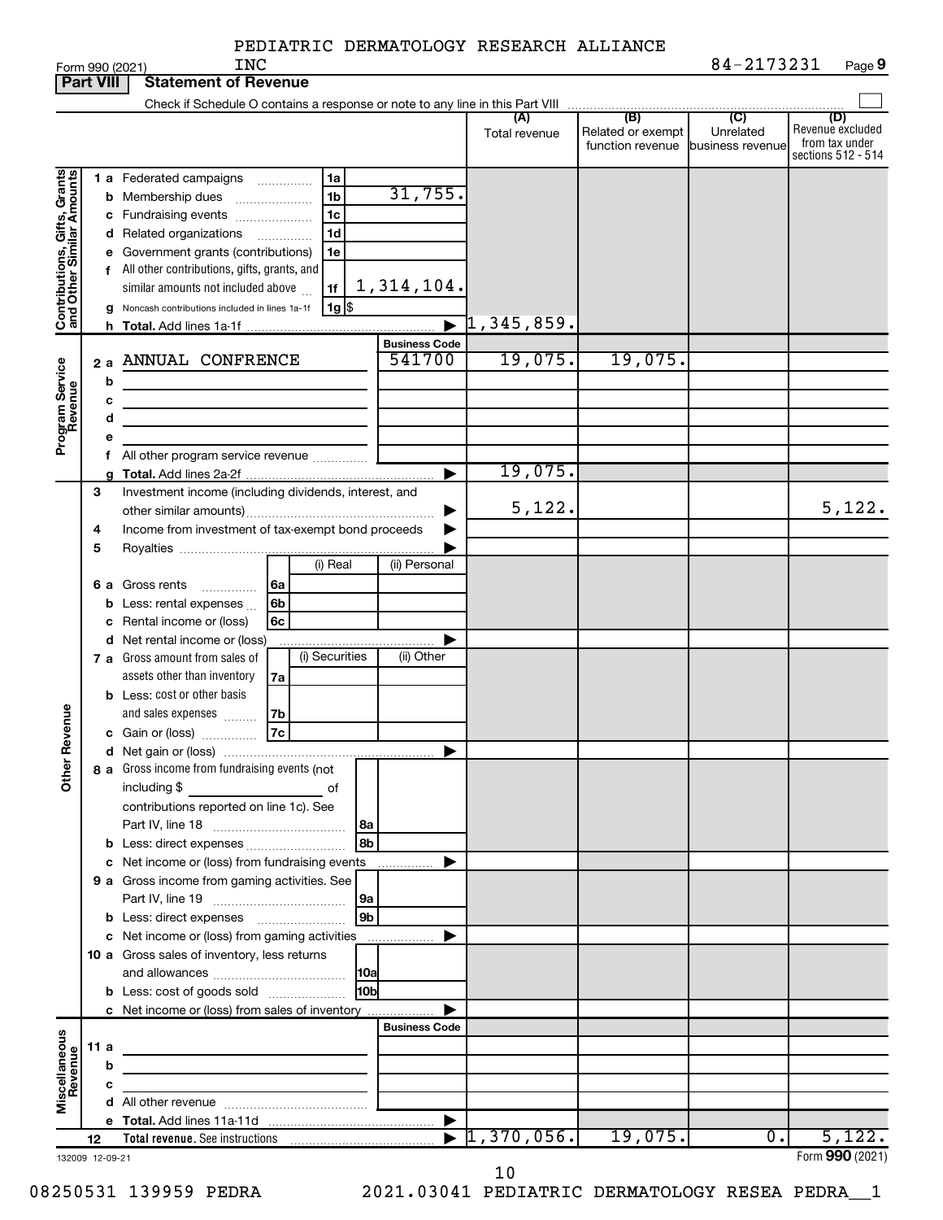PEDIATRIC DERMATOLOGY RESEARCH ALLIANCE INC

84-2173231

Form 990 (2021) Page 9

**Part VIII** **Statement of Revenue**

Check if Schedule O contains a response or note to any line in this Part VIII ☐

| | | | | (A) Total revenue | (B) Related or exempt function revenue | (C) Unrelated business revenue | (D) Revenue excluded from tax under sections 512 - 514 |
|---|---|---|---|---|---|---|---|
| **Contributions, Gifts, Grants and Other Similar Amounts** | 1 a Federated campaigns | 1a | | | | | |
| | b Membership dues | 1b | 31,755. | | | | |
| | c Fundraising events | 1c | | | | | |
| | d Related organizations | 1d | | | | | |
| | e Government grants (contributions) | 1e | | | | | |
| | f All other contributions, gifts, grants, and similar amounts not included above | 1f | 1,314,104. | | | | |
| | g Noncash contributions included in lines 1a-1f | 1g | $ | | | | |
| | h Total. Add lines 1a-1f | | | 1,345,859. | | | |
| **Program Service Revenue** | | | **Business Code** | | | | |
| | 2 a ANNUAL CONFRENCE | | 541700 | 19,075. | 19,075. | | |
| | b | | | | | | |
| | c | | | | | | |
| | d | | | | | | |
| | e | | | | | | |
| | f All other program service revenue | | | | | | |
| | g Total. Add lines 2a-2f | | | 19,075. | | | |
| **Other Revenue** | 3 Investment income (including dividends, interest, and other similar amounts) | | | 5,122. | | | 5,122. |
| | 4 Income from investment of tax-exempt bond proceeds | | | | | | |
| | 5 Royalties | | | | | | |
| | | (i) Real | (ii) Personal | | | | |
| | 6 a Gross rents | 6a | | | | | |
| | b Less: rental expenses | 6b | | | | | |
| | c Rental income or (loss) | 6c | | | | | |
| | d Net rental income or (loss) | | | | | | |
| | | (i) Securities | (ii) Other | | | | |
| | 7 a Gross amount from sales of assets other than inventory | 7a | | | | | |
| | b Less: cost or other basis and sales expenses | 7b | | | | | |
| | c Gain or (loss) | 7c | | | | | |
| | d Net gain or (loss) | | | | | | |
| | 8 a Gross income from fundraising events (not including $ ______ of contributions reported on line 1c). See Part IV, line 18 | 8a | | | | | |
| | b Less: direct expenses | 8b | | | | | |
| | c Net income or (loss) from fundraising events | | | | | | |
| | 9 a Gross income from gaming activities. See Part IV, line 19 | 9a | | | | | |
| | b Less: direct expenses | 9b | | | | | |
| | c Net income or (loss) from gaming activities | | | | | | |
| | 10 a Gross sales of inventory, less returns and allowances | 10a | | | | | |
| | b Less: cost of goods sold | 10b | | | | | |
| | c Net income or (loss) from sales of inventory | | | | | | |
| **Miscellaneous Revenue** | | | **Business Code** | | | | |
| | 11 a | | | | | | |
| | b | | | | | | |
| | c | | | | | | |
| | d All other revenue | | | | | | |
| | e Total. Add lines 11a-11d | | | | | | |
| | 12 **Total revenue.** See instructions | | | 1,370,056. | 19,075. | 0. | 5,122. |

132009 12-09-21

Form **990** (2021)

08250531 139959 PEDRA 2021.03041 PEDIATRIC DERMATOLOGY RESEA PEDRA__1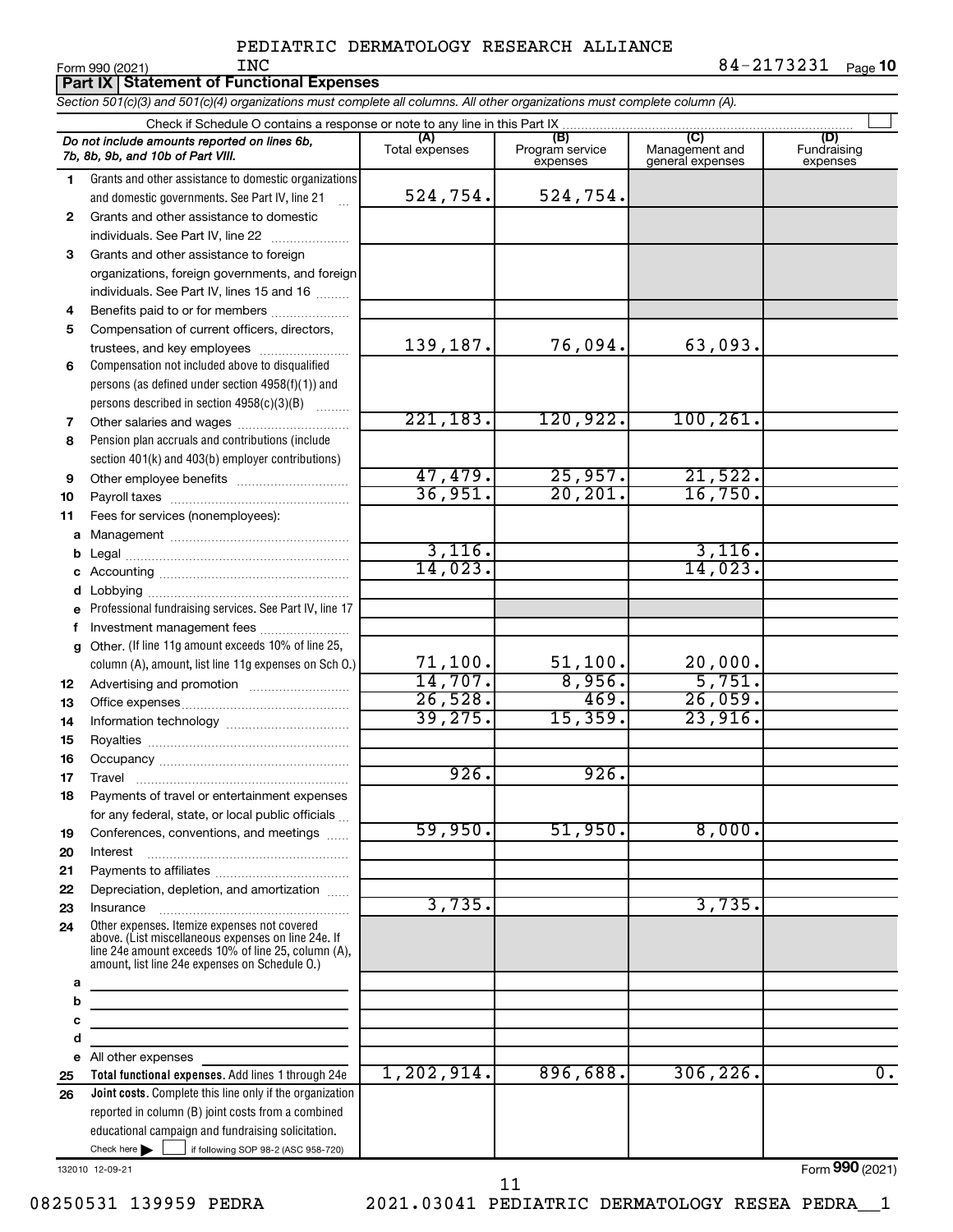PEDIATRIC DERMATOLOGY RESEARCH ALLIANCE INC

Form 990 (2021) 84-2173231 Page **10**

## Part IX Statement of Functional Expenses

*Section 501(c)(3) and 501(c)(4) organizations must complete all columns. All other organizations must complete column (A).*

Check if Schedule O contains a response or note to any line in this Part IX

| *Do not include amounts reported on lines 6b, 7b, 8b, 9b, and 10b of Part VIII.* | (A) Total expenses | (B) Program service expenses | (C) Management and general expenses | (D) Fundraising expenses |
|---|---|---|---|---|
| **1** Grants and other assistance to domestic organizations and domestic governments. See Part IV, line 21 | 524,754. | 524,754. | | |
| **2** Grants and other assistance to domestic individuals. See Part IV, line 22 | | | | |
| **3** Grants and other assistance to foreign organizations, foreign governments, and foreign individuals. See Part IV, lines 15 and 16 | | | | |
| **4** Benefits paid to or for members | | | | |
| **5** Compensation of current officers, directors, trustees, and key employees | 139,187. | 76,094. | 63,093. | |
| **6** Compensation not included above to disqualified persons (as defined under section 4958(f)(1)) and persons described in section 4958(c)(3)(B) | | | | |
| **7** Other salaries and wages | 221,183. | 120,922. | 100,261. | |
| **8** Pension plan accruals and contributions (include section 401(k) and 403(b) employer contributions) | | | | |
| **9** Other employee benefits | 47,479. | 25,957. | 21,522. | |
| **10** Payroll taxes | 36,951. | 20,201. | 16,750. | |
| **11** Fees for services (nonemployees): | | | | |
| **a** Management | | | | |
| **b** Legal | 3,116. | | 3,116. | |
| **c** Accounting | 14,023. | | 14,023. | |
| **d** Lobbying | | | | |
| **e** Professional fundraising services. See Part IV, line 17 | | | | |
| **f** Investment management fees | | | | |
| **g** Other. (If line 11g amount exceeds 10% of line 25, column (A), amount, list line 11g expenses on Sch O.) | 71,100. | 51,100. | 20,000. | |
| **12** Advertising and promotion | 14,707. | 8,956. | 5,751. | |
| **13** Office expenses | 26,528. | 469. | 26,059. | |
| **14** Information technology | 39,275. | 15,359. | 23,916. | |
| **15** Royalties | | | | |
| **16** Occupancy | | | | |
| **17** Travel | 926. | 926. | | |
| **18** Payments of travel or entertainment expenses for any federal, state, or local public officials | | | | |
| **19** Conferences, conventions, and meetings | 59,950. | 51,950. | 8,000. | |
| **20** Interest | | | | |
| **21** Payments to affiliates | | | | |
| **22** Depreciation, depletion, and amortization | | | | |
| **23** Insurance | 3,735. | | 3,735. | |
| **24** Other expenses. Itemize expenses not covered above. (List miscellaneous expenses on line 24e. If line 24e amount exceeds 10% of line 25, column (A), amount, list line 24e expenses on Schedule O.) | | | | |
| **a** | | | | |
| **b** | | | | |
| **c** | | | | |
| **d** | | | | |
| **e** All other expenses | | | | |
| **25 Total functional expenses.** Add lines 1 through 24e | 1,202,914. | 896,688. | 306,226. | 0. |
| **26 Joint costs.** Complete this line only if the organization reported in column (B) joint costs from a combined educational campaign and fundraising solicitation. Check here ☐ if following SOP 98-2 (ASC 958-720) | | | | |

132010 12-09-21

Form **990** (2021)

08250531 139959 PEDRA 2021.03041 PEDIATRIC DERMATOLOGY RESEA PEDRA__1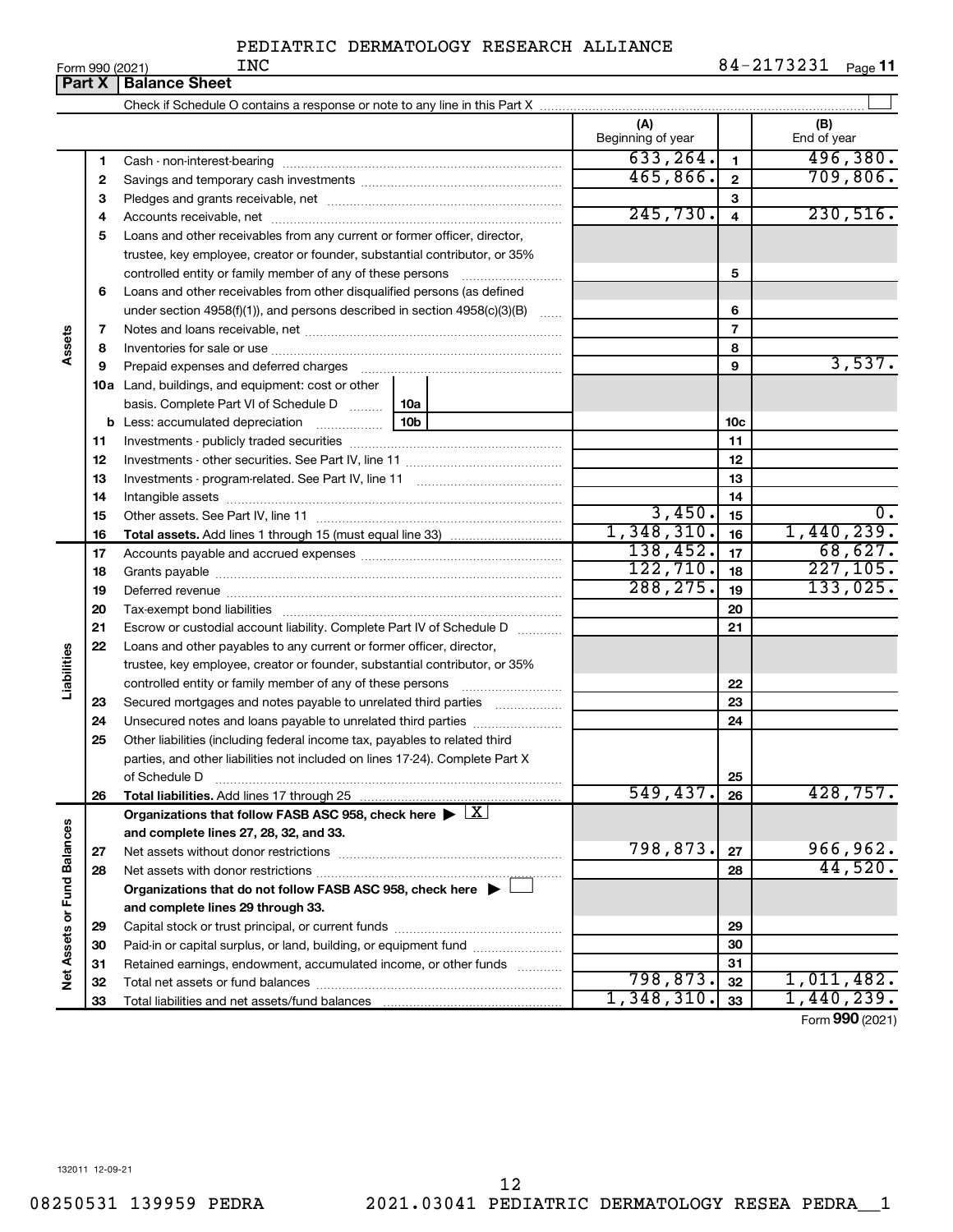PEDIATRIC DERMATOLOGY RESEARCH ALLIANCE INC

Form 990 (2021) 84-2173231 Page **11**

## Part X | Balance Sheet

Check if Schedule O contains a response or note to any line in this Part X ☐

| | | | (A) Beginning of year | | (B) End of year |
|---|---|---|---|---|---|
| **Assets** | 1 | Cash - non-interest-bearing | 633,264. | 1 | 496,380. |
| | 2 | Savings and temporary cash investments | 465,866. | 2 | 709,806. |
| | 3 | Pledges and grants receivable, net | | 3 | |
| | 4 | Accounts receivable, net | 245,730. | 4 | 230,516. |
| | 5 | Loans and other receivables from any current or former officer, director, trustee, key employee, creator or founder, substantial contributor, or 35% controlled entity or family member of any of these persons | | 5 | |
| | 6 | Loans and other receivables from other disqualified persons (as defined under section 4958(f)(1)), and persons described in section 4958(c)(3)(B) | | 6 | |
| | 7 | Notes and loans receivable, net | | 7 | |
| | 8 | Inventories for sale or use | | 8 | |
| | 9 | Prepaid expenses and deferred charges | | 9 | 3,537. |
| | 10a | Land, buildings, and equipment: cost or other basis. Complete Part VI of Schedule D — 10a | | | |
| | b | Less: accumulated depreciation — 10b | | 10c | |
| | 11 | Investments - publicly traded securities | | 11 | |
| | 12 | Investments - other securities. See Part IV, line 11 | | 12 | |
| | 13 | Investments - program-related. See Part IV, line 11 | | 13 | |
| | 14 | Intangible assets | | 14 | |
| | 15 | Other assets. See Part IV, line 11 | 3,450. | 15 | 0. |
| | 16 | **Total assets.** Add lines 1 through 15 (must equal line 33) | 1,348,310. | 16 | 1,440,239. |
| **Liabilities** | 17 | Accounts payable and accrued expenses | 138,452. | 17 | 68,627. |
| | 18 | Grants payable | 122,710. | 18 | 227,105. |
| | 19 | Deferred revenue | 288,275. | 19 | 133,025. |
| | 20 | Tax-exempt bond liabilities | | 20 | |
| | 21 | Escrow or custodial account liability. Complete Part IV of Schedule D | | 21 | |
| | 22 | Loans and other payables to any current or former officer, director, trustee, key employee, creator or founder, substantial contributor, or 35% controlled entity or family member of any of these persons | | 22 | |
| | 23 | Secured mortgages and notes payable to unrelated third parties | | 23 | |
| | 24 | Unsecured notes and loans payable to unrelated third parties | | 24 | |
| | 25 | Other liabilities (including federal income tax, payables to related third parties, and other liabilities not included on lines 17-24). Complete Part X of Schedule D | | 25 | |
| | 26 | **Total liabilities.** Add lines 17 through 25 | 549,437. | 26 | 428,757. |
| **Net Assets or Fund Balances** | | **Organizations that follow FASB ASC 958, check here ▶ ☒ and complete lines 27, 28, 32, and 33.** | | | |
| | 27 | Net assets without donor restrictions | 798,873. | 27 | 966,962. |
| | 28 | Net assets with donor restrictions | | 28 | 44,520. |
| | | **Organizations that do not follow FASB ASC 958, check here ▶ ☐ and complete lines 29 through 33.** | | | |
| | 29 | Capital stock or trust principal, or current funds | | 29 | |
| | 30 | Paid-in or capital surplus, or land, building, or equipment fund | | 30 | |
| | 31 | Retained earnings, endowment, accumulated income, or other funds | | 31 | |
| | 32 | Total net assets or fund balances | 798,873. | 32 | 1,011,482. |
| | 33 | Total liabilities and net assets/fund balances | 1,348,310. | 33 | 1,440,239. |

Form **990** (2021)

132011 12-09-21

08250531 139959 PEDRA 2021.03041 PEDIATRIC DERMATOLOGY RESEA PEDRA__1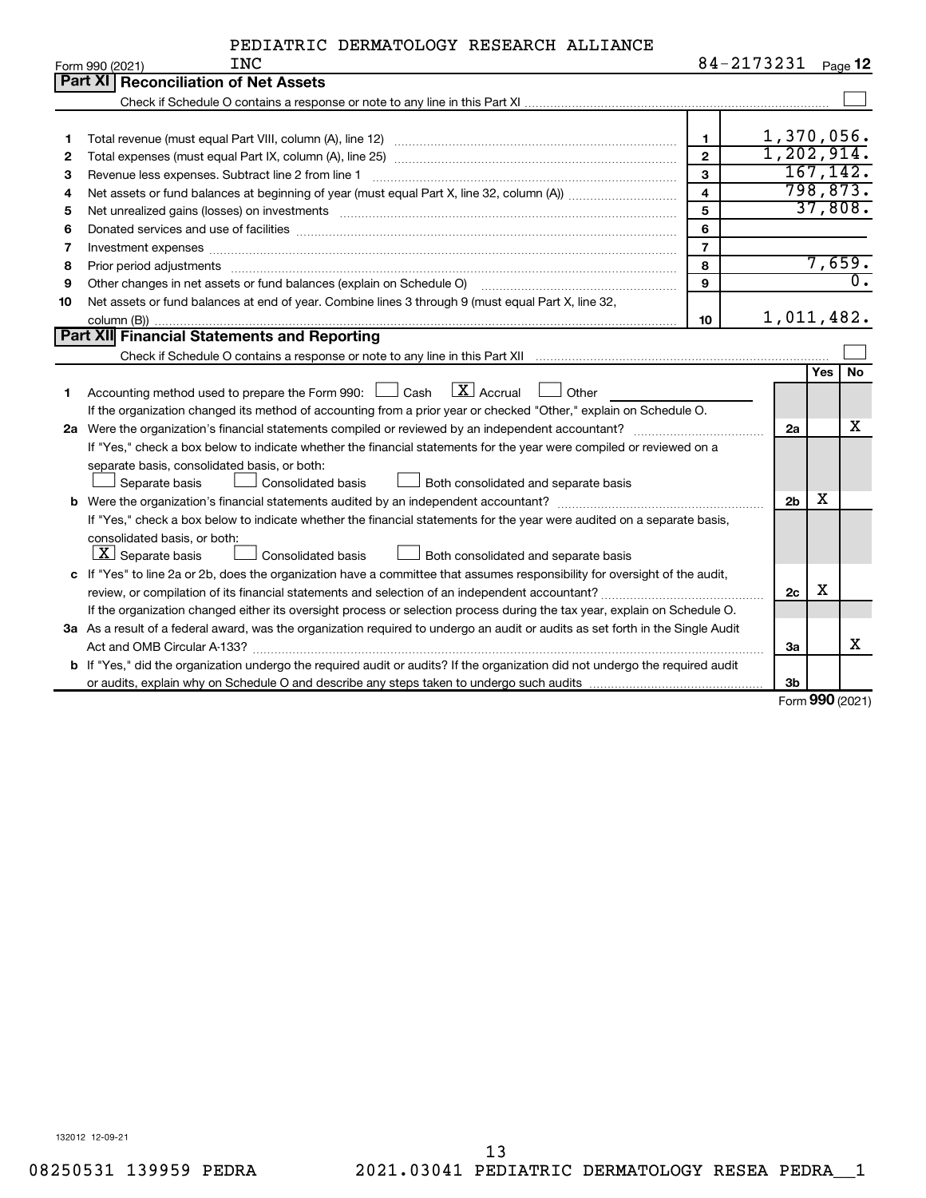PEDIATRIC DERMATOLOGY RESEARCH ALLIANCE INC — 84-2173231

Form 990 (2021) Page **12**

## Part XI Reconciliation of Net Assets

Check if Schedule O contains a response or note to any line in this Part XI ☐

| | | | |
|---|---|---|---|
| 1 | Total revenue (must equal Part VIII, column (A), line 12) | 1 | 1,370,056. |
| 2 | Total expenses (must equal Part IX, column (A), line 25) | 2 | 1,202,914. |
| 3 | Revenue less expenses. Subtract line 2 from line 1 | 3 | 167,142. |
| 4 | Net assets or fund balances at beginning of year (must equal Part X, line 32, column (A)) | 4 | 798,873. |
| 5 | Net unrealized gains (losses) on investments | 5 | 37,808. |
| 6 | Donated services and use of facilities | 6 | |
| 7 | Investment expenses | 7 | |
| 8 | Prior period adjustments | 8 | 7,659. |
| 9 | Other changes in net assets or fund balances (explain on Schedule O) | 9 | 0. |
| 10 | Net assets or fund balances at end of year. Combine lines 3 through 9 (must equal Part X, line 32, column (B)) | 10 | 1,011,482. |

## Part XII Financial Statements and Reporting

Check if Schedule O contains a response or note to any line in this Part XII ☐

| | | | Yes | No |
|---|---|---|---|---|
| 1 | Accounting method used to prepare the Form 990: ☐ Cash ☒ Accrual ☐ Other<br>If the organization changed its method of accounting from a prior year or checked "Other," explain on Schedule O. | | | |
| 2a | Were the organization's financial statements compiled or reviewed by an independent accountant?<br>If "Yes," check a box below to indicate whether the financial statements for the year were compiled or reviewed on a separate basis, consolidated basis, or both:<br>☐ Separate basis ☐ Consolidated basis ☐ Both consolidated and separate basis | 2a | | X |
| b | Were the organization's financial statements audited by an independent accountant?<br>If "Yes," check a box below to indicate whether the financial statements for the year were audited on a separate basis, consolidated basis, or both:<br>☒ Separate basis ☐ Consolidated basis ☐ Both consolidated and separate basis | 2b | X | |
| c | If "Yes" to line 2a or 2b, does the organization have a committee that assumes responsibility for oversight of the audit, review, or compilation of its financial statements and selection of an independent accountant?<br>If the organization changed either its oversight process or selection process during the tax year, explain on Schedule O. | 2c | X | |
| 3a | As a result of a federal award, was the organization required to undergo an audit or audits as set forth in the Single Audit Act and OMB Circular A-133? | 3a | | X |
| b | If "Yes," did the organization undergo the required audit or audits? If the organization did not undergo the required audit or audits, explain why on Schedule O and describe any steps taken to undergo such audits | 3b | | |

Form **990** (2021)

132012 12-09-21

08250531 139959 PEDRA 2021.03041 PEDIATRIC DERMATOLOGY RESEA PEDRA__1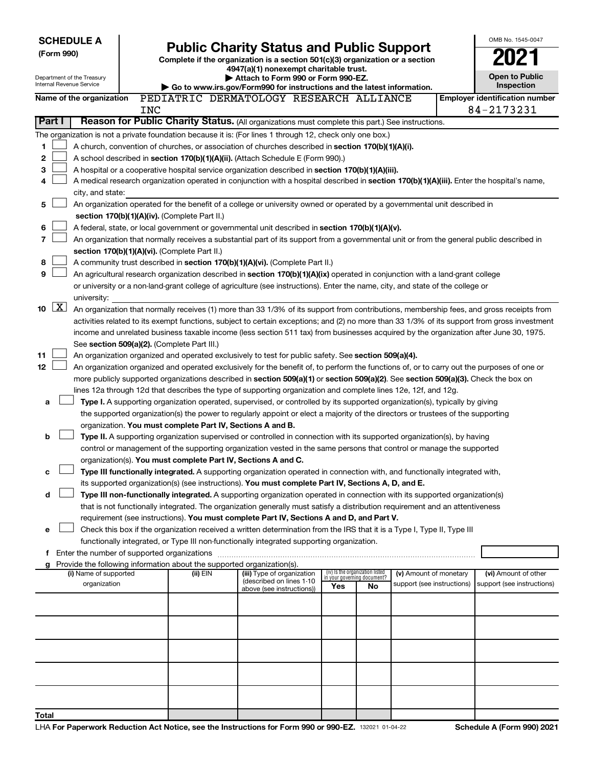**SCHEDULE A**
**(Form 990)**

Department of the Treasury
Internal Revenue Service

# Public Charity Status and Public Support

**Complete if the organization is a section 501(c)(3) organization or a section 4947(a)(1) nonexempt charitable trust.**
**▶ Attach to Form 990 or Form 990-EZ.**
**▶ Go to www.irs.gov/Form990 for instructions and the latest information.**

OMB No. 1545-0047
**2021**
**Open to Public Inspection**

**Name of the organization** PEDIATRIC DERMATOLOGY RESEARCH ALLIANCE INC

**Employer identification number** 84-2173231

## Part I Reason for Public Charity Status. (All organizations must complete this part.) See instructions.

The organization is not a private foundation because it is: (For lines 1 through 12, check only one box.)

1. ☐ A church, convention of churches, or association of churches described in **section 170(b)(1)(A)(i).**
2. ☐ A school described in **section 170(b)(1)(A)(ii).** (Attach Schedule E (Form 990).)
3. ☐ A hospital or a cooperative hospital service organization described in **section 170(b)(1)(A)(iii).**
4. ☐ A medical research organization operated in conjunction with a hospital described in **section 170(b)(1)(A)(iii).** Enter the hospital's name, city, and state:
5. ☐ An organization operated for the benefit of a college or university owned or operated by a governmental unit described in **section 170(b)(1)(A)(iv).** (Complete Part II.)
6. ☐ A federal, state, or local government or governmental unit described in **section 170(b)(1)(A)(v).**
7. ☐ An organization that normally receives a substantial part of its support from a governmental unit or from the general public described in **section 170(b)(1)(A)(vi).** (Complete Part II.)
8. ☐ A community trust described in **section 170(b)(1)(A)(vi).** (Complete Part II.)
9. ☐ An agricultural research organization described in **section 170(b)(1)(A)(ix)** operated in conjunction with a land-grant college or university or a non-land-grant college of agriculture (see instructions). Enter the name, city, and state of the college or university:
10. ☒ An organization that normally receives (1) more than 33 1/3% of its support from contributions, membership fees, and gross receipts from activities related to its exempt functions, subject to certain exceptions; and (2) no more than 33 1/3% of its support from gross investment income and unrelated business taxable income (less section 511 tax) from businesses acquired by the organization after June 30, 1975. See **section 509(a)(2).** (Complete Part III.)
11. ☐ An organization organized and operated exclusively to test for public safety. See **section 509(a)(4).**
12. ☐ An organization organized and operated exclusively for the benefit of, to perform the functions of, or to carry out the purposes of one or more publicly supported organizations described in **section 509(a)(1)** or **section 509(a)(2).** See **section 509(a)(3).** Check the box on lines 12a through 12d that describes the type of supporting organization and complete lines 12e, 12f, and 12g.
   - **a** ☐ **Type I.** A supporting organization operated, supervised, or controlled by its supported organization(s), typically by giving the supported organization(s) the power to regularly appoint or elect a majority of the directors or trustees of the supporting organization. **You must complete Part IV, Sections A and B.**
   - **b** ☐ **Type II.** A supporting organization supervised or controlled in connection with its supported organization(s), by having control or management of the supporting organization vested in the same persons that control or manage the supported organization(s). **You must complete Part IV, Sections A and C.**
   - **c** ☐ **Type III functionally integrated.** A supporting organization operated in connection with, and functionally integrated with, its supported organization(s) (see instructions). **You must complete Part IV, Sections A, D, and E.**
   - **d** ☐ **Type III non-functionally integrated.** A supporting organization operated in connection with its supported organization(s) that is not functionally integrated. The organization generally must satisfy a distribution requirement and an attentiveness requirement (see instructions). **You must complete Part IV, Sections A and D, and Part V.**
   - **e** ☐ Check this box if the organization received a written determination from the IRS that it is a Type I, Type II, Type III functionally integrated, or Type III non-functionally integrated supporting organization.
   - **f** Enter the number of supported organizations
   - **g** Provide the following information about the supported organization(s).

| (i) Name of supported organization | (ii) EIN | (iii) Type of organization (described on lines 1-10 above (see instructions)) | (iv) Is the organization listed in your governing document? Yes | No | (v) Amount of monetary support (see instructions) | (vi) Amount of other support (see instructions) |
|---|---|---|---|---|---|---|
| | | | | | | |
| | | | | | | |
| | | | | | | |
| | | | | | | |
| | | | | | | |
| **Total** | | | | | | |

LHA **For Paperwork Reduction Act Notice, see the Instructions for Form 990 or 990-EZ.** 132021 01-04-22 **Schedule A (Form 990) 2021**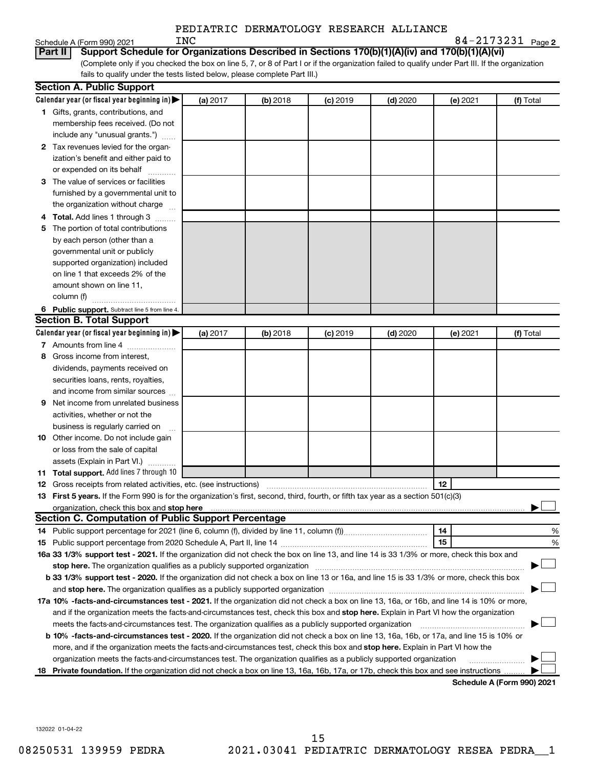PEDIATRIC DERMATOLOGY RESEARCH ALLIANCE INC

Schedule A (Form 990) 2021 — 84-2173231 Page 2

**Part II Support Schedule for Organizations Described in Sections 170(b)(1)(A)(iv) and 170(b)(1)(A)(vi)**

(Complete only if you checked the box on line 5, 7, or 8 of Part I or if the organization failed to qualify under Part III. If the organization fails to qualify under the tests listed below, please complete Part III.)

**Section A. Public Support**

| Calendar year (or fiscal year beginning in) ▶ | (a) 2017 | (b) 2018 | (c) 2019 | (d) 2020 | (e) 2021 | (f) Total |
|---|---|---|---|---|---|---|
| **1** Gifts, grants, contributions, and membership fees received. (Do not include any "unusual grants.") | | | | | | |
| **2** Tax revenues levied for the organization's benefit and either paid to or expended on its behalf | | | | | | |
| **3** The value of services or facilities furnished by a governmental unit to the organization without charge | | | | | | |
| **4 Total.** Add lines 1 through 3 | | | | | | |
| **5** The portion of total contributions by each person (other than a governmental unit or publicly supported organization) included on line 1 that exceeds 2% of the amount shown on line 11, column (f) | | | | | | |
| **6 Public support.** Subtract line 5 from line 4. | | | | | | |

**Section B. Total Support**

| Calendar year (or fiscal year beginning in) ▶ | (a) 2017 | (b) 2018 | (c) 2019 | (d) 2020 | (e) 2021 | (f) Total |
|---|---|---|---|---|---|---|
| **7** Amounts from line 4 | | | | | | |
| **8** Gross income from interest, dividends, payments received on securities loans, rents, royalties, and income from similar sources | | | | | | |
| **9** Net income from unrelated business activities, whether or not the business is regularly carried on | | | | | | |
| **10** Other income. Do not include gain or loss from the sale of capital assets (Explain in Part VI.) | | | | | | |
| **11 Total support.** Add lines 7 through 10 | | | | | | |

**12** Gross receipts from related activities, etc. (see instructions) — **12**

**13 First 5 years.** If the Form 990 is for the organization's first, second, third, fourth, or fifth tax year as a 501(c)(3) organization, check this box and **stop here** ▶ ☐

**Section C. Computation of Public Support Percentage**

**14** Public support percentage for 2021 (line 6, column (f), divided by line 11, column (f)) — **14** %

**15** Public support percentage from 2020 Schedule A, Part II, line 14 — **15** %

**16a 33 1/3% support test - 2021.** If the organization did not check the box on line 13, and line 14 is 33 1/3% or more, check this box and **stop here.** The organization qualifies as a publicly supported organization ▶ ☐

**b 33 1/3% support test - 2020.** If the organization did not check a box on line 13 or 16a, and line 15 is 33 1/3% or more, check this box and **stop here.** The organization qualifies as a publicly supported organization ▶ ☐

**17a 10% -facts-and-circumstances test - 2021.** If the organization did not check a box on line 13, 16a, or 16b, and line 14 is 10% or more, and if the organization meets the facts-and-circumstances test, check this box and **stop here.** Explain in Part VI how the organization meets the facts-and-circumstances test. The organization qualifies as a publicly supported organization ▶ ☐

**b 10% -facts-and-circumstances test - 2020.** If the organization did not check a box on line 13, 16a, 16b, or 17a, and line 15 is 10% or more, and if the organization meets the facts-and-circumstances test, check this box and **stop here.** Explain in Part VI how the organization meets the facts-and-circumstances test. The organization qualifies as a publicly supported organization ▶ ☐

**18 Private foundation.** If the organization did not check a box on line 13, 16a, 16b, 17a, or 17b, check this box and see instructions ▶ ☐

**Schedule A (Form 990) 2021**

132022 01-04-22

08250531 139959 PEDRA 2021.03041 PEDIATRIC DERMATOLOGY RESEA PEDRA__1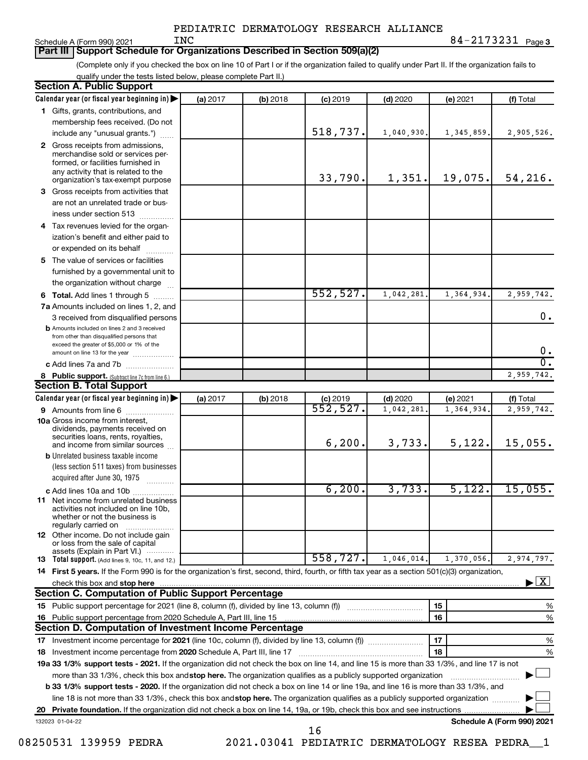PEDIATRIC DERMATOLOGY RESEARCH ALLIANCE INC

Schedule A (Form 990) 2021 — 84-2173231 Page 3

## Part III Support Schedule for Organizations Described in Section 509(a)(2)

(Complete only if you checked the box on line 10 of Part I or if the organization failed to qualify under Part II. If the organization fails to qualify under the tests listed below, please complete Part II.)

### Section A. Public Support

| Calendar year (or fiscal year beginning in) | (a) 2017 | (b) 2018 | (c) 2019 | (d) 2020 | (e) 2021 | (f) Total |
|---|---|---|---|---|---|---|
| 1 Gifts, grants, contributions, and membership fees received. (Do not include any "unusual grants.") | | | 518,737. | 1,040,930. | 1,345,859. | 2,905,526. |
| 2 Gross receipts from admissions, merchandise sold or services performed, or facilities furnished in any activity that is related to the organization's tax-exempt purpose | | | 33,790. | 1,351. | 19,075. | 54,216. |
| 3 Gross receipts from activities that are not an unrelated trade or business under section 513 | | | | | | |
| 4 Tax revenues levied for the organization's benefit and either paid to or expended on its behalf | | | | | | |
| 5 The value of services or facilities furnished by a governmental unit to the organization without charge | | | | | | |
| 6 Total. Add lines 1 through 5 | | | 552,527. | 1,042,281. | 1,364,934. | 2,959,742. |
| 7a Amounts included on lines 1, 2, and 3 received from disqualified persons | | | | | | 0. |
| b Amounts included on lines 2 and 3 received from other than disqualified persons that exceed the greater of $5,000 or 1% of the amount on line 13 for the year | | | | | | 0. |
| c Add lines 7a and 7b | | | | | | 0. |
| 8 Public support. (Subtract line 7c from line 6.) | | | | | | 2,959,742. |

### Section B. Total Support

| Calendar year (or fiscal year beginning in) | (a) 2017 | (b) 2018 | (c) 2019 | (d) 2020 | (e) 2021 | (f) Total |
|---|---|---|---|---|---|---|
| 9 Amounts from line 6 | | | 552,527. | 1,042,281. | 1,364,934. | 2,959,742. |
| 10a Gross income from interest, dividends, payments received on securities loans, rents, royalties, and income from similar sources | | | 6,200. | 3,733. | 5,122. | 15,055. |
| b Unrelated business taxable income (less section 511 taxes) from businesses acquired after June 30, 1975 | | | | | | |
| c Add lines 10a and 10b | | | 6,200. | 3,733. | 5,122. | 15,055. |
| 11 Net income from unrelated business activities not included on line 10b, whether or not the business is regularly carried on | | | | | | |
| 12 Other income. Do not include gain or loss from the sale of capital assets (Explain in Part VI.) | | | | | | |
| 13 Total support. (Add lines 9, 10c, 11, and 12.) | | | 558,727. | 1,046,014. | 1,370,056. | 2,974,797. |

14 **First 5 years.** If the Form 990 is for the organization's first, second, third, fourth, or fifth tax year as a section 501(c)(3) organization, check this box and **stop here** ▶ [X]

### Section C. Computation of Public Support Percentage

| | | | |
|---|---|---|---|
| 15 | Public support percentage for 2021 (line 8, column (f), divided by line 13, column (f)) | 15 | % |
| 16 | Public support percentage from 2020 Schedule A, Part III, line 15 | 16 | % |

### Section D. Computation of Investment Income Percentage

| | | | |
|---|---|---|---|
| 17 | Investment income percentage for **2021** (line 10c, column (f), divided by line 13, column (f)) | 17 | % |
| 18 | Investment income percentage from **2020** Schedule A, Part III, line 17 | 18 | % |

**19a 33 1/3% support tests - 2021.** If the organization did not check the box on line 14, and line 15 is more than 33 1/3%, and line 17 is not more than 33 1/3%, check this box and **stop here.** The organization qualifies as a publicly supported organization ▶ [ ]

**b 33 1/3% support tests - 2020.** If the organization did not check a box on line 14 or line 19a, and line 16 is more than 33 1/3%, and line 18 is not more than 33 1/3%, check this box and **stop here.** The organization qualifies as a publicly supported organization ▶ [ ]

**20 Private foundation.** If the organization did not check a box on line 14, 19a, or 19b, check this box and see instructions ▶ [ ]

132023 01-04-22 — **Schedule A (Form 990) 2021**

08250531 139959 PEDRA — 2021.03041 PEDIATRIC DERMATOLOGY RESEA PEDRA__1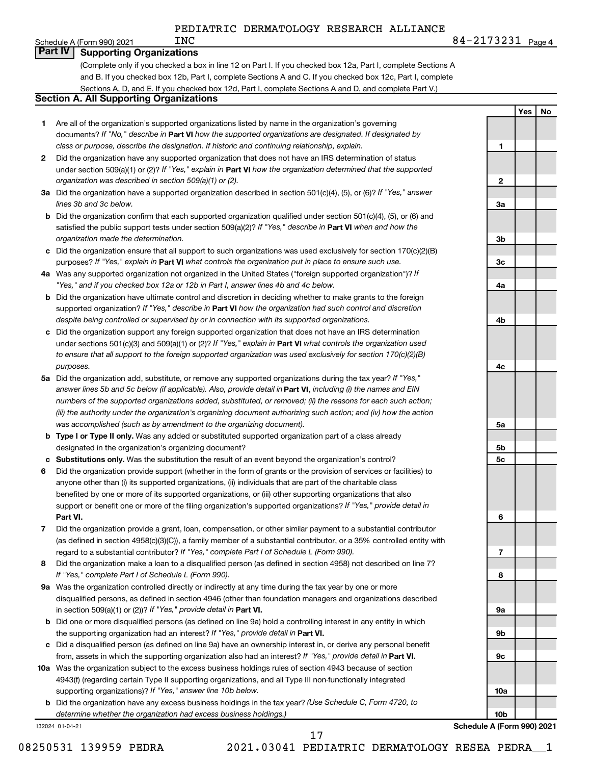PEDIATRIC DERMATOLOGY RESEARCH ALLIANCE INC

Schedule A (Form 990) 2021 — 84-2173231 Page 4

## Part IV Supporting Organizations

(Complete only if you checked a box in line 12 on Part I. If you checked box 12a, Part I, complete Sections A and B. If you checked box 12b, Part I, complete Sections A and C. If you checked box 12c, Part I, complete Sections A, D, and E. If you checked box 12d, Part I, complete Sections A and D, and complete Part V.)

### Section A. All Supporting Organizations

| | | | Yes | No |
|---|---|---|---|---|
| **1** | Are all of the organization's supported organizations listed by name in the organization's governing documents? *If "No," describe in* **Part VI** *how the supported organizations are designated. If designated by class or purpose, describe the designation. If historic and continuing relationship, explain.* | 1 | | |
| **2** | Did the organization have any supported organization that does not have an IRS determination of status under section 509(a)(1) or (2)? *If "Yes," explain in* **Part VI** *how the organization determined that the supported organization was described in section 509(a)(1) or (2).* | 2 | | |
| **3a** | Did the organization have a supported organization described in section 501(c)(4), (5), or (6)? *If "Yes," answer lines 3b and 3c below.* | 3a | | |
| **b** | Did the organization confirm that each supported organization qualified under section 501(c)(4), (5), or (6) and satisfied the public support tests under section 509(a)(2)? *If "Yes," describe in* **Part VI** *when and how the organization made the determination.* | 3b | | |
| **c** | Did the organization ensure that all support to such organizations was used exclusively for section 170(c)(2)(B) purposes? *If "Yes," explain in* **Part VI** *what controls the organization put in place to ensure such use.* | 3c | | |
| **4a** | Was any supported organization not organized in the United States ("foreign supported organization")? *If "Yes," and if you checked box 12a or 12b in Part I, answer lines 4b and 4c below.* | 4a | | |
| **b** | Did the organization have ultimate control and discretion in deciding whether to make grants to the foreign supported organization? *If "Yes," describe in* **Part VI** *how the organization had such control and discretion despite being controlled or supervised by or in connection with its supported organizations.* | 4b | | |
| **c** | Did the organization support any foreign supported organization that does not have an IRS determination under sections 501(c)(3) and 509(a)(1) or (2)? *If "Yes," explain in* **Part VI** *what controls the organization used to ensure that all support to the foreign supported organization was used exclusively for section 170(c)(2)(B) purposes.* | 4c | | |
| **5a** | Did the organization add, substitute, or remove any supported organizations during the tax year? *If "Yes," answer lines 5b and 5c below (if applicable). Also, provide detail in* **Part VI,** *including (i) the names and EIN numbers of the supported organizations added, substituted, or removed; (ii) the reasons for each such action; (iii) the authority under the organization's organizing document authorizing such action; and (iv) how the action was accomplished (such as by amendment to the organizing document).* | 5a | | |
| **b** | **Type I or Type II only.** Was any added or substituted supported organization part of a class already designated in the organization's organizing document? | 5b | | |
| **c** | **Substitutions only.** Was the substitution the result of an event beyond the organization's control? | 5c | | |
| **6** | Did the organization provide support (whether in the form of grants or the provision of services or facilities) to anyone other than (i) its supported organizations, (ii) individuals that are part of the charitable class benefited by one or more of its supported organizations, or (iii) other supporting organizations that also support or benefit one or more of the filing organization's supported organizations? *If "Yes," provide detail in* **Part VI.** | 6 | | |
| **7** | Did the organization provide a grant, loan, compensation, or other similar payment to a substantial contributor (as defined in section 4958(c)(3)(C)), a family member of a substantial contributor, or a 35% controlled entity with regard to a substantial contributor? *If "Yes," complete Part I of Schedule L (Form 990).* | 7 | | |
| **8** | Did the organization make a loan to a disqualified person (as defined in section 4958) not described on line 7? *If "Yes," complete Part I of Schedule L (Form 990).* | 8 | | |
| **9a** | Was the organization controlled directly or indirectly at any time during the tax year by one or more disqualified persons, as defined in section 4946 (other than foundation managers and organizations described in section 509(a)(1) or (2))? *If "Yes," provide detail in* **Part VI.** | 9a | | |
| **b** | Did one or more disqualified persons (as defined on line 9a) hold a controlling interest in any entity in which the supporting organization had an interest? *If "Yes," provide detail in* **Part VI.** | 9b | | |
| **c** | Did a disqualified person (as defined on line 9a) have an ownership interest in, or derive any personal benefit from, assets in which the supporting organization also had an interest? *If "Yes," provide detail in* **Part VI.** | 9c | | |
| **10a** | Was the organization subject to the excess business holdings rules of section 4943 because of section 4943(f) (regarding certain Type II supporting organizations, and all Type III non-functionally integrated supporting organizations)? *If "Yes," answer line 10b below.* | 10a | | |
| **b** | Did the organization have any excess business holdings in the tax year? *(Use Schedule C, Form 4720, to determine whether the organization had excess business holdings.)* | 10b | | |

132024 01-04-21 — Schedule A (Form 990) 2021

08250531 139959 PEDRA 2021.03041 PEDIATRIC DERMATOLOGY RESEA PEDRA__1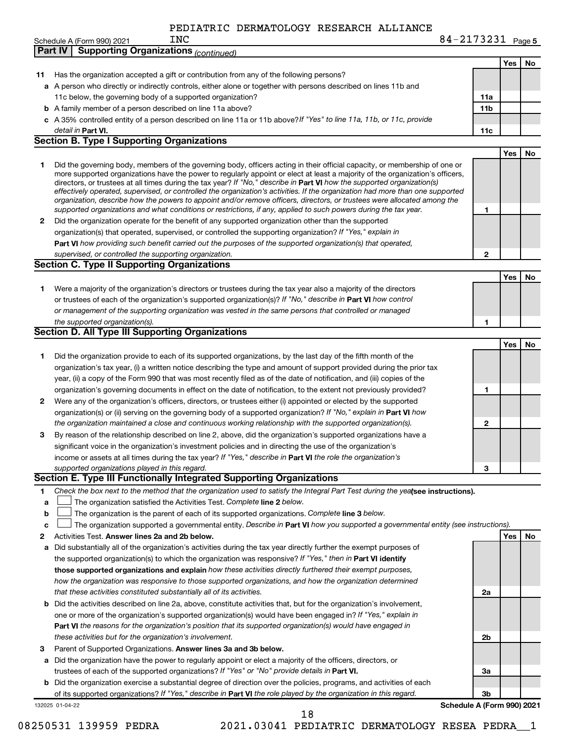PEDIATRIC DERMATOLOGY RESEARCH ALLIANCE INC

84-2173231

## Part IV Supporting Organizations *(continued)*

| | | | Yes | No |
|---|---|---|---|---|
| **11** | Has the organization accepted a gift or contribution from any of the following persons? | | | |
| **a** | A person who directly or indirectly controls, either alone or together with persons described on lines 11b and 11c below, the governing body of a supported organization? | 11a | | |
| **b** | A family member of a person described on line 11a above? | 11b | | |
| **c** | A 35% controlled entity of a person described on line 11a or 11b above? *If "Yes" to line 11a, 11b, or 11c, provide detail in* **Part VI.** | 11c | | |

### Section B. Type I Supporting Organizations

| | | | Yes | No |
|---|---|---|---|---|
| **1** | Did the governing body, members of the governing body, officers acting in their official capacity, or membership of one or more supported organizations have the power to regularly appoint or elect at least a majority of the organization's officers, directors, or trustees at all times during the tax year? *If "No," describe in* **Part VI** *how the supported organization(s) effectively operated, supervised, or controlled the organization's activities. If the organization had more than one supported organization, describe how the powers to appoint and/or remove officers, directors, or trustees were allocated among the supported organizations and what conditions or restrictions, if any, applied to such powers during the tax year.* | 1 | | |
| **2** | Did the organization operate for the benefit of any supported organization other than the supported organization(s) that operated, supervised, or controlled the supporting organization? *If "Yes," explain in* **Part VI** *how providing such benefit carried out the purposes of the supported organization(s) that operated, supervised, or controlled the supporting organization.* | 2 | | |

### Section C. Type II Supporting Organizations

| | | | Yes | No |
|---|---|---|---|---|
| **1** | Were a majority of the organization's directors or trustees during the tax year also a majority of the directors or trustees of each of the organization's supported organization(s)? *If "No," describe in* **Part VI** *how control or management of the supporting organization was vested in the same persons that controlled or managed the supported organization(s).* | 1 | | |

### Section D. All Type III Supporting Organizations

| | | | Yes | No |
|---|---|---|---|---|
| **1** | Did the organization provide to each of its supported organizations, by the last day of the fifth month of the organization's tax year, (i) a written notice describing the type and amount of support provided during the prior tax year, (ii) a copy of the Form 990 that was most recently filed as of the date of notification, and (iii) copies of the organization's governing documents in effect on the date of notification, to the extent not previously provided? | 1 | | |
| **2** | Were any of the organization's officers, directors, or trustees either (i) appointed or elected by the supported organization(s) or (ii) serving on the governing body of a supported organization? *If "No," explain in* **Part VI** *how the organization maintained a close and continuous working relationship with the supported organization(s).* | 2 | | |
| **3** | By reason of the relationship described on line 2, above, did the organization's supported organizations have a significant voice in the organization's investment policies and in directing the use of the organization's income or assets at all times during the tax year? *If "Yes," describe in* **Part VI** *the role the organization's supported organizations played in this regard.* | 3 | | |

### Section E. Type III Functionally Integrated Supporting Organizations

**1** *Check the box next to the method that the organization used to satisfy the Integral Part Test during the year* **(see instructions).**

- **a** ☐ The organization satisfied the Activities Test. *Complete* **line 2** *below.*
- **b** ☐ The organization is the parent of each of its supported organizations. *Complete* **line 3** *below.*
- **c** ☐ The organization supported a governmental entity. *Describe in* **Part VI** *how you supported a governmental entity (see instructions).*

| | | | Yes | No |
|---|---|---|---|---|
| **2** | Activities Test. **Answer lines 2a and 2b below.** | | | |
| **a** | Did substantially all of the organization's activities during the tax year directly further the exempt purposes of the supported organization(s) to which the organization was responsive? *If "Yes," then in* **Part VI identify those supported organizations and explain** *how these activities directly furthered their exempt purposes, how the organization was responsive to those supported organizations, and how the organization determined that these activities constituted substantially all of its activities.* | 2a | | |
| **b** | Did the activities described on line 2a, above, constitute activities that, but for the organization's involvement, one or more of the organization's supported organization(s) would have been engaged in? *If "Yes," explain in* **Part VI** *the reasons for the organization's position that its supported organization(s) would have engaged in these activities but for the organization's involvement.* | 2b | | |
| **3** | Parent of Supported Organizations. **Answer lines 3a and 3b below.** | | | |
| **a** | Did the organization have the power to regularly appoint or elect a majority of the officers, directors, or trustees of each of the supported organizations? *If "Yes" or "No" provide details in* **Part VI.** | 3a | | |
| **b** | Did the organization exercise a substantial degree of direction over the policies, programs, and activities of each of its supported organizations? *If "Yes," describe in* **Part VI** *the role played by the organization in this regard.* | 3b | | |

132025 01-04-22

**Schedule A (Form 990) 2021**

08250531 139959 PEDRA 2021.03041 PEDIATRIC DERMATOLOGY RESEA PEDRA__1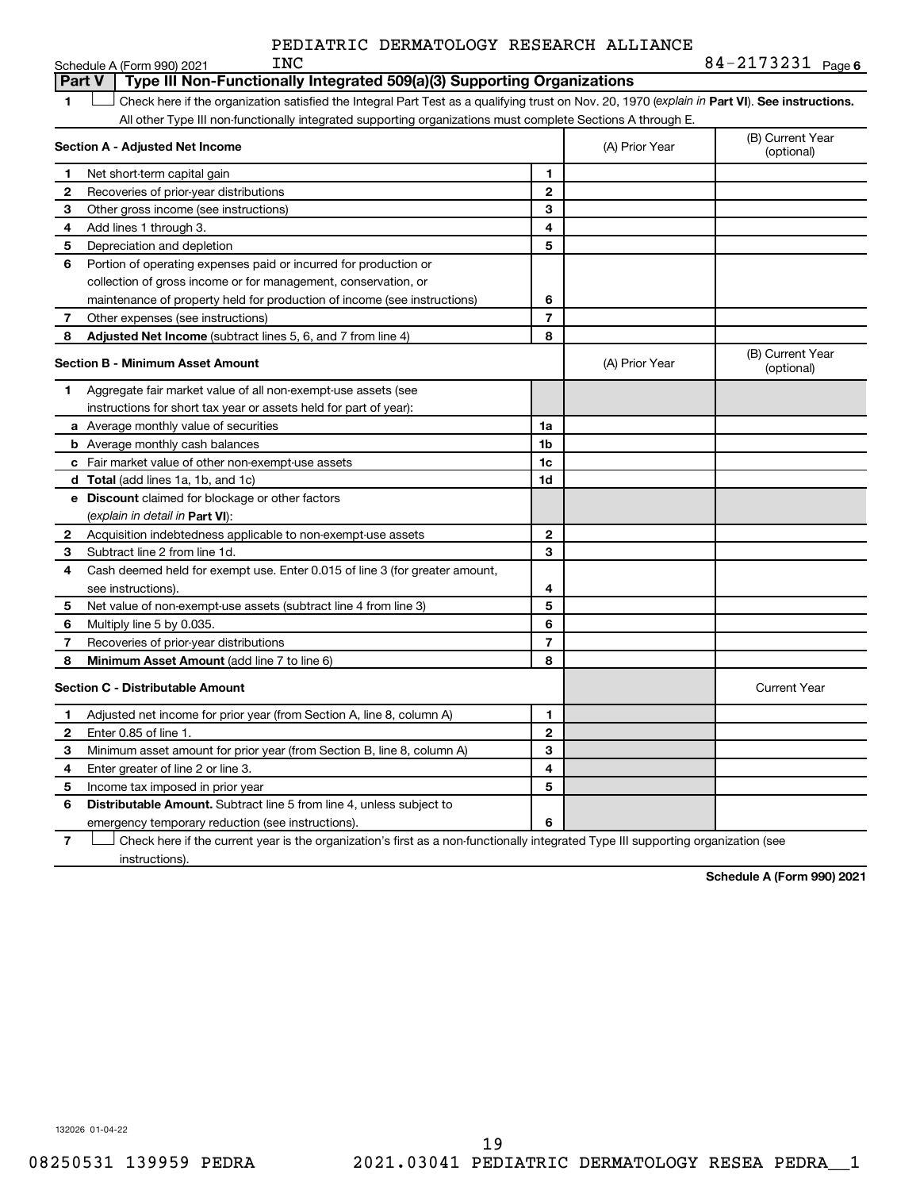PEDIATRIC DERMATOLOGY RESEARCH ALLIANCE INC 84-2173231

## Part V Type III Non-Functionally Integrated 509(a)(3) Supporting Organizations

1 ☐ Check here if the organization satisfied the Integral Part Test as a qualifying trust on Nov. 20, 1970 (*explain in* **Part VI**). **See instructions.** All other Type III non-functionally integrated supporting organizations must complete Sections A through E.

| **Section A - Adjusted Net Income** | | | (A) Prior Year | (B) Current Year (optional) |
|---|---|---|---|---|
| 1 | Net short-term capital gain | 1 | | |
| 2 | Recoveries of prior-year distributions | 2 | | |
| 3 | Other gross income (see instructions) | 3 | | |
| 4 | Add lines 1 through 3. | 4 | | |
| 5 | Depreciation and depletion | 5 | | |
| 6 | Portion of operating expenses paid or incurred for production or collection of gross income or for management, conservation, or maintenance of property held for production of income (see instructions) | 6 | | |
| 7 | Other expenses (see instructions) | 7 | | |
| 8 | **Adjusted Net Income** (subtract lines 5, 6, and 7 from line 4) | 8 | | |

| **Section B - Minimum Asset Amount** | | | (A) Prior Year | (B) Current Year (optional) |
|---|---|---|---|---|
| 1 | Aggregate fair market value of all non-exempt-use assets (see instructions for short tax year or assets held for part of year): | | | |
| a | Average monthly value of securities | 1a | | |
| b | Average monthly cash balances | 1b | | |
| c | Fair market value of other non-exempt-use assets | 1c | | |
| d | **Total** (add lines 1a, 1b, and 1c) | 1d | | |
| e | **Discount** claimed for blockage or other factors (*explain in detail in* **Part VI**): | | | |
| 2 | Acquisition indebtedness applicable to non-exempt-use assets | 2 | | |
| 3 | Subtract line 2 from line 1d. | 3 | | |
| 4 | Cash deemed held for exempt use. Enter 0.015 of line 3 (for greater amount, see instructions). | 4 | | |
| 5 | Net value of non-exempt-use assets (subtract line 4 from line 3) | 5 | | |
| 6 | Multiply line 5 by 0.035. | 6 | | |
| 7 | Recoveries of prior-year distributions | 7 | | |
| 8 | **Minimum Asset Amount** (add line 7 to line 6) | 8 | | |

| **Section C - Distributable Amount** | | | | Current Year |
|---|---|---|---|---|
| 1 | Adjusted net income for prior year (from Section A, line 8, column A) | 1 | | |
| 2 | Enter 0.85 of line 1. | 2 | | |
| 3 | Minimum asset amount for prior year (from Section B, line 8, column A) | 3 | | |
| 4 | Enter greater of line 2 or line 3. | 4 | | |
| 5 | Income tax imposed in prior year | 5 | | |
| 6 | **Distributable Amount.** Subtract line 5 from line 4, unless subject to emergency temporary reduction (see instructions). | 6 | | |

7 ☐ Check here if the current year is the organization's first as a non-functionally integrated Type III supporting organization (see instructions).

**Schedule A (Form 990) 2021**

132026 01-04-22

08250531 139959 PEDRA 2021.03041 PEDIATRIC DERMATOLOGY RESEA PEDRA__1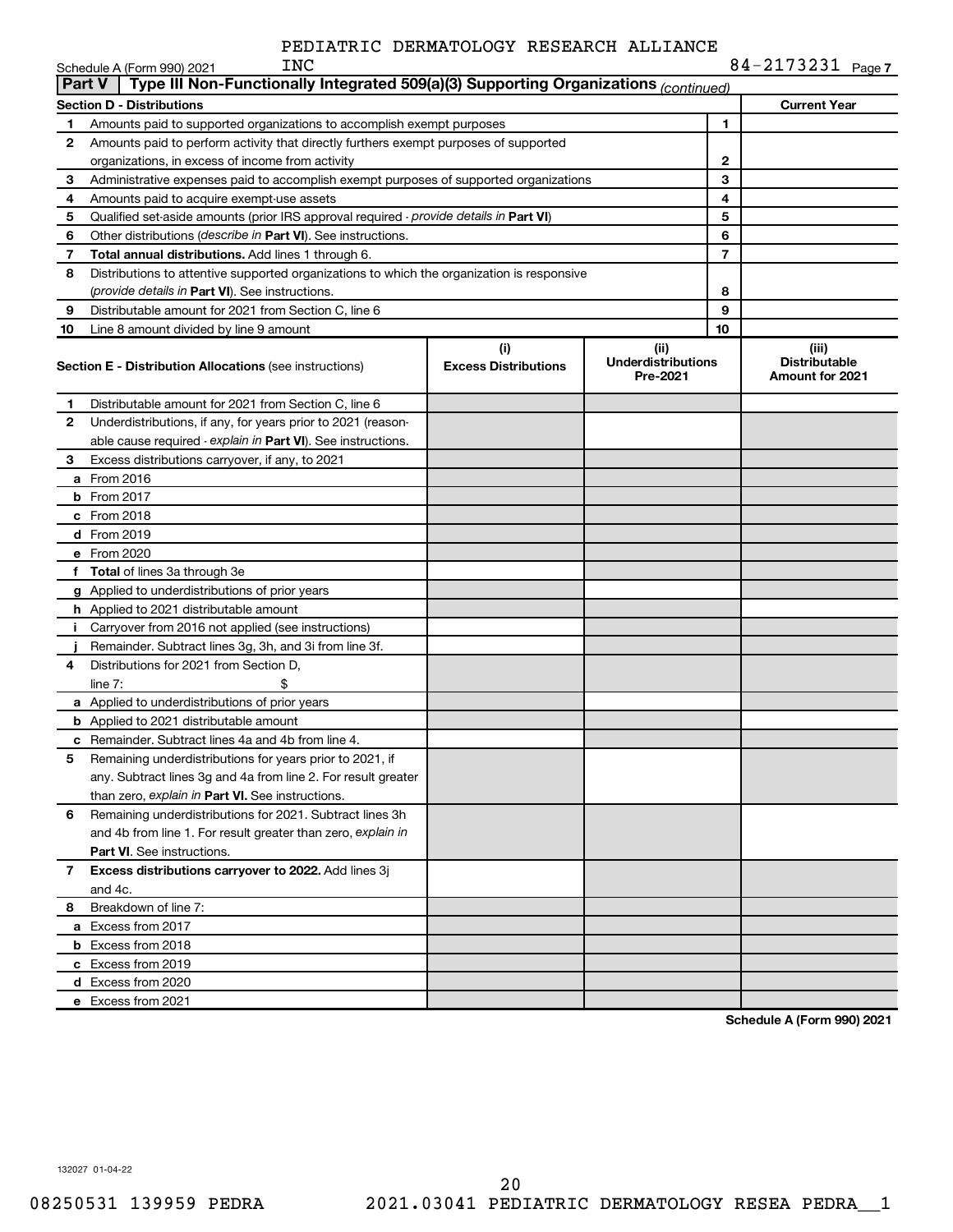PEDIATRIC DERMATOLOGY RESEARCH ALLIANCE INC

Schedule A (Form 990) 2021 — 84-2173231 Page 7

## Part V — Type III Non-Functionally Integrated 509(a)(3) Supporting Organizations *(continued)*

| Section D - Distributions | | | Current Year |
|---|---|---|---|
| 1 | Amounts paid to supported organizations to accomplish exempt purposes | 1 | |
| 2 | Amounts paid to perform activity that directly furthers exempt purposes of supported organizations, in excess of income from activity | 2 | |
| 3 | Administrative expenses paid to accomplish exempt purposes of supported organizations | 3 | |
| 4 | Amounts paid to acquire exempt-use assets | 4 | |
| 5 | Qualified set-aside amounts (prior IRS approval required - *provide details in* **Part VI**) | 5 | |
| 6 | Other distributions (*describe in* **Part VI**). See instructions. | 6 | |
| 7 | **Total annual distributions.** Add lines 1 through 6. | 7 | |
| 8 | Distributions to attentive supported organizations to which the organization is responsive (*provide details in* **Part VI**). See instructions. | 8 | |
| 9 | Distributable amount for 2021 from Section C, line 6 | 9 | |
| 10 | Line 8 amount divided by line 9 amount | 10 | |

| | Section E - Distribution Allocations (see instructions) | (i) Excess Distributions | (ii) Underdistributions Pre-2021 | (iii) Distributable Amount for 2021 |
|---|---|---|---|---|
| 1 | Distributable amount for 2021 from Section C, line 6 | | | |
| 2 | Underdistributions, if any, for years prior to 2021 (reasonable cause required - *explain in* **Part VI**). See instructions. | | | |
| 3 | Excess distributions carryover, if any, to 2021 | | | |
| a | From 2016 | | | |
| b | From 2017 | | | |
| c | From 2018 | | | |
| d | From 2019 | | | |
| e | From 2020 | | | |
| f | **Total** of lines 3a through 3e | | | |
| g | Applied to underdistributions of prior years | | | |
| h | Applied to 2021 distributable amount | | | |
| i | Carryover from 2016 not applied (see instructions) | | | |
| j | Remainder. Subtract lines 3g, 3h, and 3i from line 3f. | | | |
| 4 | Distributions for 2021 from Section D, line 7: $ | | | |
| a | Applied to underdistributions of prior years | | | |
| b | Applied to 2021 distributable amount | | | |
| c | Remainder. Subtract lines 4a and 4b from line 4. | | | |
| 5 | Remaining underdistributions for years prior to 2021, if any. Subtract lines 3g and 4a from line 2. For result greater than zero, *explain in* **Part VI**. See instructions. | | | |
| 6 | Remaining underdistributions for 2021. Subtract lines 3h and 4b from line 1. For result greater than zero, *explain in* **Part VI**. See instructions. | | | |
| 7 | **Excess distributions carryover to 2022.** Add lines 3j and 4c. | | | |
| 8 | Breakdown of line 7: | | | |
| a | Excess from 2017 | | | |
| b | Excess from 2018 | | | |
| c | Excess from 2019 | | | |
| d | Excess from 2020 | | | |
| e | Excess from 2021 | | | |

**Schedule A (Form 990) 2021**

132027 01-04-22

08250531 139959 PEDRA 2021.03041 PEDIATRIC DERMATOLOGY RESEA PEDRA__1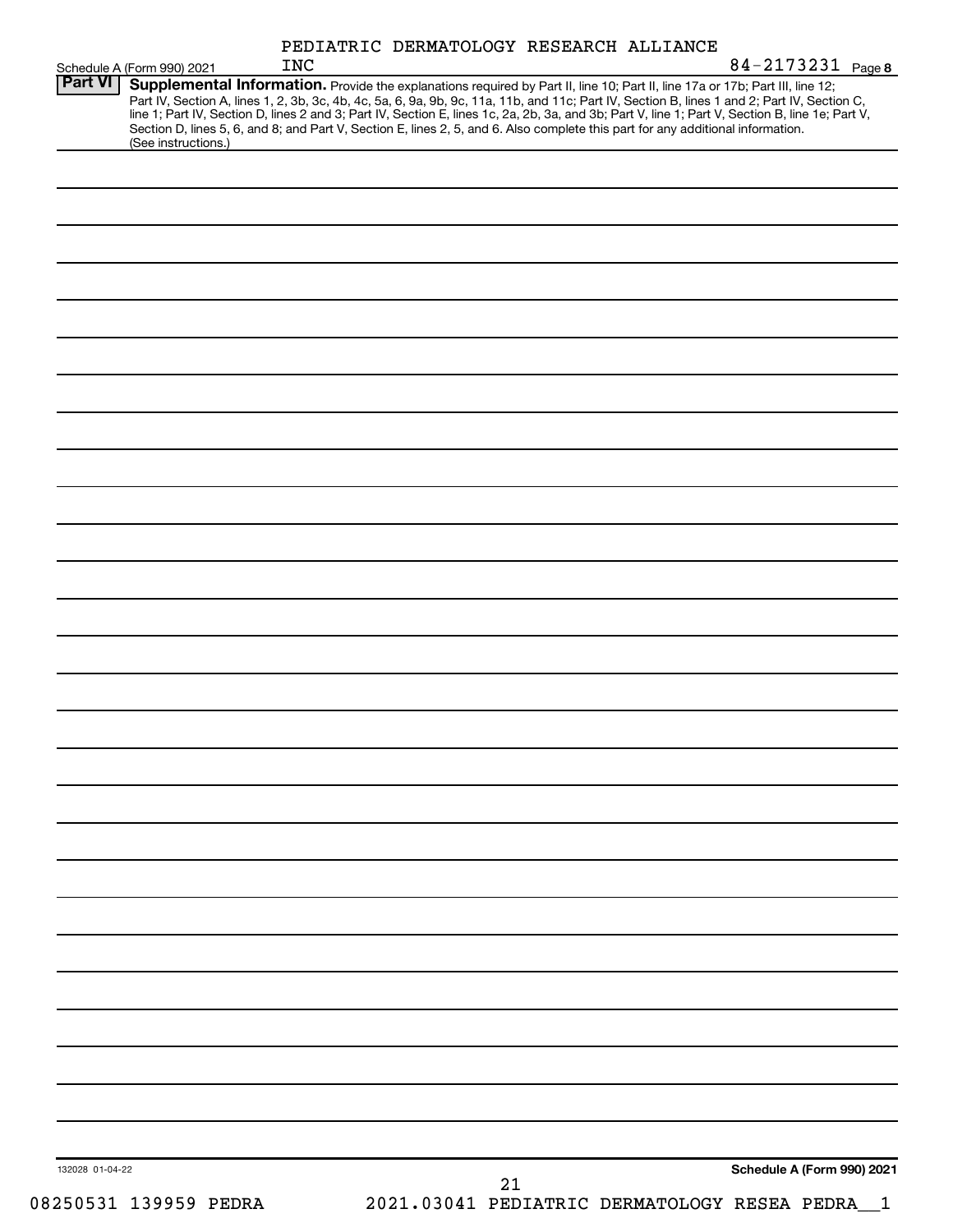PEDIATRIC DERMATOLOGY RESEARCH ALLIANCE INC

Schedule A (Form 990) 2021 — 84-2173231 Page 8

## Part VI Supplemental Information.

Provide the explanations required by Part II, line 10; Part II, line 17a or 17b; Part III, line 12; Part IV, Section A, lines 1, 2, 3b, 3c, 4b, 4c, 5a, 6, 9a, 9b, 9c, 11a, 11b, and 11c; Part IV, Section B, lines 1 and 2; Part IV, Section C, line 1; Part IV, Section D, lines 2 and 3; Part IV, Section E, lines 1c, 2a, 2b, 3a, and 3b; Part V, line 1; Part V, Section B, line 1e; Part V, Section D, lines 5, 6, and 8; and Part V, Section E, lines 2, 5, and 6. Also complete this part for any additional information. (See instructions.)

132028 01-04-22

**Schedule A (Form 990) 2021**

08250531 139959 PEDRA 2021.03041 PEDIATRIC DERMATOLOGY RESEA PEDRA__1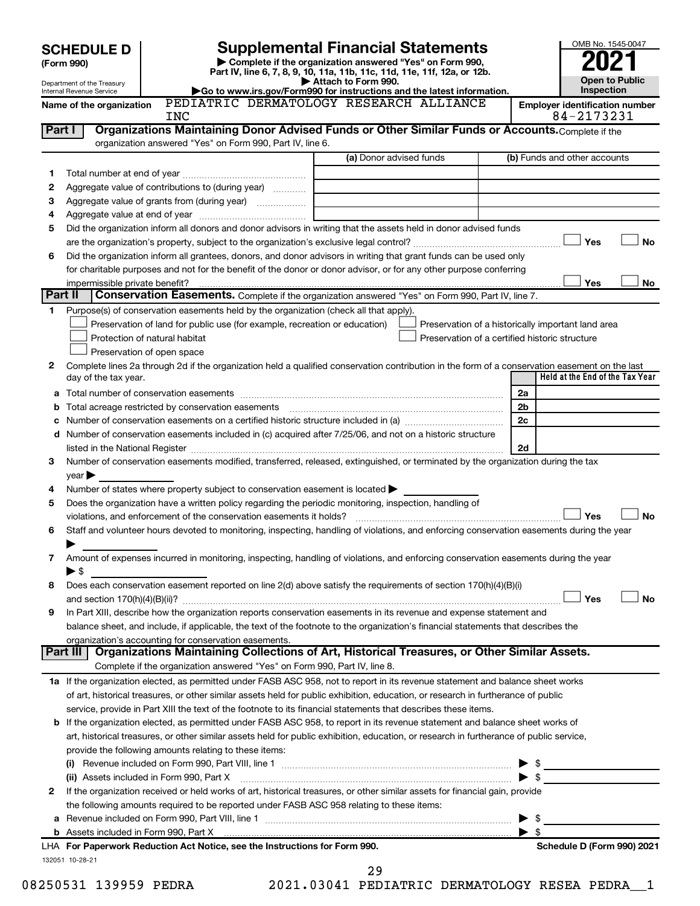# SCHEDULE D (Form 990)

Department of the Treasury
Internal Revenue Service

## Supplemental Financial Statements

▶ Complete if the organization answered "Yes" on Form 990, Part IV, line 6, 7, 8, 9, 10, 11a, 11b, 11c, 11d, 11e, 11f, 12a, or 12b.
▶ Attach to Form 990.
▶Go to www.irs.gov/Form990 for instructions and the latest information.

OMB No. 1545-0047
**2021**
**Open to Public Inspection**

Name of the organization: PEDIATRIC DERMATOLOGY RESEARCH ALLIANCE INC

Employer identification number: 84-2173231

### Part I — Organizations Maintaining Donor Advised Funds or Other Similar Funds or Accounts.

Complete if the organization answered "Yes" on Form 990, Part IV, line 6.

| | | (a) Donor advised funds | (b) Funds and other accounts |
|---|---|---|---|
| 1 | Total number at end of year | | |
| 2 | Aggregate value of contributions to (during year) | | |
| 3 | Aggregate value of grants from (during year) | | |
| 4 | Aggregate value at end of year | | |

5 Did the organization inform all donors and donor advisors in writing that the assets held in donor advised funds are the organization's property, subject to the organization's exclusive legal control? ☐ Yes ☐ No

6 Did the organization inform all grantees, donors, and donor advisors in writing that grant funds can be used only for charitable purposes and not for the benefit of the donor or donor advisor, or for any other purpose conferring impermissible private benefit? ☐ Yes ☐ No

### Part II — Conservation Easements.

Complete if the organization answered "Yes" on Form 990, Part IV, line 7.

1 Purpose(s) of conservation easements held by the organization (check all that apply).

- ☐ Preservation of land for public use (for example, recreation or education)
- ☐ Protection of natural habitat
- ☐ Preservation of open space
- ☐ Preservation of a historically important land area
- ☐ Preservation of a certified historic structure

2 Complete lines 2a through 2d if the organization held a qualified conservation contribution in the form of a conservation easement on the last day of the tax year.

| | | | Held at the End of the Tax Year |
|---|---|---|---|
| a | Total number of conservation easements | 2a | |
| b | Total acreage restricted by conservation easements | 2b | |
| c | Number of conservation easements on a certified historic structure included in (a) | 2c | |
| d | Number of conservation easements included in (c) acquired after 7/25/06, and not on a historic structure listed in the National Register | 2d | |

3 Number of conservation easements modified, transferred, released, extinguished, or terminated by the organization during the tax year ▶

4 Number of states where property subject to conservation easement is located ▶

5 Does the organization have a written policy regarding the periodic monitoring, inspection, handling of violations, and enforcement of the conservation easements it holds? ☐ Yes ☐ No

6 Staff and volunteer hours devoted to monitoring, inspecting, handling of violations, and enforcing conservation easements during the year ▶

7 Amount of expenses incurred in monitoring, inspecting, handling of violations, and enforcing conservation easements during the year ▶ $

8 Does each conservation easement reported on line 2(d) above satisfy the requirements of section 170(h)(4)(B)(i) and section 170(h)(4)(B)(ii)? ☐ Yes ☐ No

9 In Part XIII, describe how the organization reports conservation easements in its revenue and expense statement and balance sheet, and include, if applicable, the text of the footnote to the organization's financial statements that describes the organization's accounting for conservation easements.

### Part III — Organizations Maintaining Collections of Art, Historical Treasures, or Other Similar Assets.

Complete if the organization answered "Yes" on Form 990, Part IV, line 8.

1a If the organization elected, as permitted under FASB ASC 958, not to report in its revenue statement and balance sheet works of art, historical treasures, or other similar assets held for public exhibition, education, or research in furtherance of public service, provide in Part XIII the text of the footnote to its financial statements that describes these items.

b If the organization elected, as permitted under FASB ASC 958, to report in its revenue statement and balance sheet works of art, historical treasures, or other similar assets held for public exhibition, education, or research in furtherance of public service, provide the following amounts relating to these items:

(i) Revenue included on Form 990, Part VIII, line 1 ▶ $

(ii) Assets included in Form 990, Part X ▶ $

2 If the organization received or held works of art, historical treasures, or other similar assets for financial gain, provide the following amounts required to be reported under FASB ASC 958 relating to these items:

a Revenue included on Form 990, Part VIII, line 1 ▶ $

b Assets included in Form 990, Part X ▶ $

LHA For Paperwork Reduction Act Notice, see the Instructions for Form 990. Schedule D (Form 990) 2021

132051 10-28-21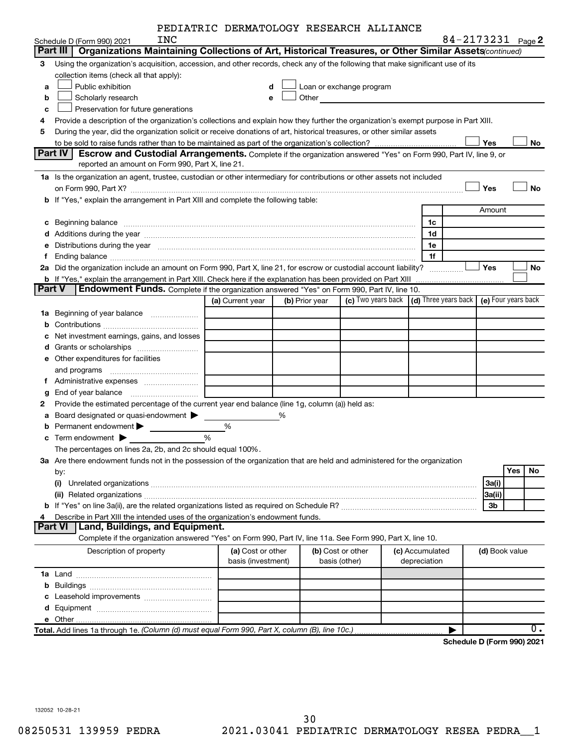PEDIATRIC DERMATOLOGY RESEARCH ALLIANCE INC

Schedule D (Form 990) 2021 — 84-2173231 Page 2

## Part III Organizations Maintaining Collections of Art, Historical Treasures, or Other Similar Assets (continued)

3 Using the organization's acquisition, accession, and other records, check any of the following that make significant use of its collection items (check all that apply):

- a ☐ Public exhibition
- b ☐ Scholarly research
- c ☐ Preservation for future generations
- d ☐ Loan or exchange program
- e ☐ Other

4 Provide a description of the organization's collections and explain how they further the organization's exempt purpose in Part XIII.

5 During the year, did the organization solicit or receive donations of art, historical treasures, or other similar assets to be sold to raise funds rather than to be maintained as part of the organization's collection? ☐ Yes ☐ No

## Part IV Escrow and Custodial Arrangements.

Complete if the organization answered "Yes" on Form 990, Part IV, line 9, or reported an amount on Form 990, Part X, line 21.

1a Is the organization an agent, trustee, custodian or other intermediary for contributions or other assets not included on Form 990, Part X? ☐ Yes ☐ No

b If "Yes," explain the arrangement in Part XIII and complete the following table:

| | | Amount |
|---|---|---|
| c Beginning balance | 1c | |
| d Additions during the year | 1d | |
| e Distributions during the year | 1e | |
| f Ending balance | 1f | |

2a Did the organization include an amount on Form 990, Part X, line 21, for escrow or custodial account liability? ☐ Yes ☐ No

b If "Yes," explain the arrangement in Part XIII. Check here if the explanation has been provided on Part XIII ☐

## Part V Endowment Funds.

Complete if the organization answered "Yes" on Form 990, Part IV, line 10.

| | (a) Current year | (b) Prior year | (c) Two years back | (d) Three years back | (e) Four years back |
|---|---|---|---|---|---|
| 1a Beginning of year balance | | | | | |
| b Contributions | | | | | |
| c Net investment earnings, gains, and losses | | | | | |
| d Grants or scholarships | | | | | |
| e Other expenditures for facilities and programs | | | | | |
| f Administrative expenses | | | | | |
| g End of year balance | | | | | |

2 Provide the estimated percentage of the current year end balance (line 1g, column (a)) held as:

- a Board designated or quasi-endowment ▶ %
- b Permanent endowment ▶ %
- c Term endowment ▶ %

The percentages on lines 2a, 2b, and 2c should equal 100%.

3a Are there endowment funds not in the possession of the organization that are held and administered for the organization by:

| | | Yes | No |
|---|---|---|---|
| (i) Unrelated organizations | 3a(i) | | |
| (ii) Related organizations | 3a(ii) | | |
| b If "Yes" on line 3a(ii), are the related organizations listed as required on Schedule R? | 3b | | |

4 Describe in Part XIII the intended uses of the organization's endowment funds.

## Part VI Land, Buildings, and Equipment.

Complete if the organization answered "Yes" on Form 990, Part IV, line 11a. See Form 990, Part X, line 10.

| Description of property | (a) Cost or other basis (investment) | (b) Cost or other basis (other) | (c) Accumulated depreciation | (d) Book value |
|---|---|---|---|---|
| 1a Land | | | | |
| b Buildings | | | | |
| c Leasehold improvements | | | | |
| d Equipment | | | | |
| e Other | | | | |
| **Total.** Add lines 1a through 1e. *(Column (d) must equal Form 990, Part X, column (B), line 10c.)* ▶ | | | | 0. |

**Schedule D (Form 990) 2021**

132052 10-28-21

08250531 139959 PEDRA 2021.03041 PEDIATRIC DERMATOLOGY RESEA PEDRA__1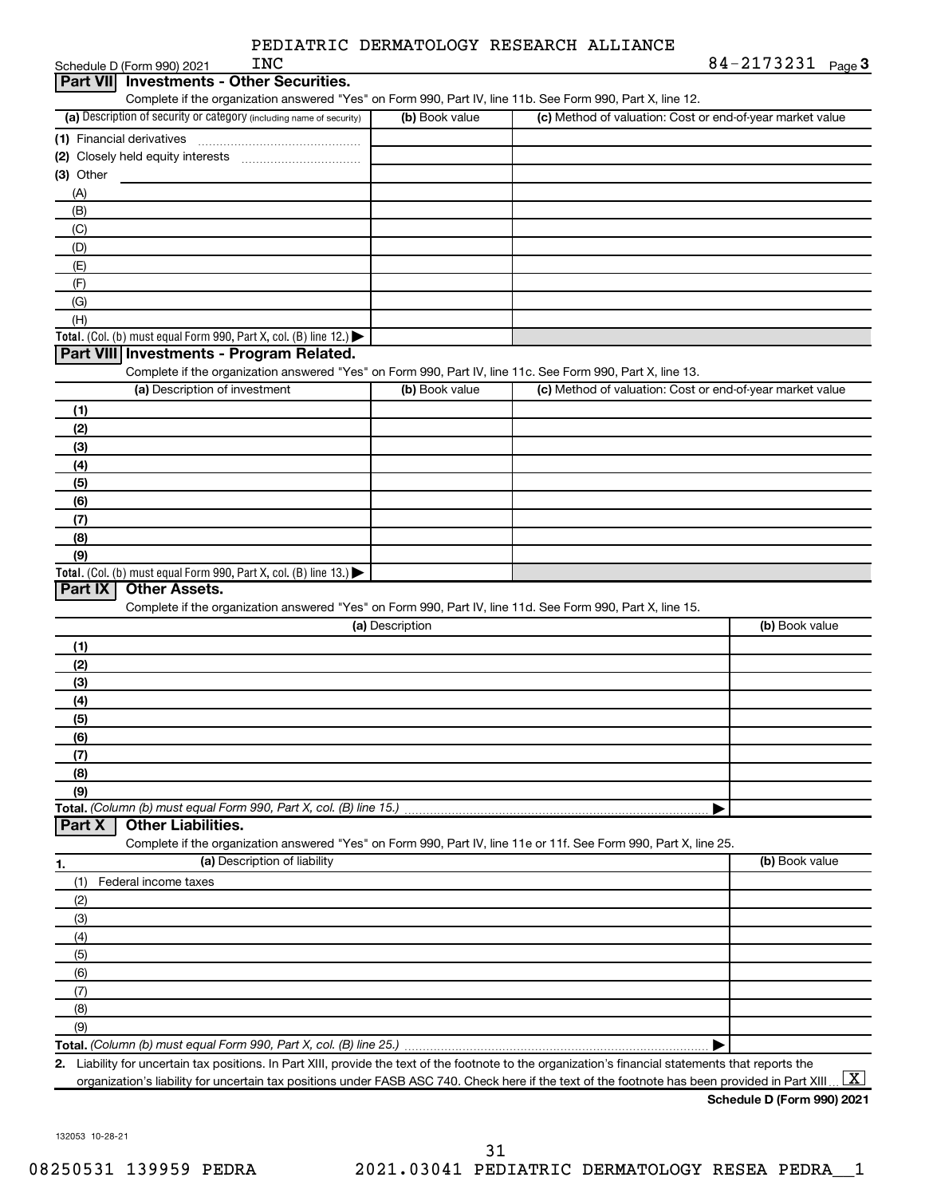PEDIATRIC DERMATOLOGY RESEARCH ALLIANCE INC

84-2173231

## Part VII Investments - Other Securities.

Complete if the organization answered "Yes" on Form 990, Part IV, line 11b. See Form 990, Part X, line 12.

| (a) Description of security or category (including name of security) | (b) Book value | (c) Method of valuation: Cost or end-of-year market value |
|---|---|---|
| (1) Financial derivatives | | |
| (2) Closely held equity interests | | |
| (3) Other | | |
| (A) | | |
| (B) | | |
| (C) | | |
| (D) | | |
| (E) | | |
| (F) | | |
| (G) | | |
| (H) | | |
| **Total.** (Col. (b) must equal Form 990, Part X, col. (B) line 12.) ▶ | | |

## Part VIII Investments - Program Related.

Complete if the organization answered "Yes" on Form 990, Part IV, line 11c. See Form 990, Part X, line 13.

| (a) Description of investment | (b) Book value | (c) Method of valuation: Cost or end-of-year market value |
|---|---|---|
| (1) | | |
| (2) | | |
| (3) | | |
| (4) | | |
| (5) | | |
| (6) | | |
| (7) | | |
| (8) | | |
| (9) | | |
| **Total.** (Col. (b) must equal Form 990, Part X, col. (B) line 13.) ▶ | | |

## Part IX Other Assets.

Complete if the organization answered "Yes" on Form 990, Part IV, line 11d. See Form 990, Part X, line 15.

| (a) Description | (b) Book value |
|---|---|
| (1) | |
| (2) | |
| (3) | |
| (4) | |
| (5) | |
| (6) | |
| (7) | |
| (8) | |
| (9) | |
| **Total.** *(Column (b) must equal Form 990, Part X, col. (B) line 15.)* ▶ | |

## Part X Other Liabilities.

Complete if the organization answered "Yes" on Form 990, Part IV, line 11e or 11f. See Form 990, Part X, line 25.

| 1. (a) Description of liability | (b) Book value |
|---|---|
| (1) Federal income taxes | |
| (2) | |
| (3) | |
| (4) | |
| (5) | |
| (6) | |
| (7) | |
| (8) | |
| (9) | |
| **Total.** *(Column (b) must equal Form 990, Part X, col. (B) line 25.)* ▶ | |

2. Liability for uncertain tax positions. In Part XIII, provide the text of the footnote to the organization's financial statements that reports the organization's liability for uncertain tax positions under FASB ASC 740. Check here if the text of the footnote has been provided in Part XIII [X]

**Schedule D (Form 990) 2021**

132053 10-28-21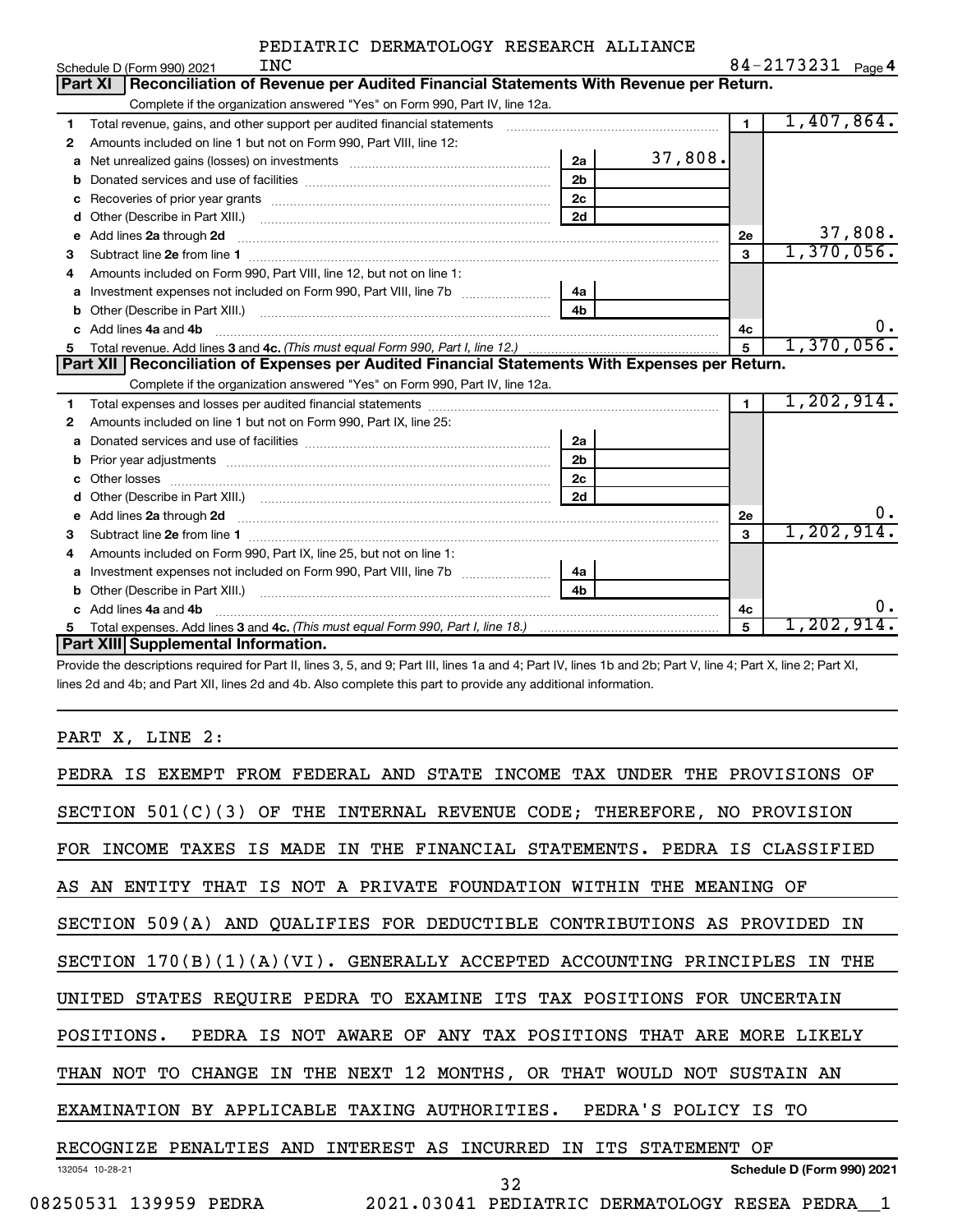PEDIATRIC DERMATOLOGY RESEARCH ALLIANCE INC

Schedule D (Form 990) 2021 — 84-2173231 Page 4

## Part XI Reconciliation of Revenue per Audited Financial Statements With Revenue per Return.

Complete if the organization answered "Yes" on Form 990, Part IV, line 12a.

| | | | | | |
|---|---|---|---|---|---|
| 1 | Total revenue, gains, and other support per audited financial statements | | | 1 | 1,407,864. |
| 2 | Amounts included on line 1 but not on Form 990, Part VIII, line 12: | | | | |
| a | Net unrealized gains (losses) on investments | 2a | 37,808. | | |
| b | Donated services and use of facilities | 2b | | | |
| c | Recoveries of prior year grants | 2c | | | |
| d | Other (Describe in Part XIII.) | 2d | | | |
| e | Add lines 2a through 2d | | | 2e | 37,808. |
| 3 | Subtract line 2e from line 1 | | | 3 | 1,370,056. |
| 4 | Amounts included on Form 990, Part VIII, line 12, but not on line 1: | | | | |
| a | Investment expenses not included on Form 990, Part VIII, line 7b | 4a | | | |
| b | Other (Describe in Part XIII.) | 4b | | | |
| c | Add lines 4a and 4b | | | 4c | 0. |
| 5 | Total revenue. Add lines 3 and 4c. *(This must equal Form 990, Part I, line 12.)* | | | 5 | 1,370,056. |

## Part XII Reconciliation of Expenses per Audited Financial Statements With Expenses per Return.

Complete if the organization answered "Yes" on Form 990, Part IV, line 12a.

| | | | | | |
|---|---|---|---|---|---|
| 1 | Total expenses and losses per audited financial statements | | | 1 | 1,202,914. |
| 2 | Amounts included on line 1 but not on Form 990, Part IX, line 25: | | | | |
| a | Donated services and use of facilities | 2a | | | |
| b | Prior year adjustments | 2b | | | |
| c | Other losses | 2c | | | |
| d | Other (Describe in Part XIII.) | 2d | | | |
| e | Add lines 2a through 2d | | | 2e | 0. |
| 3 | Subtract line 2e from line 1 | | | 3 | 1,202,914. |
| 4 | Amounts included on Form 990, Part IX, line 25, but not on line 1: | | | | |
| a | Investment expenses not included on Form 990, Part VIII, line 7b | 4a | | | |
| b | Other (Describe in Part XIII.) | 4b | | | |
| c | Add lines 4a and 4b | | | 4c | 0. |
| 5 | Total expenses. Add lines 3 and 4c. *(This must equal Form 990, Part I, line 18.)* | | | 5 | 1,202,914. |

## Part XIII Supplemental Information.

Provide the descriptions required for Part II, lines 3, 5, and 9; Part III, lines 1a and 4; Part IV, lines 1b and 2b; Part V, line 4; Part X, line 2; Part XI, lines 2d and 4b; and Part XII, lines 2d and 4b. Also complete this part to provide any additional information.

PART X, LINE 2:

PEDRA IS EXEMPT FROM FEDERAL AND STATE INCOME TAX UNDER THE PROVISIONS OF SECTION 501(C)(3) OF THE INTERNAL REVENUE CODE; THEREFORE, NO PROVISION FOR INCOME TAXES IS MADE IN THE FINANCIAL STATEMENTS. PEDRA IS CLASSIFIED AS AN ENTITY THAT IS NOT A PRIVATE FOUNDATION WITHIN THE MEANING OF SECTION 509(A) AND QUALIFIES FOR DEDUCTIBLE CONTRIBUTIONS AS PROVIDED IN SECTION 170(B)(1)(A)(VI). GENERALLY ACCEPTED ACCOUNTING PRINCIPLES IN THE UNITED STATES REQUIRE PEDRA TO EXAMINE ITS TAX POSITIONS FOR UNCERTAIN POSITIONS. PEDRA IS NOT AWARE OF ANY TAX POSITIONS THAT ARE MORE LIKELY THAN NOT TO CHANGE IN THE NEXT 12 MONTHS, OR THAT WOULD NOT SUSTAIN AN EXAMINATION BY APPLICABLE TAXING AUTHORITIES. PEDRA'S POLICY IS TO RECOGNIZE PENALTIES AND INTEREST AS INCURRED IN ITS STATEMENT OF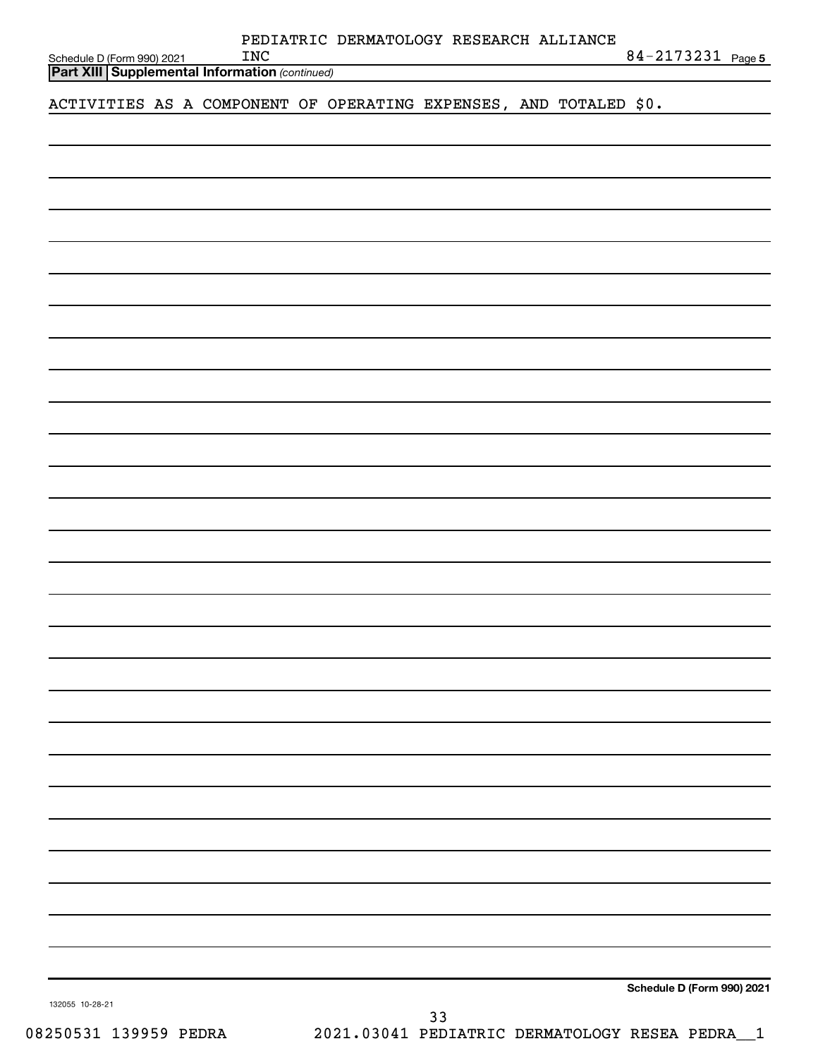PEDIATRIC DERMATOLOGY RESEARCH ALLIANCE INC 84-2173231

**Part XIII Supplemental Information** *(continued)*

ACTIVITIES AS A COMPONENT OF OPERATING EXPENSES, AND TOTALED $0.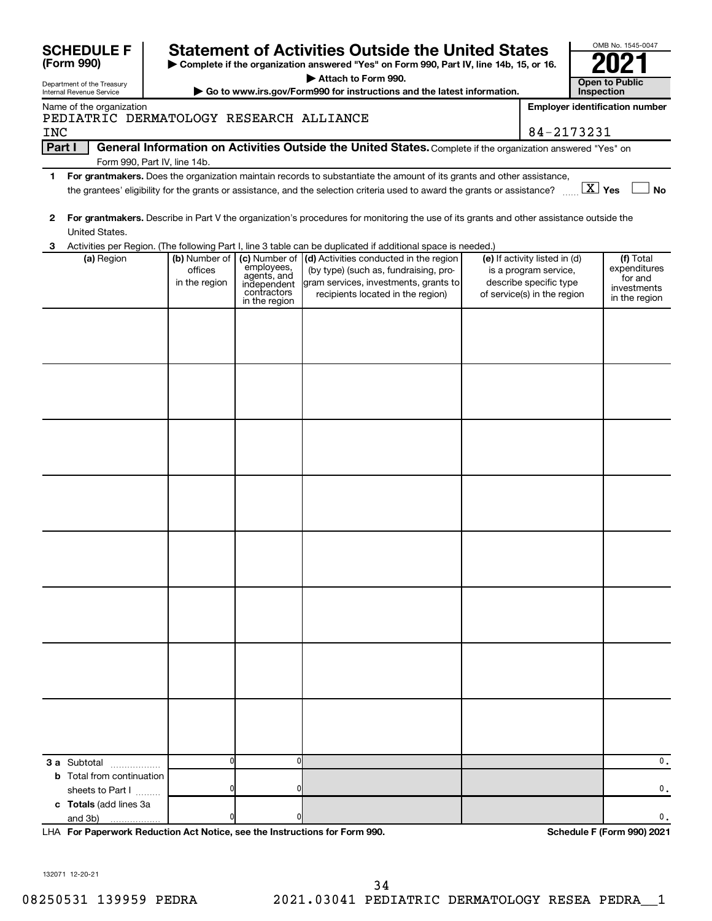**SCHEDULE F (Form 990)**

Department of the Treasury
Internal Revenue Service

# Statement of Activities Outside the United States

▶ Complete if the organization answered "Yes" on Form 990, Part IV, line 14b, 15, or 16.
▶ Attach to Form 990.
▶ Go to www.irs.gov/Form990 for instructions and the latest information.

OMB No. 1545-0047

**2021**

**Open to Public Inspection**

Name of the organization: PEDIATRIC DERMATOLOGY RESEARCH ALLIANCE INC

Employer identification number: 84-2173231

**Part I** **General Information on Activities Outside the United States.** Complete if the organization answered "Yes" on Form 990, Part IV, line 14b.

1 **For grantmakers.** Does the organization maintain records to substantiate the amount of its grants and other assistance, the grantees' eligibility for the grants or assistance, and the selection criteria used to award the grants or assistance? [X] Yes [ ] No

2 **For grantmakers.** Describe in Part V the organization's procedures for monitoring the use of its grants and other assistance outside the United States.

3 Activities per Region. (The following Part I, line 3 table can be duplicated if additional space is needed.)

| (a) Region | (b) Number of offices in the region | (c) Number of employees, agents, and independent contractors in the region | (d) Activities conducted in the region (by type) (such as, fundraising, program services, investments, grants to recipients located in the region) | (e) If activity listed in (d) is a program service, describe specific type of service(s) in the region | (f) Total expenditures for and investments in the region |
|---|---|---|---|---|---|
| | | | | | |
| | | | | | |
| | | | | | |
| | | | | | |
| | | | | | |
| | | | | | |
| | | | | | |
| | | | | | |
| **3 a** Subtotal | 0 | 0 | | | 0. |
| **b** Total from continuation sheets to Part I | 0 | 0 | | | 0. |
| **c Totals** (add lines 3a and 3b) | 0 | 0 | | | 0. |

LHA **For Paperwork Reduction Act Notice, see the Instructions for Form 990.** **Schedule F (Form 990) 2021**

132071 12-20-21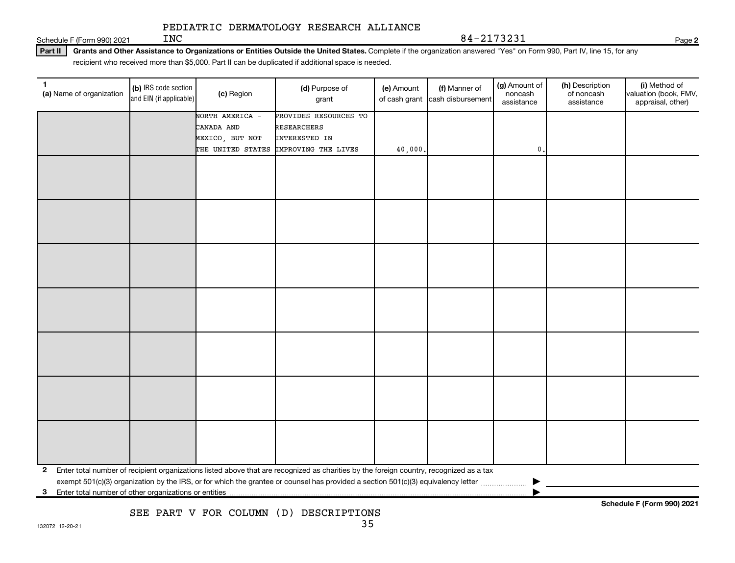PEDIATRIC DERMATOLOGY RESEARCH ALLIANCE INC

84-2173231

Schedule F (Form 990) 2021

**Part II** **Grants and Other Assistance to Organizations or Entities Outside the United States.** Complete if the organization answered "Yes" on Form 990, Part IV, line 15, for any recipient who received more than $5,000. Part II can be duplicated if additional space is needed.

| 1 (a) Name of organization | (b) IRS code section and EIN (if applicable) | (c) Region | (d) Purpose of grant | (e) Amount of cash grant | (f) Manner of cash disbursement | (g) Amount of noncash assistance | (h) Description of noncash assistance | (i) Method of valuation (book, FMV, appraisal, other) |
|---|---|---|---|---|---|---|---|---|
| | | NORTH AMERICA - CANADA AND MEXICO, BUT NOT THE UNITED STATES | PROVIDES RESOURCES TO RESEARCHERS INTERESTED IN IMPROVING THE LIVES | 40,000. | | 0. | | |
| | | | | | | | | |
| | | | | | | | | |
| | | | | | | | | |
| | | | | | | | | |
| | | | | | | | | |
| | | | | | | | | |
| | | | | | | | | |

**2** Enter total number of recipient organizations listed above that are recognized as charities by the foreign country, recognized as a tax exempt 501(c)(3) organization by the IRS, or for which the grantee or counsel has provided a section 501(c)(3) equivalency letter ▶

**3** Enter total number of other organizations or entities ▶

SEE PART V FOR COLUMN (D) DESCRIPTIONS

**Schedule F (Form 990) 2021**

132072 12-20-21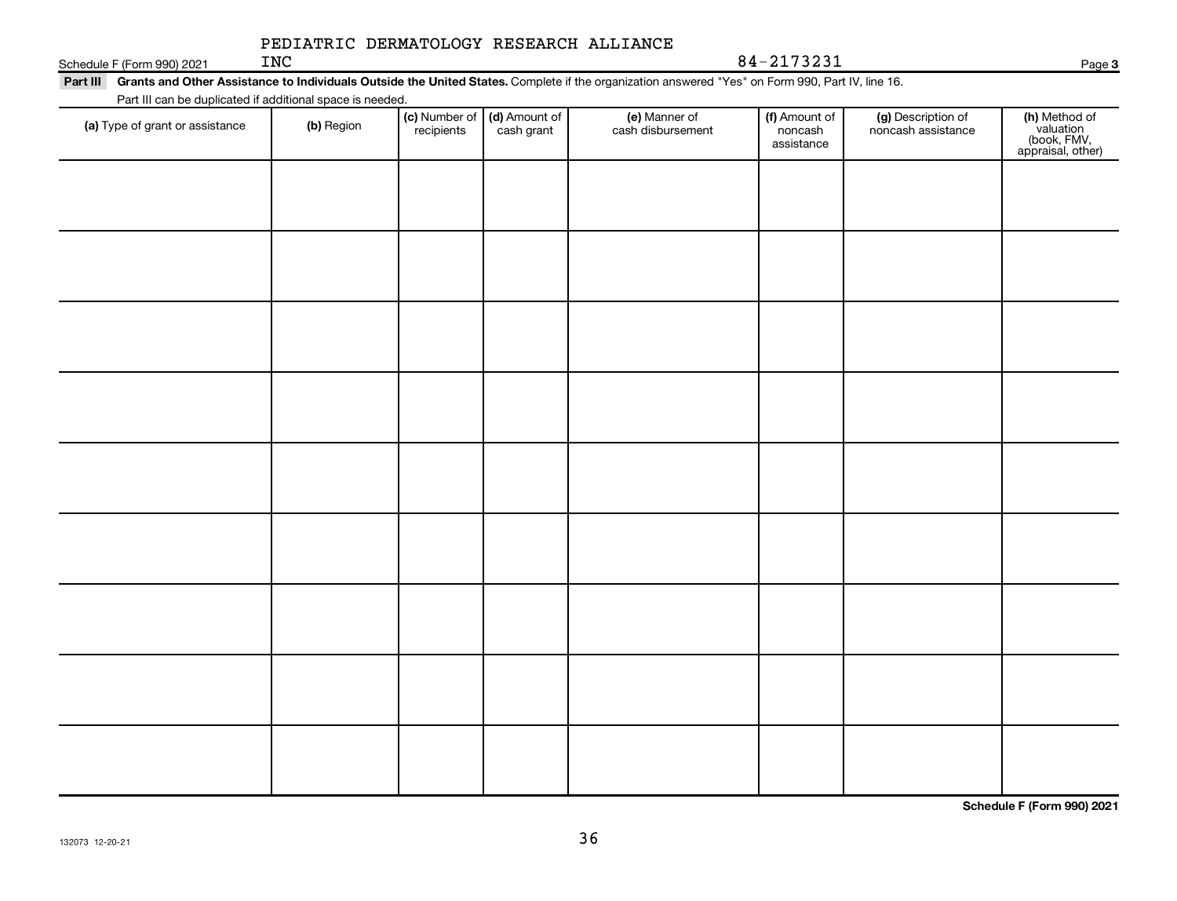PEDIATRIC DERMATOLOGY RESEARCH ALLIANCE INC

84-2173231

**Part III** **Grants and Other Assistance to Individuals Outside the United States.** Complete if the organization answered "Yes" on Form 990, Part IV, line 16.

Part III can be duplicated if additional space is needed.

| (a) Type of grant or assistance | (b) Region | (c) Number of recipients | (d) Amount of cash grant | (e) Manner of cash disbursement | (f) Amount of noncash assistance | (g) Description of noncash assistance | (h) Method of valuation (book, FMV, appraisal, other) |
|---|---|---|---|---|---|---|---|
| | | | | | | | |
| | | | | | | | |
| | | | | | | | |
| | | | | | | | |
| | | | | | | | |
| | | | | | | | |
| | | | | | | | |
| | | | | | | | |
| | | | | | | | |

**Schedule F (Form 990) 2021**

132073 12-20-21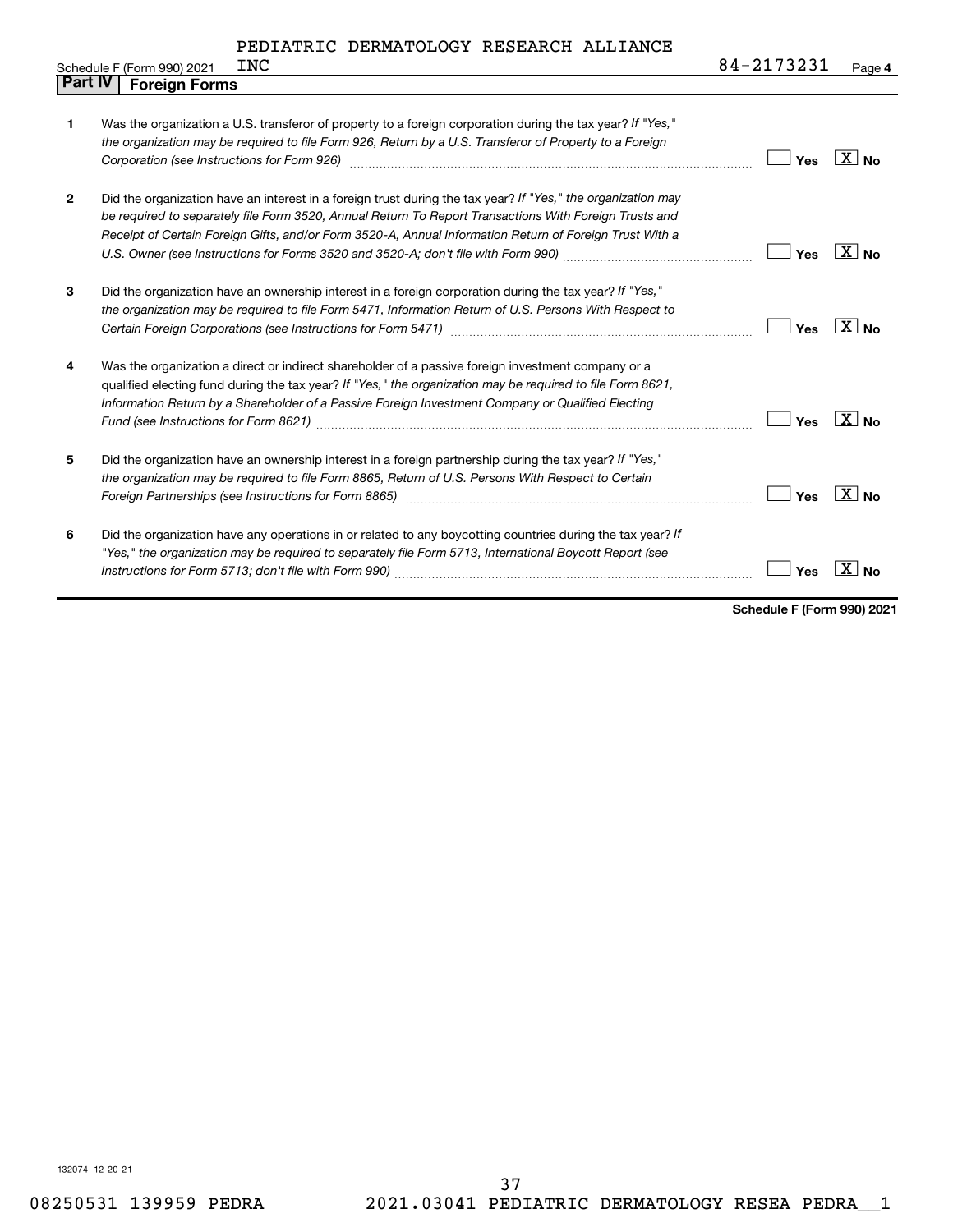PEDIATRIC DERMATOLOGY RESEARCH ALLIANCE INC

84-2173231

Schedule F (Form 990) 2021

## Part IV Foreign Forms

| | | |
|---|---|---|
| **1** | Was the organization a U.S. transferor of property to a foreign corporation during the tax year? *If "Yes," the organization may be required to file Form 926, Return by a U.S. Transferor of Property to a Foreign Corporation (see Instructions for Form 926)* | ☐ Yes ☒ No |
| **2** | Did the organization have an interest in a foreign trust during the tax year? *If "Yes," the organization may be required to separately file Form 3520, Annual Return To Report Transactions With Foreign Trusts and Receipt of Certain Foreign Gifts, and/or Form 3520-A, Annual Information Return of Foreign Trust With a U.S. Owner (see Instructions for Forms 3520 and 3520-A; don't file with Form 990)* | ☐ Yes ☒ No |
| **3** | Did the organization have an ownership interest in a foreign corporation during the tax year? *If "Yes," the organization may be required to file Form 5471, Information Return of U.S. Persons With Respect to Certain Foreign Corporations (see Instructions for Form 5471)* | ☐ Yes ☒ No |
| **4** | Was the organization a direct or indirect shareholder of a passive foreign investment company or a qualified electing fund during the tax year? *If "Yes," the organization may be required to file Form 8621, Information Return by a Shareholder of a Passive Foreign Investment Company or Qualified Electing Fund (see Instructions for Form 8621)* | ☐ Yes ☒ No |
| **5** | Did the organization have an ownership interest in a foreign partnership during the tax year? *If "Yes," the organization may be required to file Form 8865, Return of U.S. Persons With Respect to Certain Foreign Partnerships (see Instructions for Form 8865)* | ☐ Yes ☒ No |
| **6** | Did the organization have any operations in or related to any boycotting countries during the tax year? *If "Yes," the organization may be required to separately file Form 5713, International Boycott Report (see Instructions for Form 5713; don't file with Form 990)* | ☐ Yes ☒ No |

**Schedule F (Form 990) 2021**

132074 12-20-21

08250531 139959 PEDRA 2021.03041 PEDIATRIC DERMATOLOGY RESEA PEDRA__1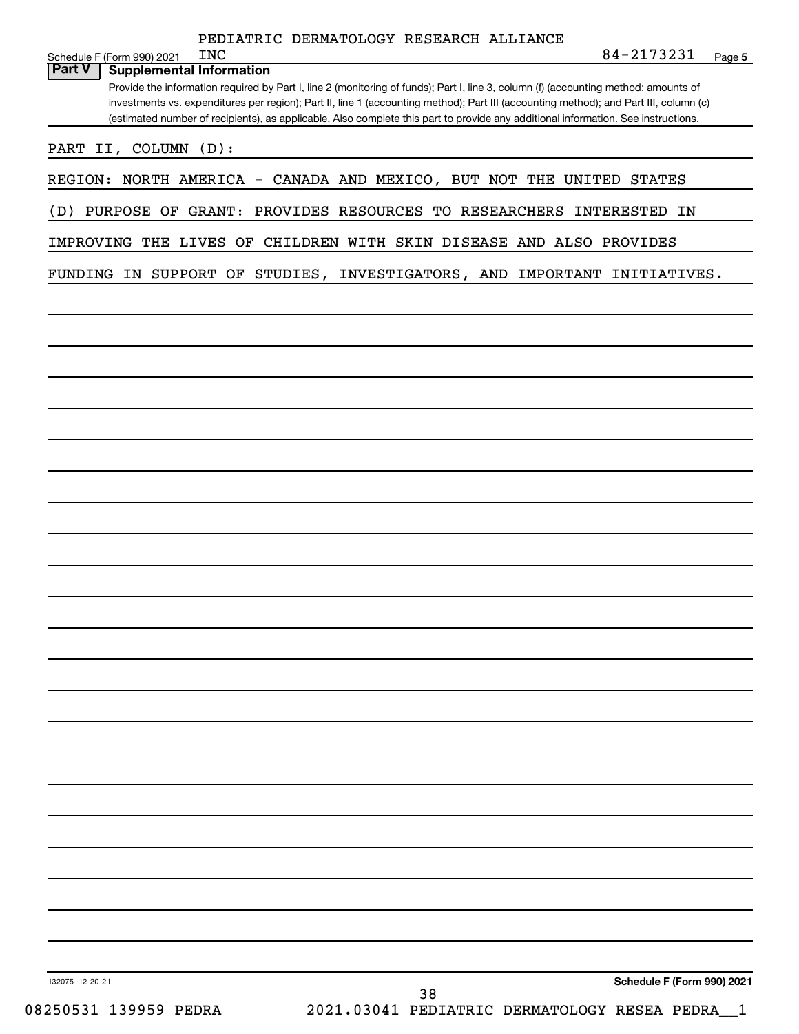PEDIATRIC DERMATOLOGY RESEARCH ALLIANCE INC 84-2173231

## Part V Supplemental Information

Provide the information required by Part I, line 2 (monitoring of funds); Part I, line 3, column (f) (accounting method; amounts of investments vs. expenditures per region); Part II, line 1 (accounting method); Part III (accounting method); and Part III, column (c) (estimated number of recipients), as applicable. Also complete this part to provide any additional information. See instructions.

PART II, COLUMN (D):

REGION: NORTH AMERICA - CANADA AND MEXICO, BUT NOT THE UNITED STATES

(D) PURPOSE OF GRANT: PROVIDES RESOURCES TO RESEARCHERS INTERESTED IN IMPROVING THE LIVES OF CHILDREN WITH SKIN DISEASE AND ALSO PROVIDES FUNDING IN SUPPORT OF STUDIES, INVESTIGATORS, AND IMPORTANT INITIATIVES.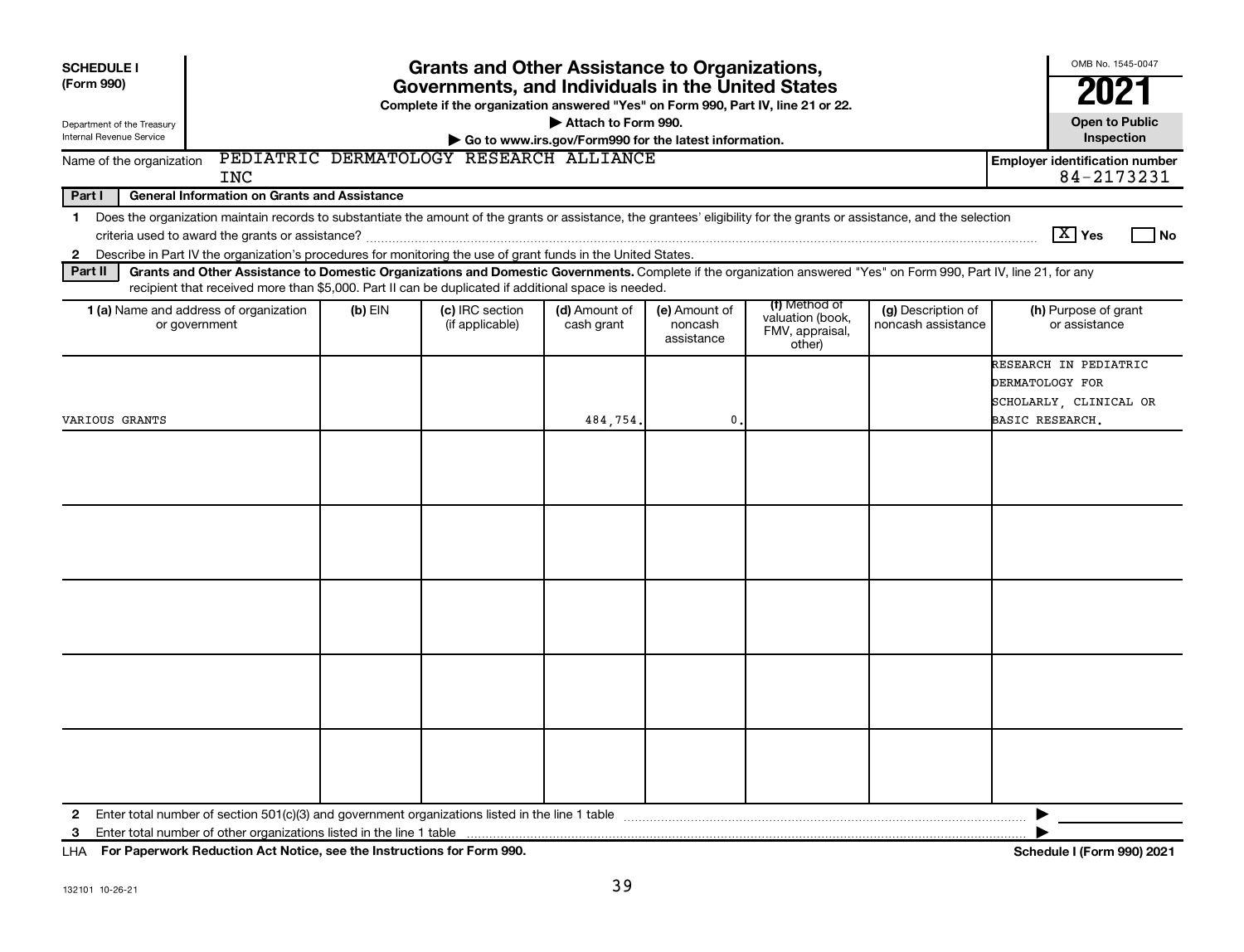**SCHEDULE I (Form 990)**

Department of the Treasury
Internal Revenue Service

# Grants and Other Assistance to Organizations, Governments, and Individuals in the United States

**Complete if the organization answered "Yes" on Form 990, Part IV, line 21 or 22.**

▶ Attach to Form 990.

▶ Go to www.irs.gov/Form990 for the latest information.

OMB No. 1545-0047

**2021**

**Open to Public Inspection**

Name of the organization: PEDIATRIC DERMATOLOGY RESEARCH ALLIANCE INC

**Employer identification number** 84-2173231

**Part I — General Information on Grants and Assistance**

1 Does the organization maintain records to substantiate the amount of the grants or assistance, the grantees' eligibility for the grants or assistance, and the selection criteria used to award the grants or assistance? [X] Yes [ ] No

2 Describe in Part IV the organization's procedures for monitoring the use of grant funds in the United States.

**Part II — Grants and Other Assistance to Domestic Organizations and Domestic Governments.** Complete if the organization answered "Yes" on Form 990, Part IV, line 21, for any recipient that received more than $5,000. Part II can be duplicated if additional space is needed.

| 1 (a) Name and address of organization or government | (b) EIN | (c) IRC section (if applicable) | (d) Amount of cash grant | (e) Amount of noncash assistance | (f) Method of valuation (book, FMV, appraisal, other) | (g) Description of noncash assistance | (h) Purpose of grant or assistance |
|---|---|---|---|---|---|---|---|
| VARIOUS GRANTS | | | 484,754. | 0. | | | RESEARCH IN PEDIATRIC DERMATOLOGY FOR SCHOLARLY, CLINICAL OR BASIC RESEARCH. |
| | | | | | | | |
| | | | | | | | |
| | | | | | | | |
| | | | | | | | |
| | | | | | | | |

2 Enter total number of section 501(c)(3) and government organizations listed in the line 1 table ▶

3 Enter total number of other organizations listed in the line 1 table ▶

LHA **For Paperwork Reduction Act Notice, see the Instructions for Form 990.** **Schedule I (Form 990) 2021**

132101 10-26-21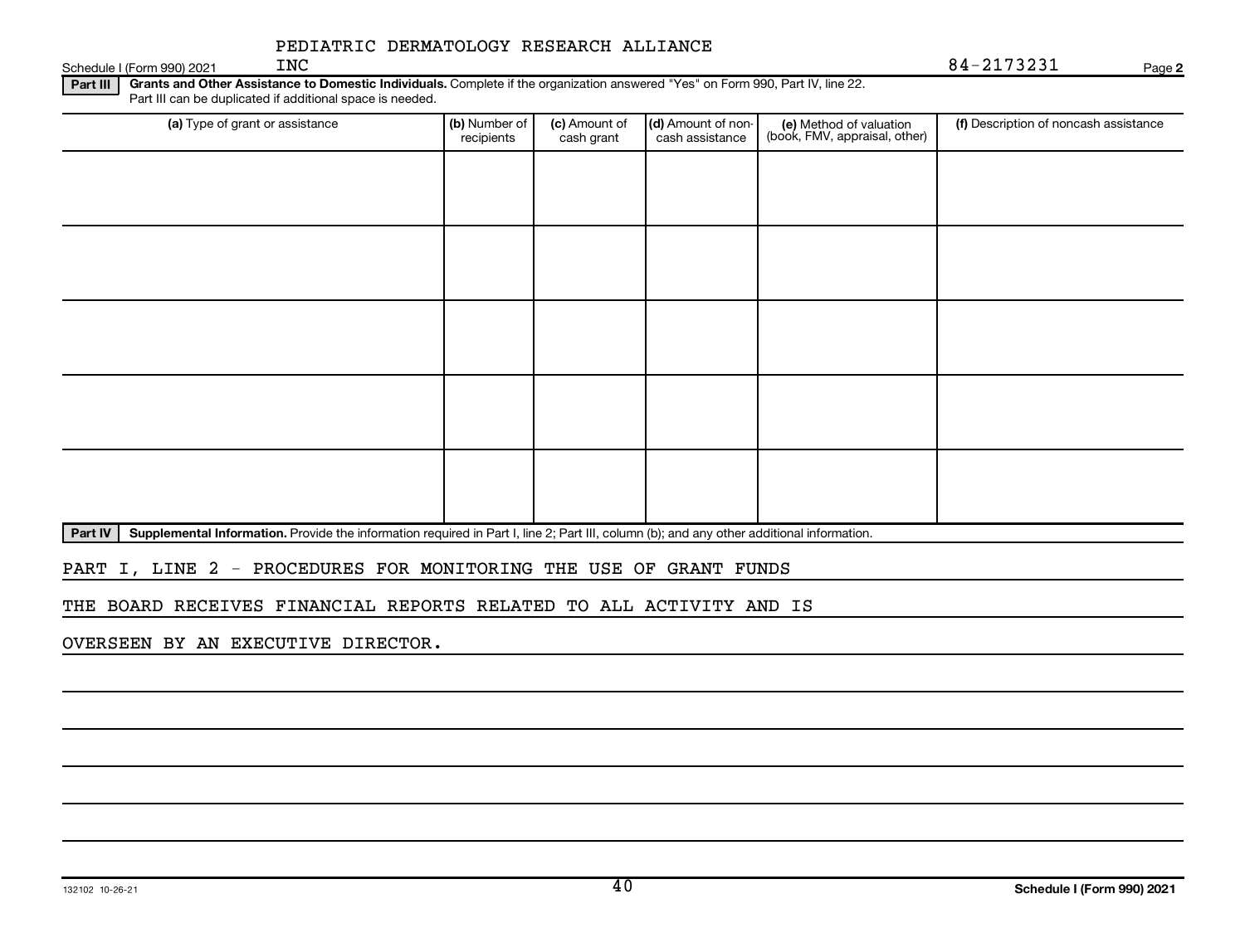PEDIATRIC DERMATOLOGY RESEARCH ALLIANCE INC

84-2173231

**Part III** **Grants and Other Assistance to Domestic Individuals.** Complete if the organization answered "Yes" on Form 990, Part IV, line 22. Part III can be duplicated if additional space is needed.

| (a) Type of grant or assistance | (b) Number of recipients | (c) Amount of cash grant | (d) Amount of non-cash assistance | (e) Method of valuation (book, FMV, appraisal, other) | (f) Description of noncash assistance |
|---|---|---|---|---|---|
| | | | | | |
| | | | | | |
| | | | | | |
| | | | | | |
| | | | | | |

**Part IV** **Supplemental Information.** Provide the information required in Part I, line 2; Part III, column (b); and any other additional information.

PART I, LINE 2 - PROCEDURES FOR MONITORING THE USE OF GRANT FUNDS

THE BOARD RECEIVES FINANCIAL REPORTS RELATED TO ALL ACTIVITY AND IS

OVERSEEN BY AN EXECUTIVE DIRECTOR.

132102 10-26-21

**Schedule I (Form 990) 2021**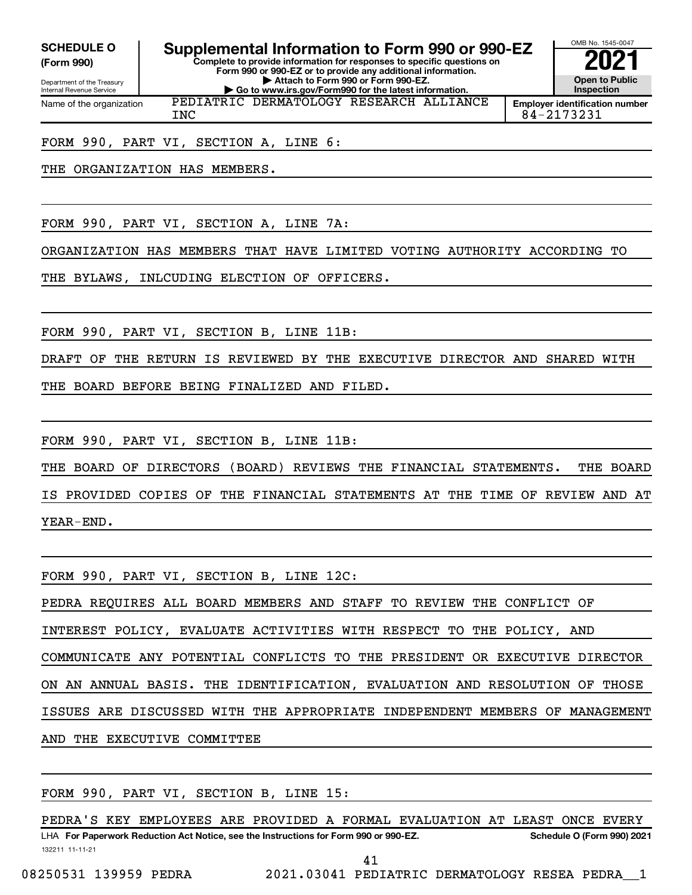**SCHEDULE O (Form 990)**

Department of the Treasury
Internal Revenue Service

# Supplemental Information to Form 990 or 990-EZ

**Complete to provide information for responses to specific questions on Form 990 or 990-EZ or to provide any additional information.**
**▶ Attach to Form 990 or Form 990-EZ.**
**▶ Go to www.irs.gov/Form990 for the latest information.**

OMB No. 1545-0047

**2021**

**Open to Public Inspection**

Name of the organization: PEDIATRIC DERMATOLOGY RESEARCH ALLIANCE INC

**Employer identification number** 84-2173231

FORM 990, PART VI, SECTION A, LINE 6:

THE ORGANIZATION HAS MEMBERS.

FORM 990, PART VI, SECTION A, LINE 7A:

ORGANIZATION HAS MEMBERS THAT HAVE LIMITED VOTING AUTHORITY ACCORDING TO THE BYLAWS, INLCUDING ELECTION OF OFFICERS.

FORM 990, PART VI, SECTION B, LINE 11B:

DRAFT OF THE RETURN IS REVIEWED BY THE EXECUTIVE DIRECTOR AND SHARED WITH THE BOARD BEFORE BEING FINALIZED AND FILED.

FORM 990, PART VI, SECTION B, LINE 11B:

THE BOARD OF DIRECTORS (BOARD) REVIEWS THE FINANCIAL STATEMENTS. THE BOARD IS PROVIDED COPIES OF THE FINANCIAL STATEMENTS AT THE TIME OF REVIEW AND AT YEAR-END.

FORM 990, PART VI, SECTION B, LINE 12C:

PEDRA REQUIRES ALL BOARD MEMBERS AND STAFF TO REVIEW THE CONFLICT OF INTEREST POLICY, EVALUATE ACTIVITIES WITH RESPECT TO THE POLICY, AND COMMUNICATE ANY POTENTIAL CONFLICTS TO THE PRESIDENT OR EXECUTIVE DIRECTOR ON AN ANNUAL BASIS. THE IDENTIFICATION, EVALUATION AND RESOLUTION OF THOSE ISSUES ARE DISCUSSED WITH THE APPROPRIATE INDEPENDENT MEMBERS OF MANAGEMENT AND THE EXECUTIVE COMMITTEE

FORM 990, PART VI, SECTION B, LINE 15:

PEDRA'S KEY EMPLOYEES ARE PROVIDED A FORMAL EVALUATION AT LEAST ONCE EVERY

LHA **For Paperwork Reduction Act Notice, see the Instructions for Form 990 or 990-EZ.** **Schedule O (Form 990) 2021**

132211 11-11-21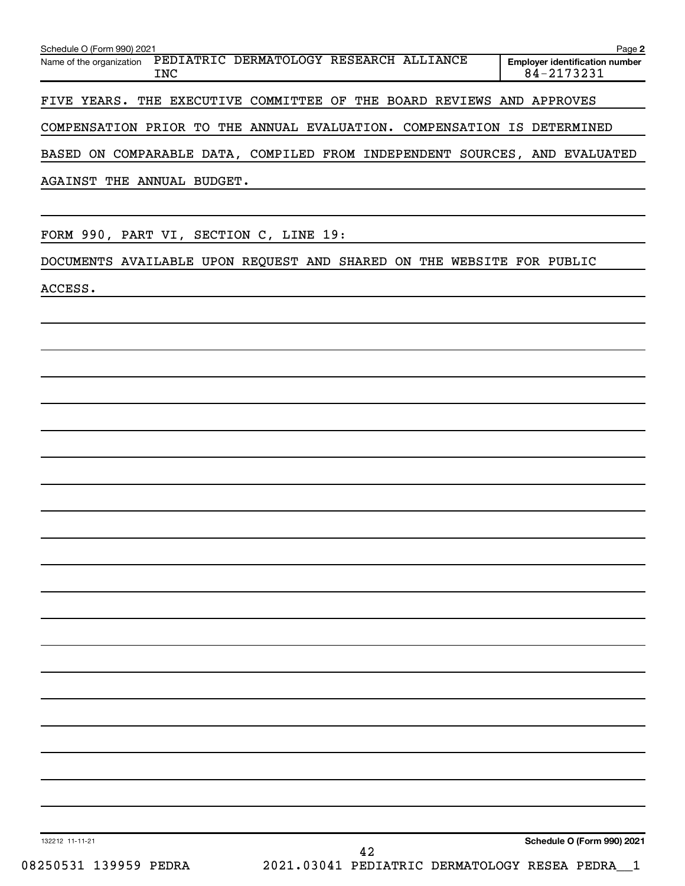Schedule O (Form 990) 2021 Page **2**

Name of the organization PEDIATRIC DERMATOLOGY RESEARCH ALLIANCE INC

**Employer identification number** 84-2173231

FIVE YEARS. THE EXECUTIVE COMMITTEE OF THE BOARD REVIEWS AND APPROVES COMPENSATION PRIOR TO THE ANNUAL EVALUATION. COMPENSATION IS DETERMINED BASED ON COMPARABLE DATA, COMPILED FROM INDEPENDENT SOURCES, AND EVALUATED AGAINST THE ANNUAL BUDGET.

FORM 990, PART VI, SECTION C, LINE 19:

DOCUMENTS AVAILABLE UPON REQUEST AND SHARED ON THE WEBSITE FOR PUBLIC ACCESS.

132212 11-11-21 **Schedule O (Form 990) 2021**

08250531 139959 PEDRA 2021.03041 PEDIATRIC DERMATOLOGY RESEA PEDRA__1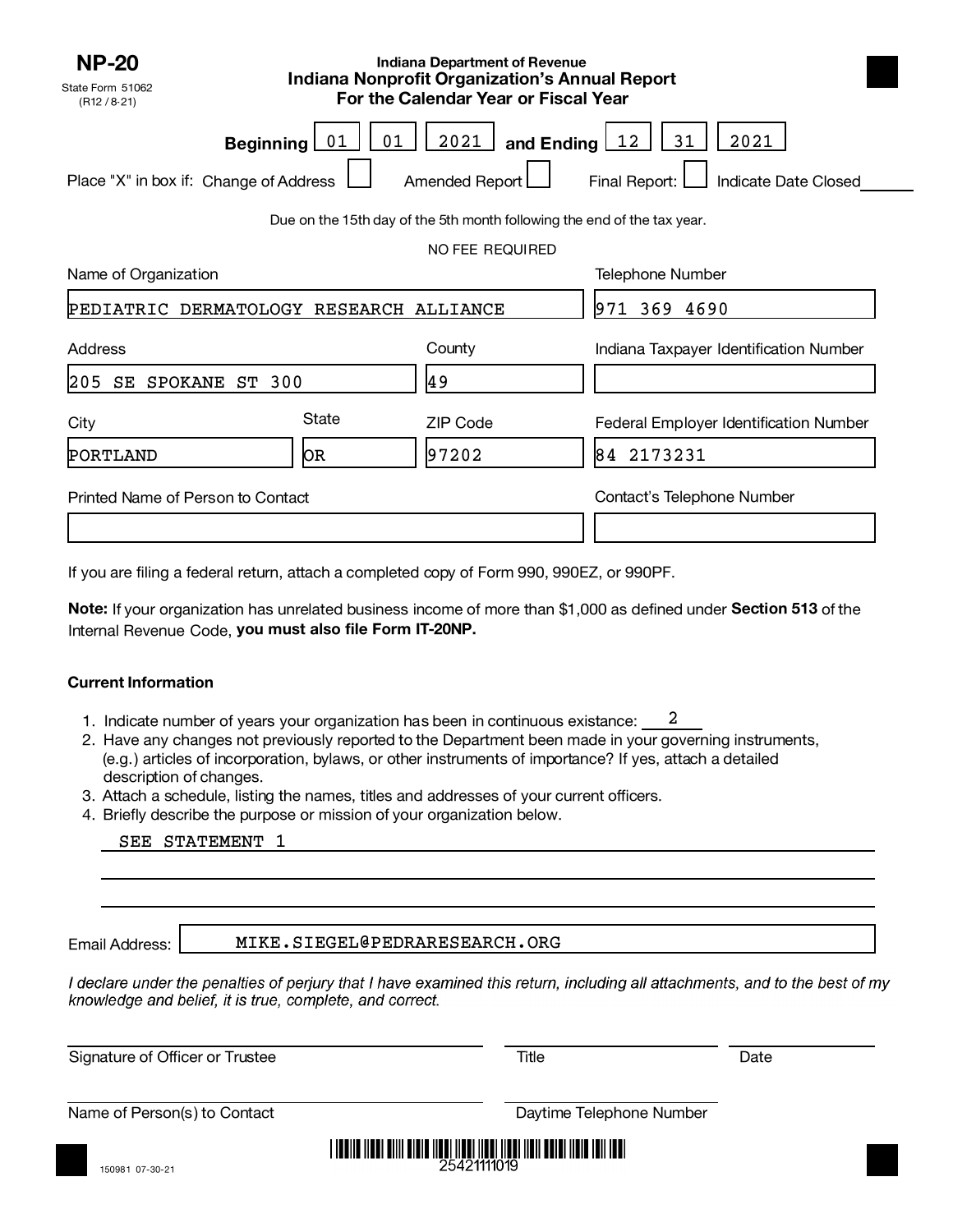**NP-20**
State Form 51062
(R12 / 8-21)

Indiana Department of Revenue

# Indiana Nonprofit Organization's Annual Report For the Calendar Year or Fiscal Year

**Beginning** 01 01 2021 **and Ending** 12 31 2021

Place "X" in box if: Change of Address ☐ Amended Report ☐ Final Report: ☐ Indicate Date Closed ______

Due on the 15th day of the 5th month following the end of the tax year.

NO FEE REQUIRED

| Name of Organization | | | Telephone Number |
|---|---|---|---|
| PEDIATRIC DERMATOLOGY RESEARCH ALLIANCE | | | 971 369 4690 |
| **Address** | | **County** | **Indiana Taxpayer Identification Number** |
| 205 SE SPOKANE ST 300 | | 49 | |
| **City** | **State** | **ZIP Code** | **Federal Employer Identification Number** |
| PORTLAND | OR | 97202 | 84 2173231 |
| **Printed Name of Person to Contact** | | | **Contact's Telephone Number** |
| | | | |

If you are filing a federal return, attach a completed copy of Form 990, 990EZ, or 990PF.

**Note:** If your organization has unrelated business income of more than $1,000 as defined under **Section 513** of the Internal Revenue Code, **you must also file Form IT-20NP.**

**Current Information**

1. Indicate number of years your organization has been in continuous existance: 2
2. Have any changes not previously reported to the Department been made in your governing instruments, (e.g.) articles of incorporation, bylaws, or other instruments of importance? If yes, attach a detailed description of changes.
3. Attach a schedule, listing the names, titles and addresses of your current officers.
4. Briefly describe the purpose or mission of your organization below.

SEE STATEMENT 1

Email Address: MIKE.SIEGEL@PEDRARESEARCH.ORG

*I declare under the penalties of perjury that I have examined this return, including all attachments, and to the best of my knowledge and belief, it is true, complete, and correct.*

Signature of Officer or Trustee ______ Title ______ Date ______

Name of Person(s) to Contact ______ Daytime Telephone Number ______

150981 07-30-21

25421111019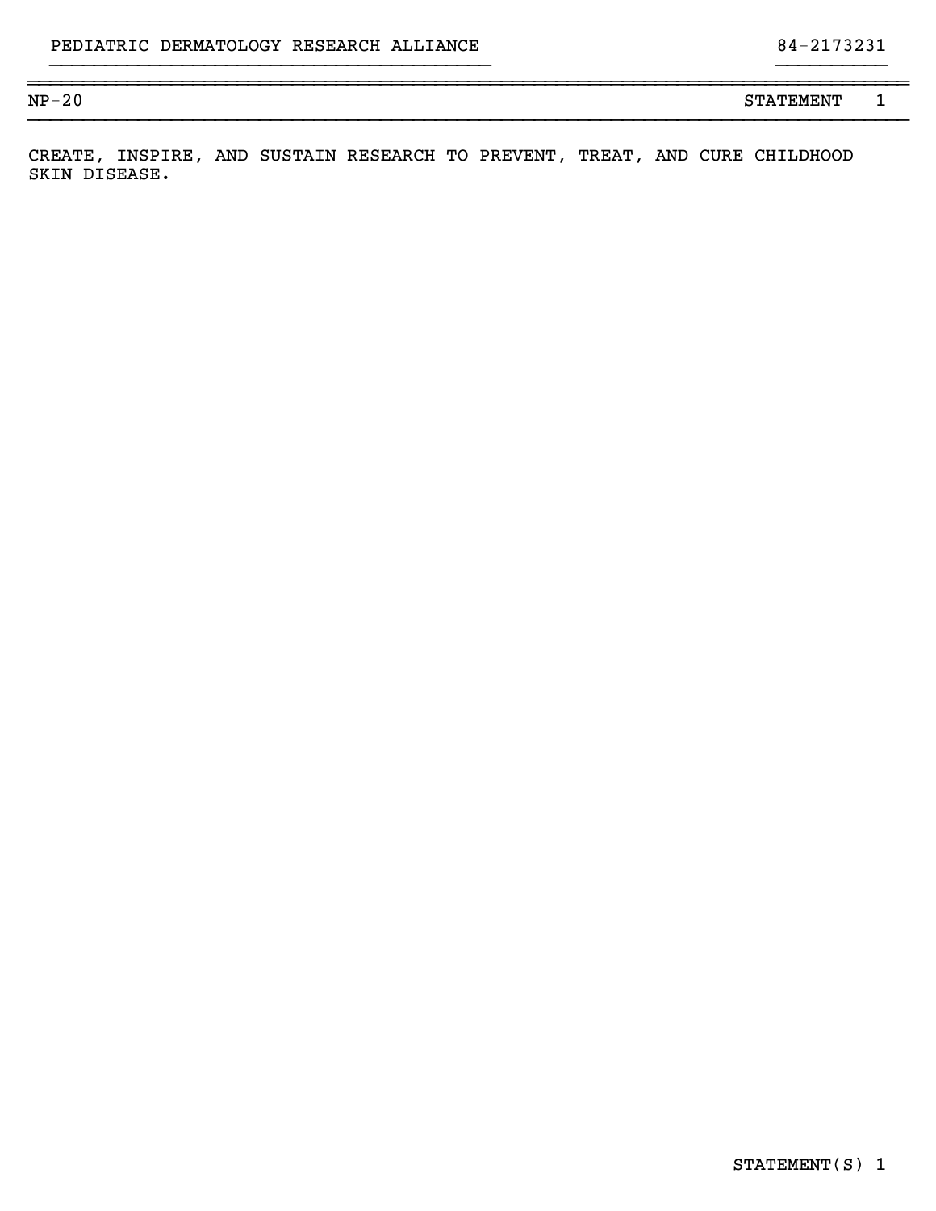PEDIATRIC DERMATOLOGY RESEARCH ALLIANCE 84-2173231

NP-20 STATEMENT 1

CREATE, INSPIRE, AND SUSTAIN RESEARCH TO PREVENT, TREAT, AND CURE CHILDHOOD SKIN DISEASE.

STATEMENT(S) 1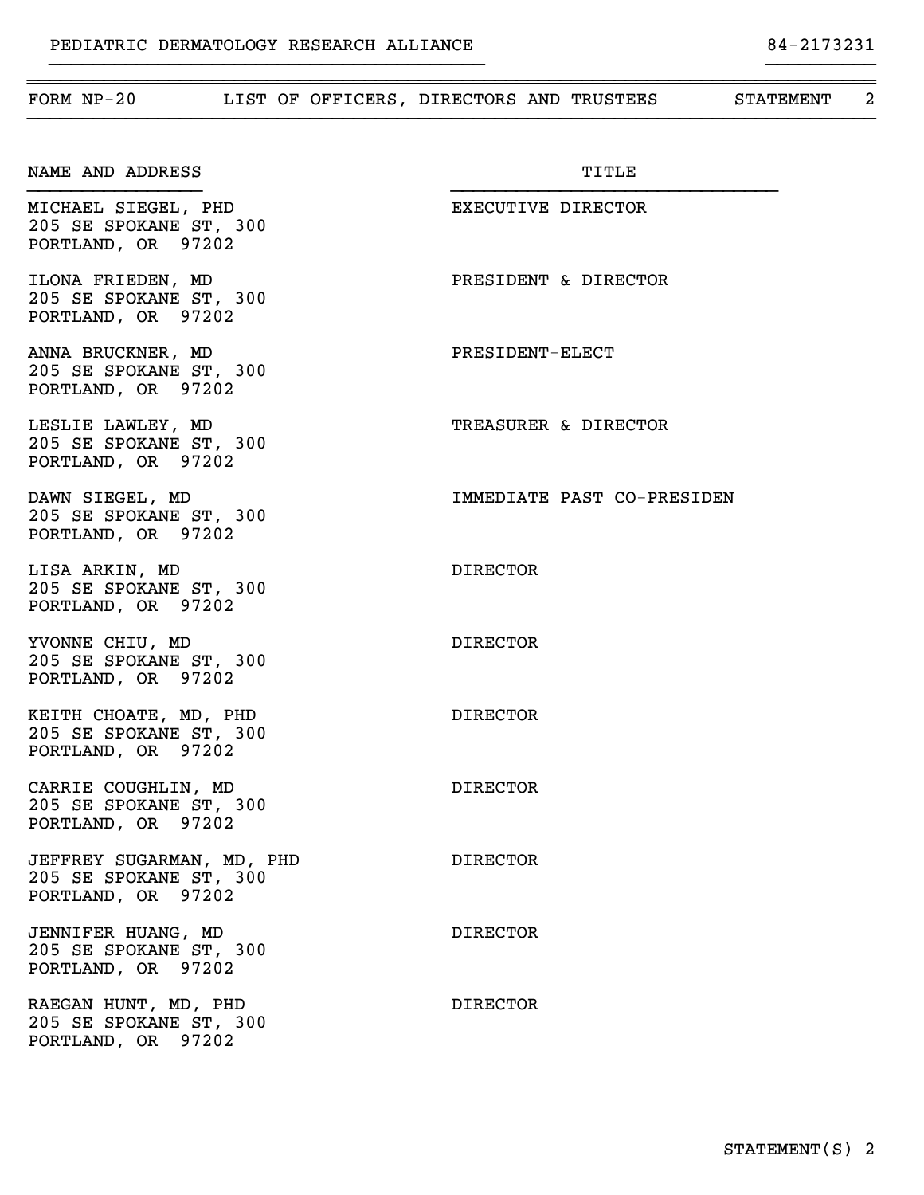PEDIATRIC DERMATOLOGY RESEARCH ALLIANCE 84-2173231

FORM NP-20 LIST OF OFFICERS, DIRECTORS AND TRUSTEES STATEMENT 2

| NAME AND ADDRESS | TITLE |
|---|---|
| MICHAEL SIEGEL, PHD<br>205 SE SPOKANE ST, 300<br>PORTLAND, OR 97202 | EXECUTIVE DIRECTOR |
| ILONA FRIEDEN, MD<br>205 SE SPOKANE ST, 300<br>PORTLAND, OR 97202 | PRESIDENT & DIRECTOR |
| ANNA BRUCKNER, MD<br>205 SE SPOKANE ST, 300<br>PORTLAND, OR 97202 | PRESIDENT-ELECT |
| LESLIE LAWLEY, MD<br>205 SE SPOKANE ST, 300<br>PORTLAND, OR 97202 | TREASURER & DIRECTOR |
| DAWN SIEGEL, MD<br>205 SE SPOKANE ST, 300<br>PORTLAND, OR 97202 | IMMEDIATE PAST CO-PRESIDEN |
| LISA ARKIN, MD<br>205 SE SPOKANE ST, 300<br>PORTLAND, OR 97202 | DIRECTOR |
| YVONNE CHIU, MD<br>205 SE SPOKANE ST, 300<br>PORTLAND, OR 97202 | DIRECTOR |
| KEITH CHOATE, MD, PHD<br>205 SE SPOKANE ST, 300<br>PORTLAND, OR 97202 | DIRECTOR |
| CARRIE COUGHLIN, MD<br>205 SE SPOKANE ST, 300<br>PORTLAND, OR 97202 | DIRECTOR |
| JEFFREY SUGARMAN, MD, PHD<br>205 SE SPOKANE ST, 300<br>PORTLAND, OR 97202 | DIRECTOR |
| JENNIFER HUANG, MD<br>205 SE SPOKANE ST, 300<br>PORTLAND, OR 97202 | DIRECTOR |
| RAEGAN HUNT, MD, PHD<br>205 SE SPOKANE ST, 300<br>PORTLAND, OR 97202 | DIRECTOR |

STATEMENT(S) 2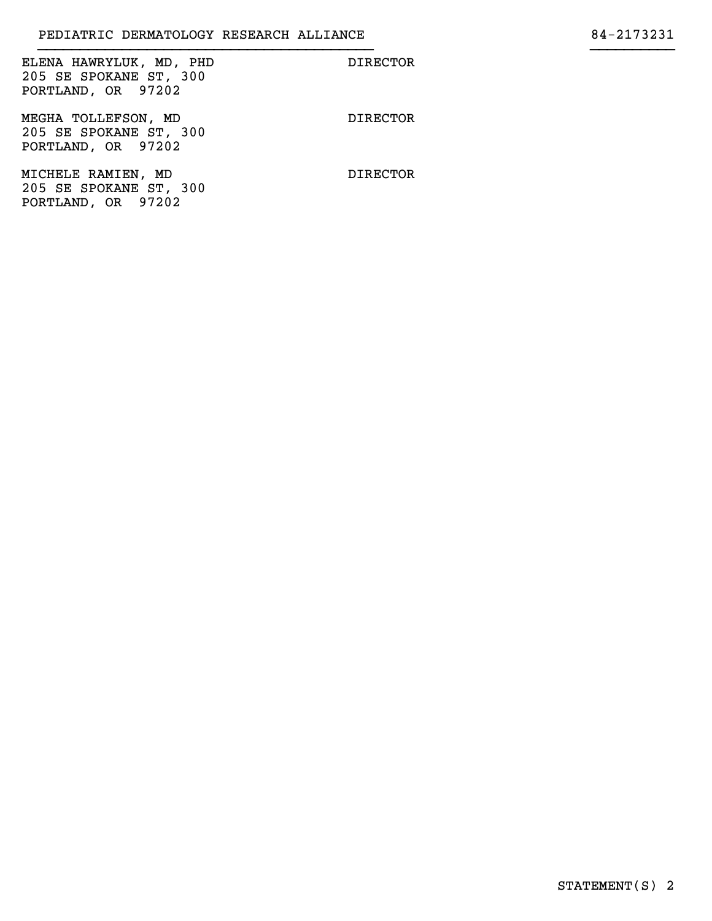PEDIATRIC DERMATOLOGY RESEARCH ALLIANCE 84-2173231

| | |
|---|---|
| ELENA HAWRYLUK, MD, PHD<br>205 SE SPOKANE ST, 300<br>PORTLAND, OR 97202 | DIRECTOR |
| MEGHA TOLLEFSON, MD<br>205 SE SPOKANE ST, 300<br>PORTLAND, OR 97202 | DIRECTOR |
| MICHELE RAMIEN, MD<br>205 SE SPOKANE ST, 300<br>PORTLAND, OR 97202 | DIRECTOR |

STATEMENT(S) 2